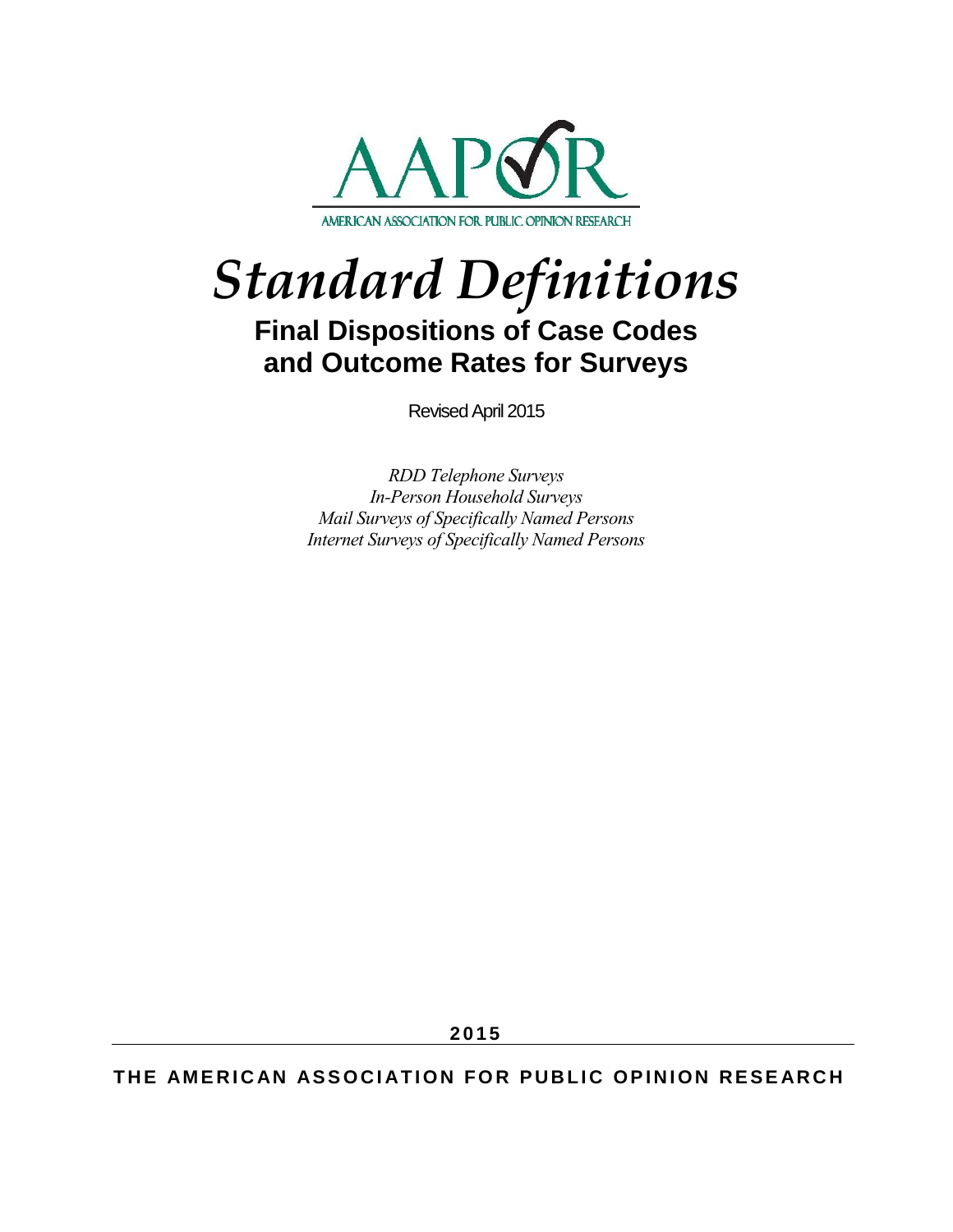AAPOR

AMERICAN ASSOCIATION FOR PUBLIC OPINION RESEARCH

# *Standard Definitions*

## Final Dispositions of Case Codes and Outcome Rates for Surveys

Revised April 2015

*RDD Telephone Surveys*
*In-Person Household Surveys*
*Mail Surveys of Specifically Named Persons*
*Internet Surveys of Specifically Named Persons*

**2015**

**THE AMERICAN ASSOCIATION FOR PUBLIC OPINION RESEARCH**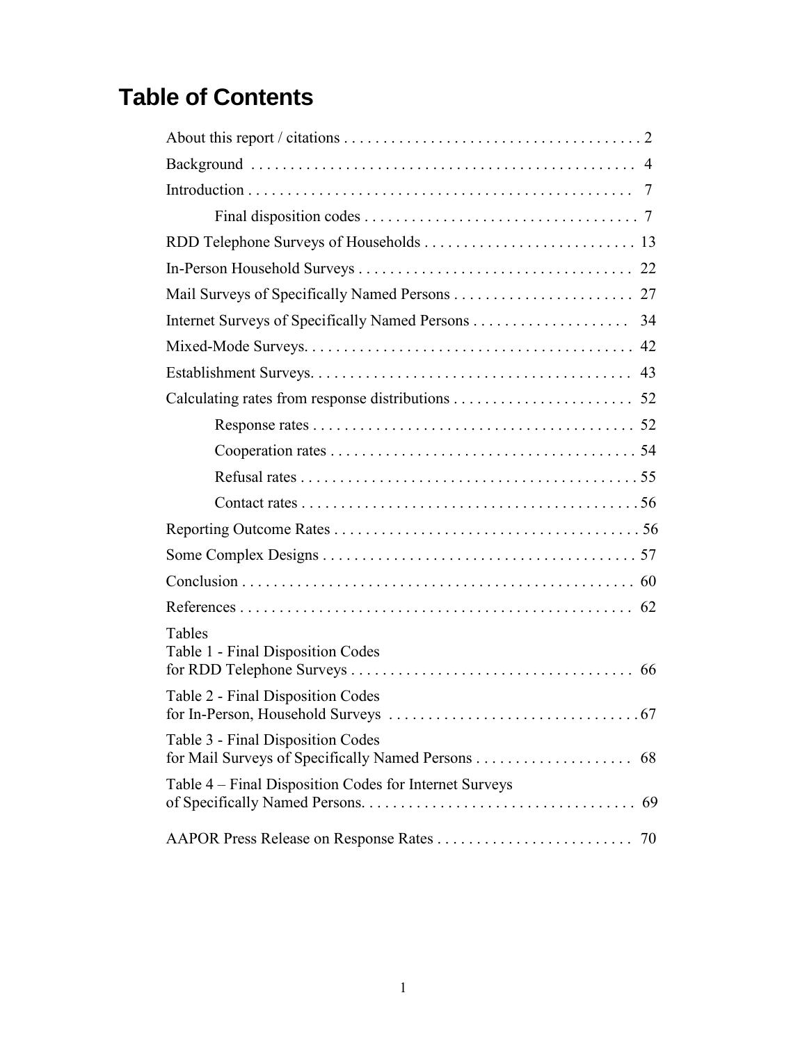# Table of Contents

About this report / citations . . . . . . . . . . . . . . . . . . . . . . . . . . . . . . . . . . . . . . 2

Background . . . . . . . . . . . . . . . . . . . . . . . . . . . . . . . . . . . . . . . . . . . . . . . . 4

Introduction . . . . . . . . . . . . . . . . . . . . . . . . . . . . . . . . . . . . . . . . . . . . . . . . . 7

- Final disposition codes . . . . . . . . . . . . . . . . . . . . . . . . . . . . . . . . . . 7

RDD Telephone Surveys of Households . . . . . . . . . . . . . . . . . . . . . . . . . . . 13

In-Person Household Surveys . . . . . . . . . . . . . . . . . . . . . . . . . . . . . . . . . . . 22

Mail Surveys of Specifically Named Persons . . . . . . . . . . . . . . . . . . . . . . . 27

Internet Surveys of Specifically Named Persons . . . . . . . . . . . . . . . . . . . . 34

Mixed-Mode Surveys. . . . . . . . . . . . . . . . . . . . . . . . . . . . . . . . . . . . . . . . . . 42

Establishment Surveys. . . . . . . . . . . . . . . . . . . . . . . . . . . . . . . . . . . . . . . . . 43

Calculating rates from response distributions . . . . . . . . . . . . . . . . . . . . . . . 52

- Response rates . . . . . . . . . . . . . . . . . . . . . . . . . . . . . . . . . . . . . . . . . 52
- Cooperation rates . . . . . . . . . . . . . . . . . . . . . . . . . . . . . . . . . . . . . . . 54
- Refusal rates . . . . . . . . . . . . . . . . . . . . . . . . . . . . . . . . . . . . . . . . . . . 55
- Contact rates . . . . . . . . . . . . . . . . . . . . . . . . . . . . . . . . . . . . . . . . . . . 56

Reporting Outcome Rates . . . . . . . . . . . . . . . . . . . . . . . . . . . . . . . . . . . . . . . 56

Some Complex Designs . . . . . . . . . . . . . . . . . . . . . . . . . . . . . . . . . . . . . . . . 57

Conclusion . . . . . . . . . . . . . . . . . . . . . . . . . . . . . . . . . . . . . . . . . . . . . . . . . . 60

References . . . . . . . . . . . . . . . . . . . . . . . . . . . . . . . . . . . . . . . . . . . . . . . . . . 62

Tables

Table 1 - Final Disposition Codes for RDD Telephone Surveys . . . . . . . . . . . . . . . . . . . . . . . . . . . . . . . . . . . . 66

Table 2 - Final Disposition Codes for In-Person, Household Surveys . . . . . . . . . . . . . . . . . . . . . . . . . . . . . . . . 67

Table 3 - Final Disposition Codes for Mail Surveys of Specifically Named Persons . . . . . . . . . . . . . . . . . . . . 68

Table 4 – Final Disposition Codes for Internet Surveys of Specifically Named Persons. . . . . . . . . . . . . . . . . . . . . . . . . . . . . . . . . . . 69

AAPOR Press Release on Response Rates . . . . . . . . . . . . . . . . . . . . . . . . . 70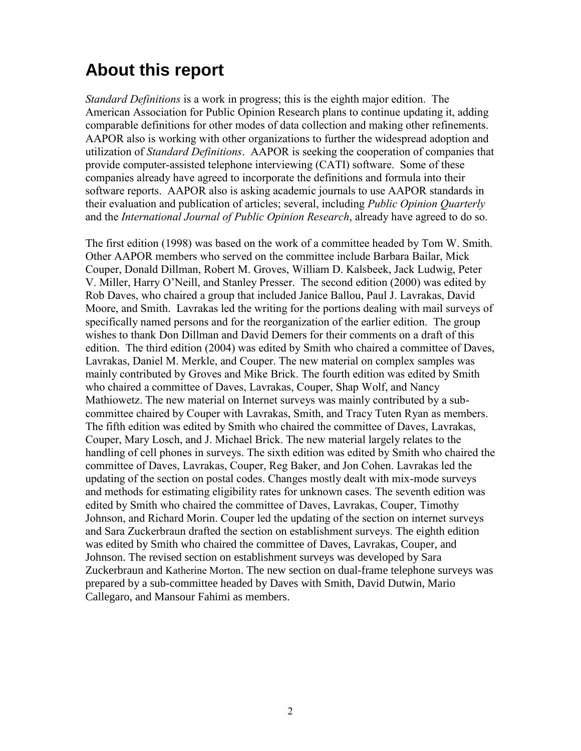# About this report

*Standard Definitions* is a work in progress; this is the eighth major edition. The American Association for Public Opinion Research plans to continue updating it, adding comparable definitions for other modes of data collection and making other refinements. AAPOR also is working with other organizations to further the widespread adoption and utilization of *Standard Definitions*. AAPOR is seeking the cooperation of companies that provide computer-assisted telephone interviewing (CATI) software. Some of these companies already have agreed to incorporate the definitions and formula into their software reports. AAPOR also is asking academic journals to use AAPOR standards in their evaluation and publication of articles; several, including *Public Opinion Quarterly* and the *International Journal of Public Opinion Research*, already have agreed to do so.

The first edition (1998) was based on the work of a committee headed by Tom W. Smith. Other AAPOR members who served on the committee include Barbara Bailar, Mick Couper, Donald Dillman, Robert M. Groves, William D. Kalsbeek, Jack Ludwig, Peter V. Miller, Harry O'Neill, and Stanley Presser. The second edition (2000) was edited by Rob Daves, who chaired a group that included Janice Ballou, Paul J. Lavrakas, David Moore, and Smith. Lavrakas led the writing for the portions dealing with mail surveys of specifically named persons and for the reorganization of the earlier edition. The group wishes to thank Don Dillman and David Demers for their comments on a draft of this edition. The third edition (2004) was edited by Smith who chaired a committee of Daves, Lavrakas, Daniel M. Merkle, and Couper. The new material on complex samples was mainly contributed by Groves and Mike Brick. The fourth edition was edited by Smith who chaired a committee of Daves, Lavrakas, Couper, Shap Wolf, and Nancy Mathiowetz. The new material on Internet surveys was mainly contributed by a sub-committee chaired by Couper with Lavrakas, Smith, and Tracy Tuten Ryan as members. The fifth edition was edited by Smith who chaired the committee of Daves, Lavrakas, Couper, Mary Losch, and J. Michael Brick. The new material largely relates to the handling of cell phones in surveys. The sixth edition was edited by Smith who chaired the committee of Daves, Lavrakas, Couper, Reg Baker, and Jon Cohen. Lavrakas led the updating of the section on postal codes. Changes mostly dealt with mix-mode surveys and methods for estimating eligibility rates for unknown cases. The seventh edition was edited by Smith who chaired the committee of Daves, Lavrakas, Couper, Timothy Johnson, and Richard Morin. Couper led the updating of the section on internet surveys and Sara Zuckerbraun drafted the section on establishment surveys. The eighth edition was edited by Smith who chaired the committee of Daves, Lavrakas, Couper, and Johnson. The revised section on establishment surveys was developed by Sara Zuckerbraun and Katherine Morton. The new section on dual-frame telephone surveys was prepared by a sub-committee headed by Daves with Smith, David Dutwin, Mario Callegaro, and Mansour Fahimi as members.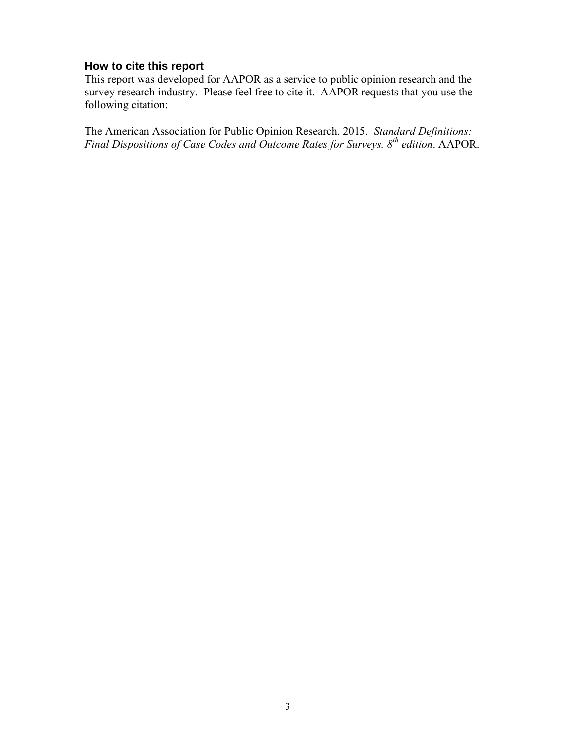### How to cite this report

This report was developed for AAPOR as a service to public opinion research and the survey research industry. Please feel free to cite it. AAPOR requests that you use the following citation:

The American Association for Public Opinion Research. 2015. *Standard Definitions: Final Dispositions of Case Codes and Outcome Rates for Surveys. 8th edition*. AAPOR.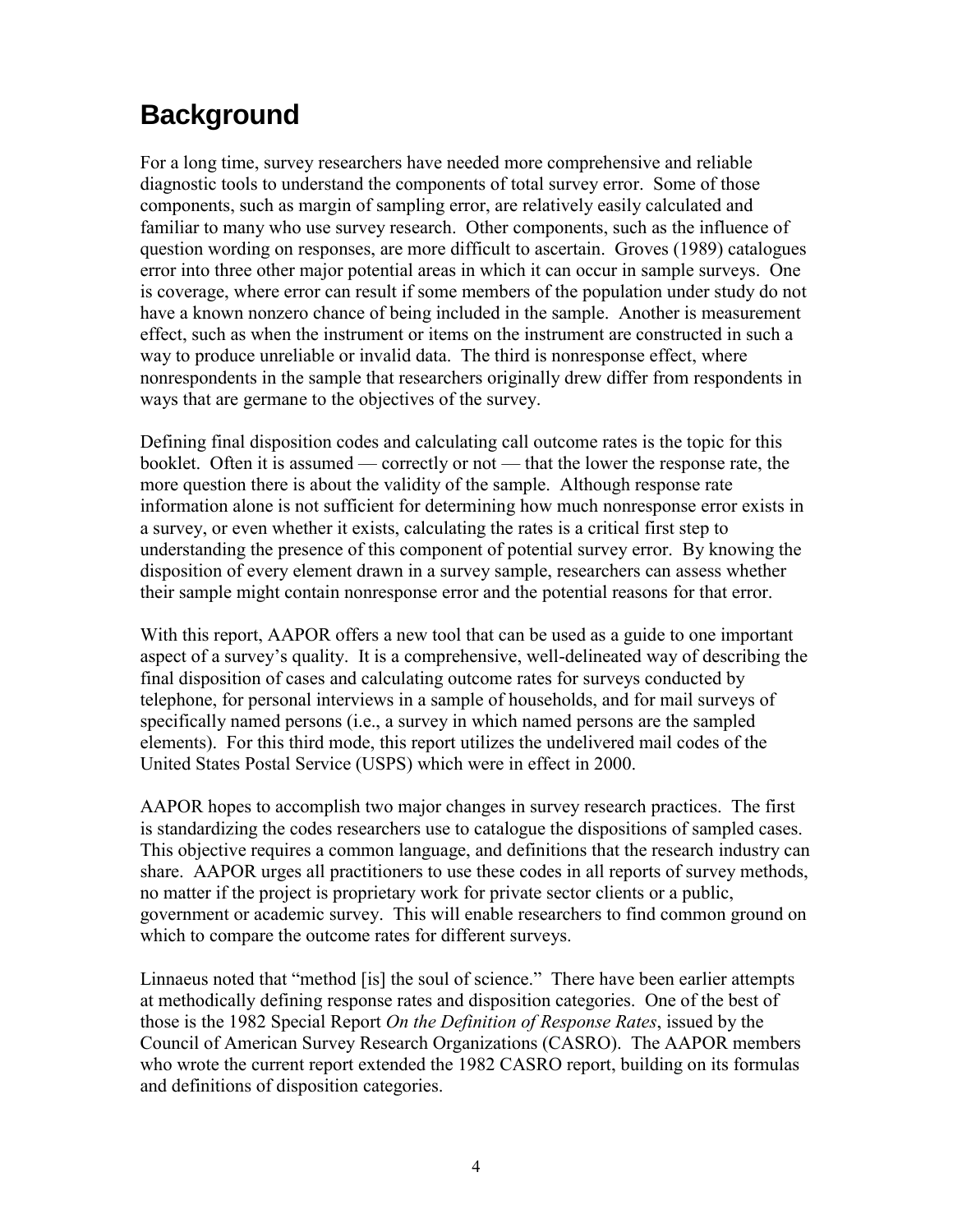# Background

For a long time, survey researchers have needed more comprehensive and reliable diagnostic tools to understand the components of total survey error. Some of those components, such as margin of sampling error, are relatively easily calculated and familiar to many who use survey research. Other components, such as the influence of question wording on responses, are more difficult to ascertain. Groves (1989) catalogues error into three other major potential areas in which it can occur in sample surveys. One is coverage, where error can result if some members of the population under study do not have a known nonzero chance of being included in the sample. Another is measurement effect, such as when the instrument or items on the instrument are constructed in such a way to produce unreliable or invalid data. The third is nonresponse effect, where nonrespondents in the sample that researchers originally drew differ from respondents in ways that are germane to the objectives of the survey.

Defining final disposition codes and calculating call outcome rates is the topic for this booklet. Often it is assumed — correctly or not — that the lower the response rate, the more question there is about the validity of the sample. Although response rate information alone is not sufficient for determining how much nonresponse error exists in a survey, or even whether it exists, calculating the rates is a critical first step to understanding the presence of this component of potential survey error. By knowing the disposition of every element drawn in a survey sample, researchers can assess whether their sample might contain nonresponse error and the potential reasons for that error.

With this report, AAPOR offers a new tool that can be used as a guide to one important aspect of a survey's quality. It is a comprehensive, well-delineated way of describing the final disposition of cases and calculating outcome rates for surveys conducted by telephone, for personal interviews in a sample of households, and for mail surveys of specifically named persons (i.e., a survey in which named persons are the sampled elements). For this third mode, this report utilizes the undelivered mail codes of the United States Postal Service (USPS) which were in effect in 2000.

AAPOR hopes to accomplish two major changes in survey research practices. The first is standardizing the codes researchers use to catalogue the dispositions of sampled cases. This objective requires a common language, and definitions that the research industry can share. AAPOR urges all practitioners to use these codes in all reports of survey methods, no matter if the project is proprietary work for private sector clients or a public, government or academic survey. This will enable researchers to find common ground on which to compare the outcome rates for different surveys.

Linnaeus noted that "method [is] the soul of science." There have been earlier attempts at methodically defining response rates and disposition categories. One of the best of those is the 1982 Special Report *On the Definition of Response Rates*, issued by the Council of American Survey Research Organizations (CASRO). The AAPOR members who wrote the current report extended the 1982 CASRO report, building on its formulas and definitions of disposition categories.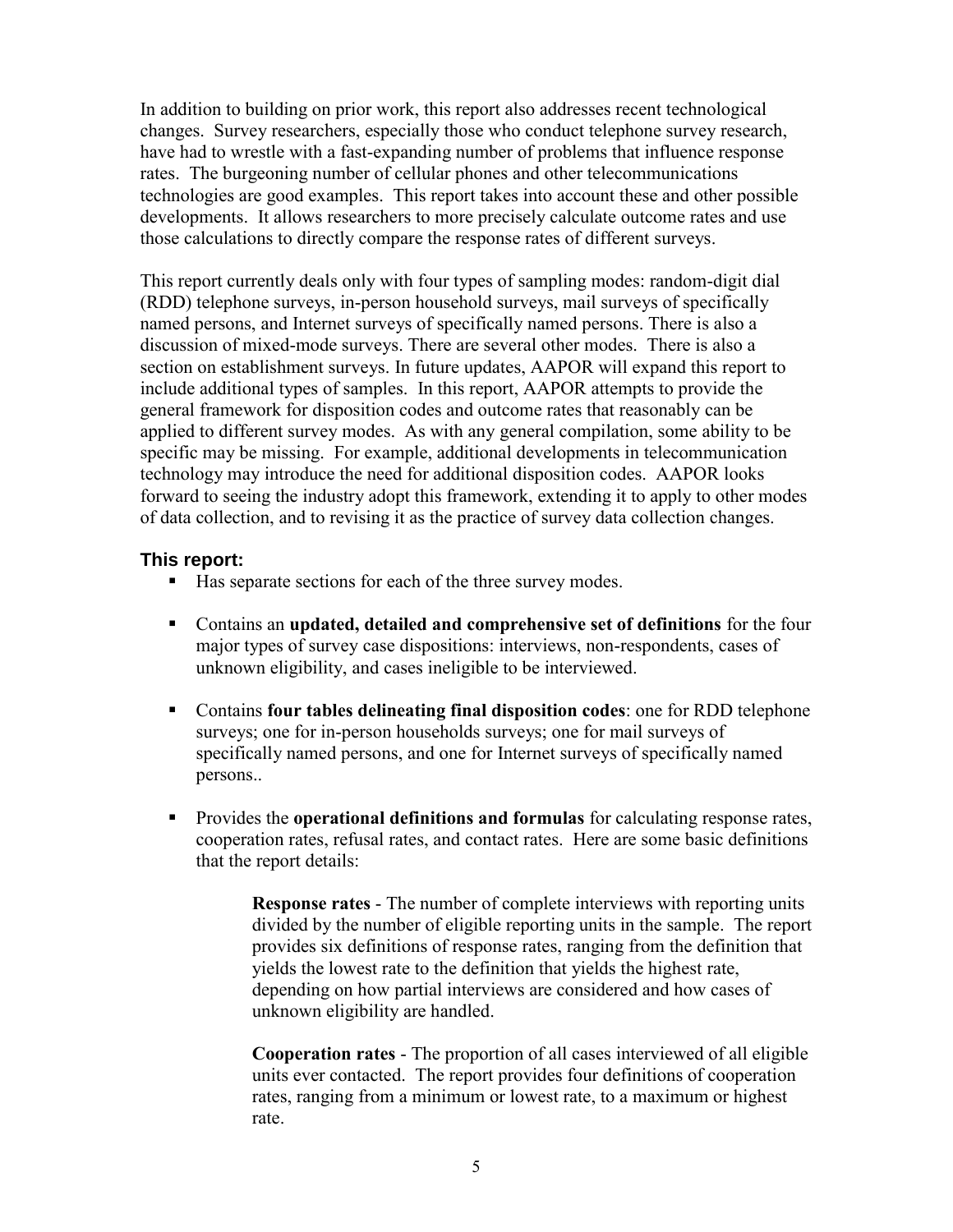In addition to building on prior work, this report also addresses recent technological changes. Survey researchers, especially those who conduct telephone survey research, have had to wrestle with a fast-expanding number of problems that influence response rates. The burgeoning number of cellular phones and other telecommunications technologies are good examples. This report takes into account these and other possible developments. It allows researchers to more precisely calculate outcome rates and use those calculations to directly compare the response rates of different surveys.

This report currently deals only with four types of sampling modes: random-digit dial (RDD) telephone surveys, in-person household surveys, mail surveys of specifically named persons, and Internet surveys of specifically named persons. There is also a discussion of mixed-mode surveys. There are several other modes. There is also a section on establishment surveys. In future updates, AAPOR will expand this report to include additional types of samples. In this report, AAPOR attempts to provide the general framework for disposition codes and outcome rates that reasonably can be applied to different survey modes. As with any general compilation, some ability to be specific may be missing. For example, additional developments in telecommunication technology may introduce the need for additional disposition codes. AAPOR looks forward to seeing the industry adopt this framework, extending it to apply to other modes of data collection, and to revising it as the practice of survey data collection changes.

### This report:

- Has separate sections for each of the three survey modes.

- Contains an **updated, detailed and comprehensive set of definitions** for the four major types of survey case dispositions: interviews, non-respondents, cases of unknown eligibility, and cases ineligible to be interviewed.

- Contains **four tables delineating final disposition codes**: one for RDD telephone surveys; one for in-person households surveys; one for mail surveys of specifically named persons, and one for Internet surveys of specifically named persons..

- Provides the **operational definitions and formulas** for calculating response rates, cooperation rates, refusal rates, and contact rates. Here are some basic definitions that the report details:

    **Response rates** - The number of complete interviews with reporting units divided by the number of eligible reporting units in the sample. The report provides six definitions of response rates, ranging from the definition that yields the lowest rate to the definition that yields the highest rate, depending on how partial interviews are considered and how cases of unknown eligibility are handled.

    **Cooperation rates** - The proportion of all cases interviewed of all eligible units ever contacted. The report provides four definitions of cooperation rates, ranging from a minimum or lowest rate, to a maximum or highest rate.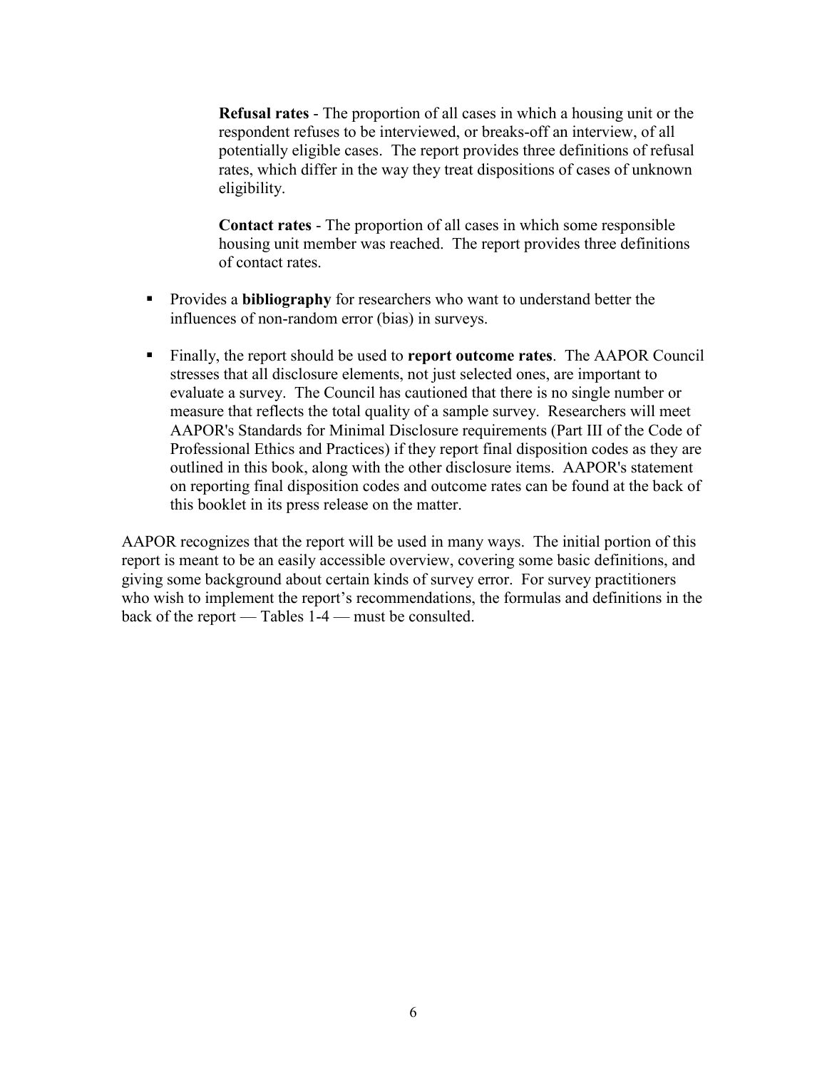**Refusal rates** - The proportion of all cases in which a housing unit or the respondent refuses to be interviewed, or breaks-off an interview, of all potentially eligible cases. The report provides three definitions of refusal rates, which differ in the way they treat dispositions of cases of unknown eligibility.

**Contact rates** - The proportion of all cases in which some responsible housing unit member was reached. The report provides three definitions of contact rates.

- Provides a **bibliography** for researchers who want to understand better the influences of non-random error (bias) in surveys.
- Finally, the report should be used to **report outcome rates**. The AAPOR Council stresses that all disclosure elements, not just selected ones, are important to evaluate a survey. The Council has cautioned that there is no single number or measure that reflects the total quality of a sample survey. Researchers will meet AAPOR's Standards for Minimal Disclosure requirements (Part III of the Code of Professional Ethics and Practices) if they report final disposition codes as they are outlined in this book, along with the other disclosure items. AAPOR's statement on reporting final disposition codes and outcome rates can be found at the back of this booklet in its press release on the matter.

AAPOR recognizes that the report will be used in many ways. The initial portion of this report is meant to be an easily accessible overview, covering some basic definitions, and giving some background about certain kinds of survey error. For survey practitioners who wish to implement the report's recommendations, the formulas and definitions in the back of the report — Tables 1-4 — must be consulted.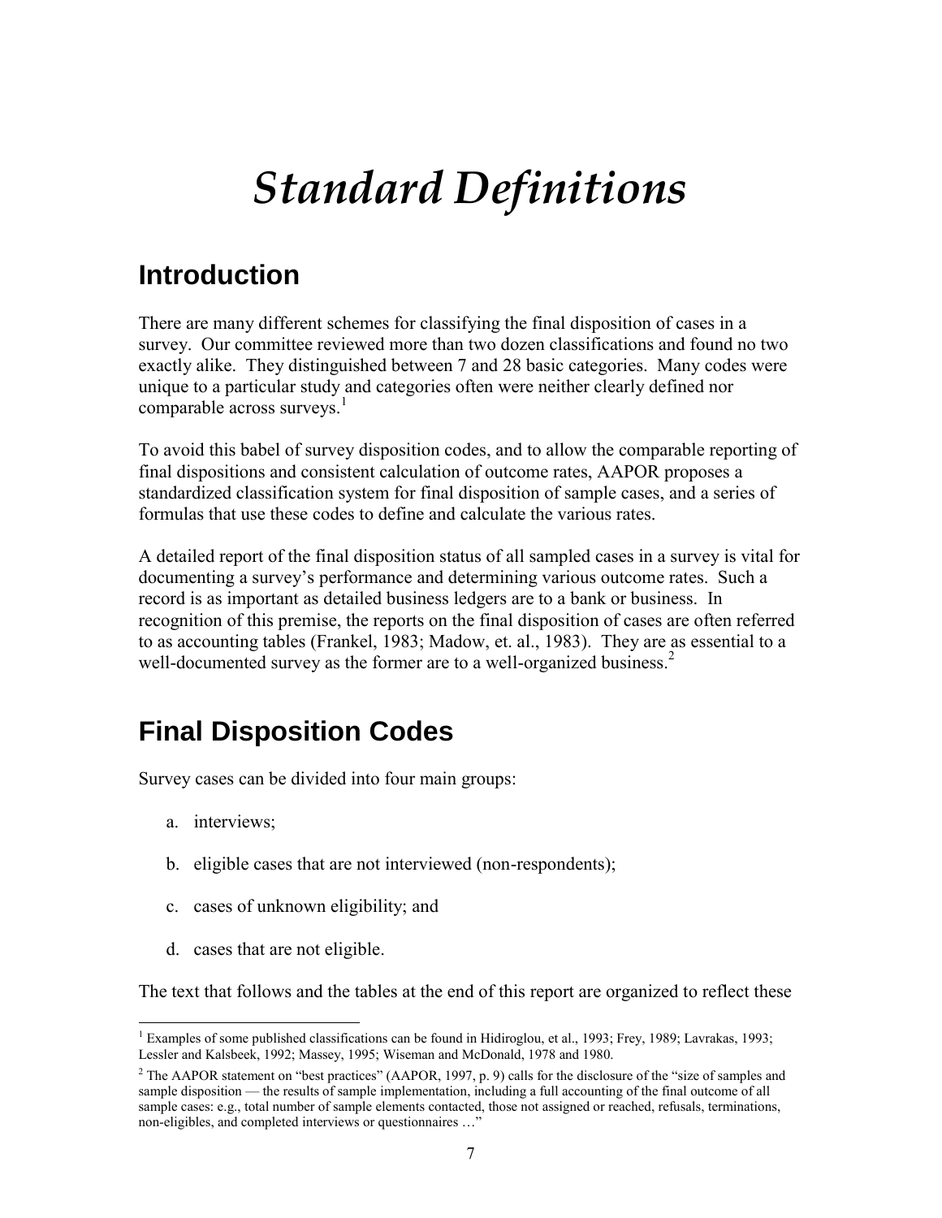# *Standard Definitions*

## Introduction

There are many different schemes for classifying the final disposition of cases in a survey. Our committee reviewed more than two dozen classifications and found no two exactly alike. They distinguished between 7 and 28 basic categories. Many codes were unique to a particular study and categories often were neither clearly defined nor comparable across surveys.[1]

To avoid this babel of survey disposition codes, and to allow the comparable reporting of final dispositions and consistent calculation of outcome rates, AAPOR proposes a standardized classification system for final disposition of sample cases, and a series of formulas that use these codes to define and calculate the various rates.

A detailed report of the final disposition status of all sampled cases in a survey is vital for documenting a survey's performance and determining various outcome rates. Such a record is as important as detailed business ledgers are to a bank or business. In recognition of this premise, the reports on the final disposition of cases are often referred to as accounting tables (Frankel, 1983; Madow, et. al., 1983). They are as essential to a well-documented survey as the former are to a well-organized business.[2]

## Final Disposition Codes

Survey cases can be divided into four main groups:

a. interviews;

b. eligible cases that are not interviewed (non-respondents);

c. cases of unknown eligibility; and

d. cases that are not eligible.

The text that follows and the tables at the end of this report are organized to reflect these

[1] Examples of some published classifications can be found in Hidiroglou, et al., 1993; Frey, 1989; Lavrakas, 1993; Lessler and Kalsbeek, 1992; Massey, 1995; Wiseman and McDonald, 1978 and 1980.

[2] The AAPOR statement on "best practices" (AAPOR, 1997, p. 9) calls for the disclosure of the "size of samples and sample disposition — the results of sample implementation, including a full accounting of the final outcome of all sample cases: e.g., total number of sample elements contacted, those not assigned or reached, refusals, terminations, non-eligibles, and completed interviews or questionnaires …"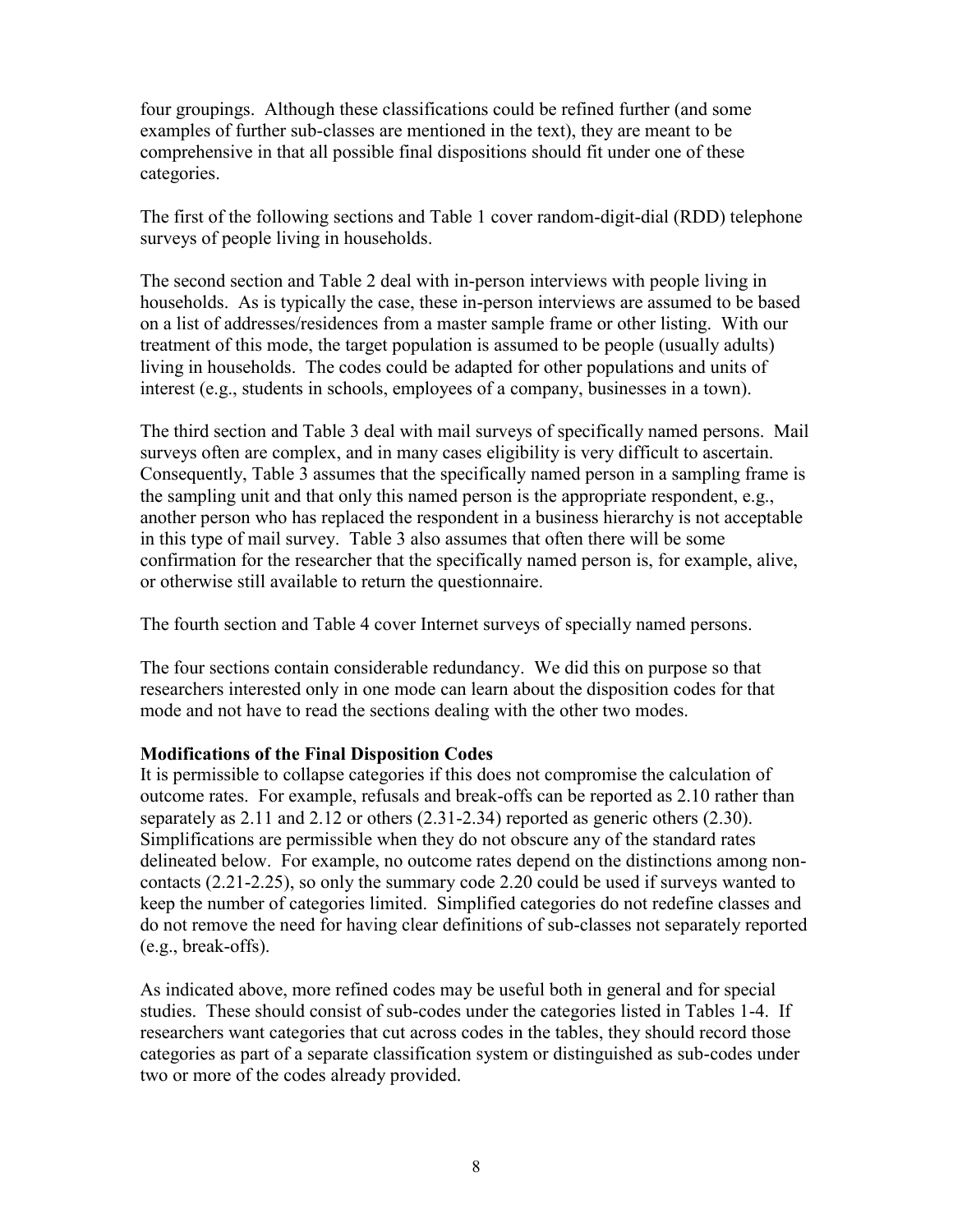four groupings. Although these classifications could be refined further (and some examples of further sub-classes are mentioned in the text), they are meant to be comprehensive in that all possible final dispositions should fit under one of these categories.

The first of the following sections and Table 1 cover random-digit-dial (RDD) telephone surveys of people living in households.

The second section and Table 2 deal with in-person interviews with people living in households. As is typically the case, these in-person interviews are assumed to be based on a list of addresses/residences from a master sample frame or other listing. With our treatment of this mode, the target population is assumed to be people (usually adults) living in households. The codes could be adapted for other populations and units of interest (e.g., students in schools, employees of a company, businesses in a town).

The third section and Table 3 deal with mail surveys of specifically named persons. Mail surveys often are complex, and in many cases eligibility is very difficult to ascertain. Consequently, Table 3 assumes that the specifically named person in a sampling frame is the sampling unit and that only this named person is the appropriate respondent, e.g., another person who has replaced the respondent in a business hierarchy is not acceptable in this type of mail survey. Table 3 also assumes that often there will be some confirmation for the researcher that the specifically named person is, for example, alive, or otherwise still available to return the questionnaire.

The fourth section and Table 4 cover Internet surveys of specially named persons.

The four sections contain considerable redundancy. We did this on purpose so that researchers interested only in one mode can learn about the disposition codes for that mode and not have to read the sections dealing with the other two modes.

**Modifications of the Final Disposition Codes**

It is permissible to collapse categories if this does not compromise the calculation of outcome rates. For example, refusals and break-offs can be reported as 2.10 rather than separately as 2.11 and 2.12 or others (2.31-2.34) reported as generic others (2.30). Simplifications are permissible when they do not obscure any of the standard rates delineated below. For example, no outcome rates depend on the distinctions among non-contacts (2.21-2.25), so only the summary code 2.20 could be used if surveys wanted to keep the number of categories limited. Simplified categories do not redefine classes and do not remove the need for having clear definitions of sub-classes not separately reported (e.g., break-offs).

As indicated above, more refined codes may be useful both in general and for special studies. These should consist of sub-codes under the categories listed in Tables 1-4. If researchers want categories that cut across codes in the tables, they should record those categories as part of a separate classification system or distinguished as sub-codes under two or more of the codes already provided.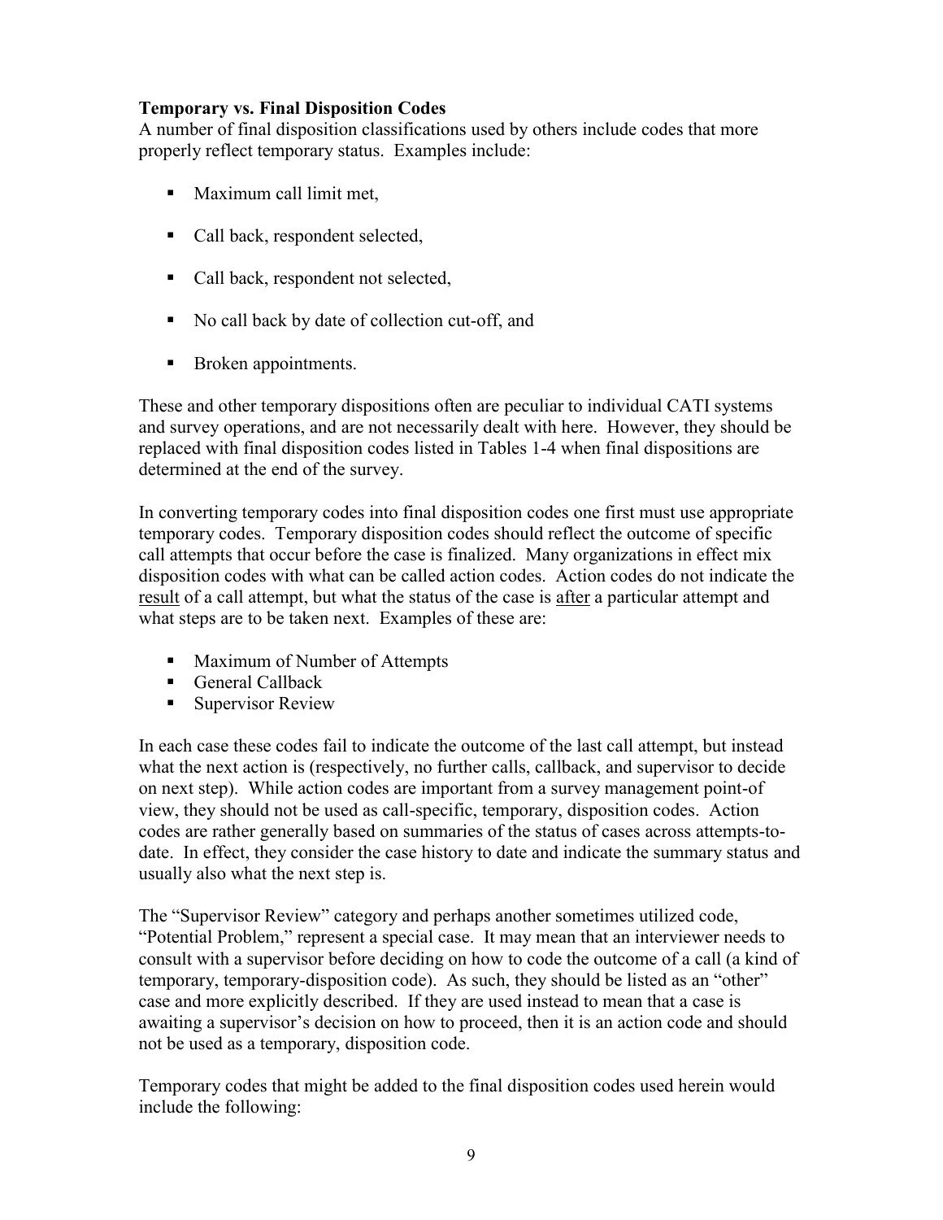**Temporary vs. Final Disposition Codes**

A number of final disposition classifications used by others include codes that more properly reflect temporary status. Examples include:

- Maximum call limit met,
- Call back, respondent selected,
- Call back, respondent not selected,
- No call back by date of collection cut-off, and
- Broken appointments.

These and other temporary dispositions often are peculiar to individual CATI systems and survey operations, and are not necessarily dealt with here. However, they should be replaced with final disposition codes listed in Tables 1-4 when final dispositions are determined at the end of the survey.

In converting temporary codes into final disposition codes one first must use appropriate temporary codes. Temporary disposition codes should reflect the outcome of specific call attempts that occur before the case is finalized. Many organizations in effect mix disposition codes with what can be called action codes. Action codes do not indicate the <u>result</u> of a call attempt, but what the status of the case is <u>after</u> a particular attempt and what steps are to be taken next. Examples of these are:

- Maximum of Number of Attempts
- General Callback
- Supervisor Review

In each case these codes fail to indicate the outcome of the last call attempt, but instead what the next action is (respectively, no further calls, callback, and supervisor to decide on next step). While action codes are important from a survey management point-of view, they should not be used as call-specific, temporary, disposition codes. Action codes are rather generally based on summaries of the status of cases across attempts-to-date. In effect, they consider the case history to date and indicate the summary status and usually also what the next step is.

The "Supervisor Review" category and perhaps another sometimes utilized code, "Potential Problem," represent a special case. It may mean that an interviewer needs to consult with a supervisor before deciding on how to code the outcome of a call (a kind of temporary, temporary-disposition code). As such, they should be listed as an "other" case and more explicitly described. If they are used instead to mean that a case is awaiting a supervisor's decision on how to proceed, then it is an action code and should not be used as a temporary, disposition code.

Temporary codes that might be added to the final disposition codes used herein would include the following: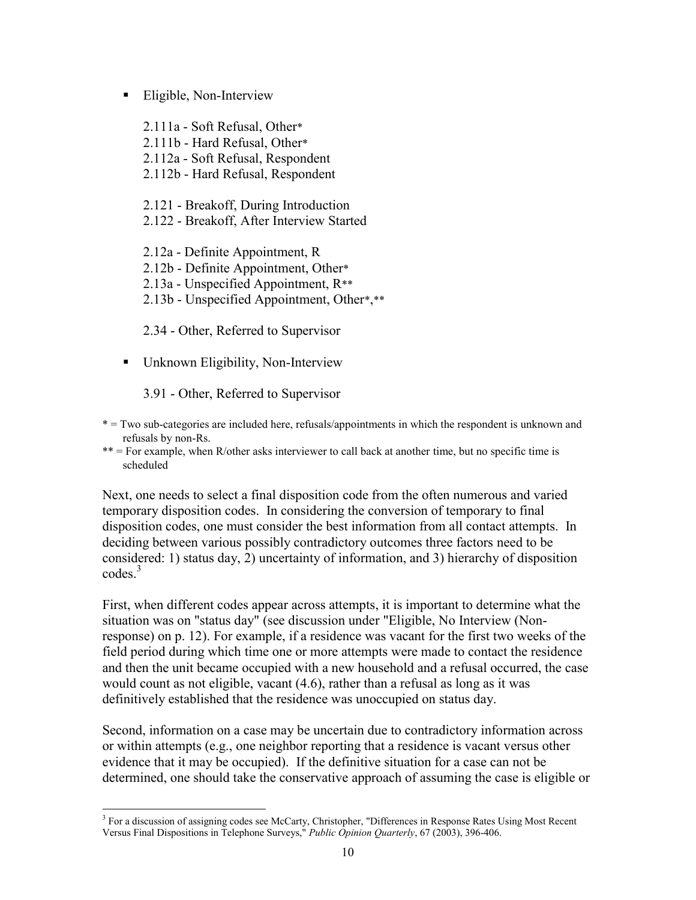- Eligible, Non-Interview

  2.111a - Soft Refusal, Other*
  2.111b - Hard Refusal, Other*
  2.112a - Soft Refusal, Respondent
  2.112b - Hard Refusal, Respondent

  2.121 - Breakoff, During Introduction
  2.122 - Breakoff, After Interview Started

  2.12a - Definite Appointment, R
  2.12b - Definite Appointment, Other*
  2.13a - Unspecified Appointment, R**
  2.13b - Unspecified Appointment, Other*,**

  2.34 - Other, Referred to Supervisor

- Unknown Eligibility, Non-Interview

  3.91 - Other, Referred to Supervisor

\* = Two sub-categories are included here, refusals/appointments in which the respondent is unknown and refusals by non-Rs.

\*\* = For example, when R/other asks interviewer to call back at another time, but no specific time is scheduled

Next, one needs to select a final disposition code from the often numerous and varied temporary disposition codes. In considering the conversion of temporary to final disposition codes, one must consider the best information from all contact attempts. In deciding between various possibly contradictory outcomes three factors need to be considered: 1) status day, 2) uncertainty of information, and 3) hierarchy of disposition codes.[3]

First, when different codes appear across attempts, it is important to determine what the situation was on "status day" (see discussion under "Eligible, No Interview (Non-response) on p. 12). For example, if a residence was vacant for the first two weeks of the field period during which time one or more attempts were made to contact the residence and then the unit became occupied with a new household and a refusal occurred, the case would count as not eligible, vacant (4.6), rather than a refusal as long as it was definitively established that the residence was unoccupied on status day.

Second, information on a case may be uncertain due to contradictory information across or within attempts (e.g., one neighbor reporting that a residence is vacant versus other evidence that it may be occupied). If the definitive situation for a case can not be determined, one should take the conservative approach of assuming the case is eligible or

[3] For a discussion of assigning codes see McCarty, Christopher, "Differences in Response Rates Using Most Recent Versus Final Dispositions in Telephone Surveys," *Public Opinion Quarterly*, 67 (2003), 396-406.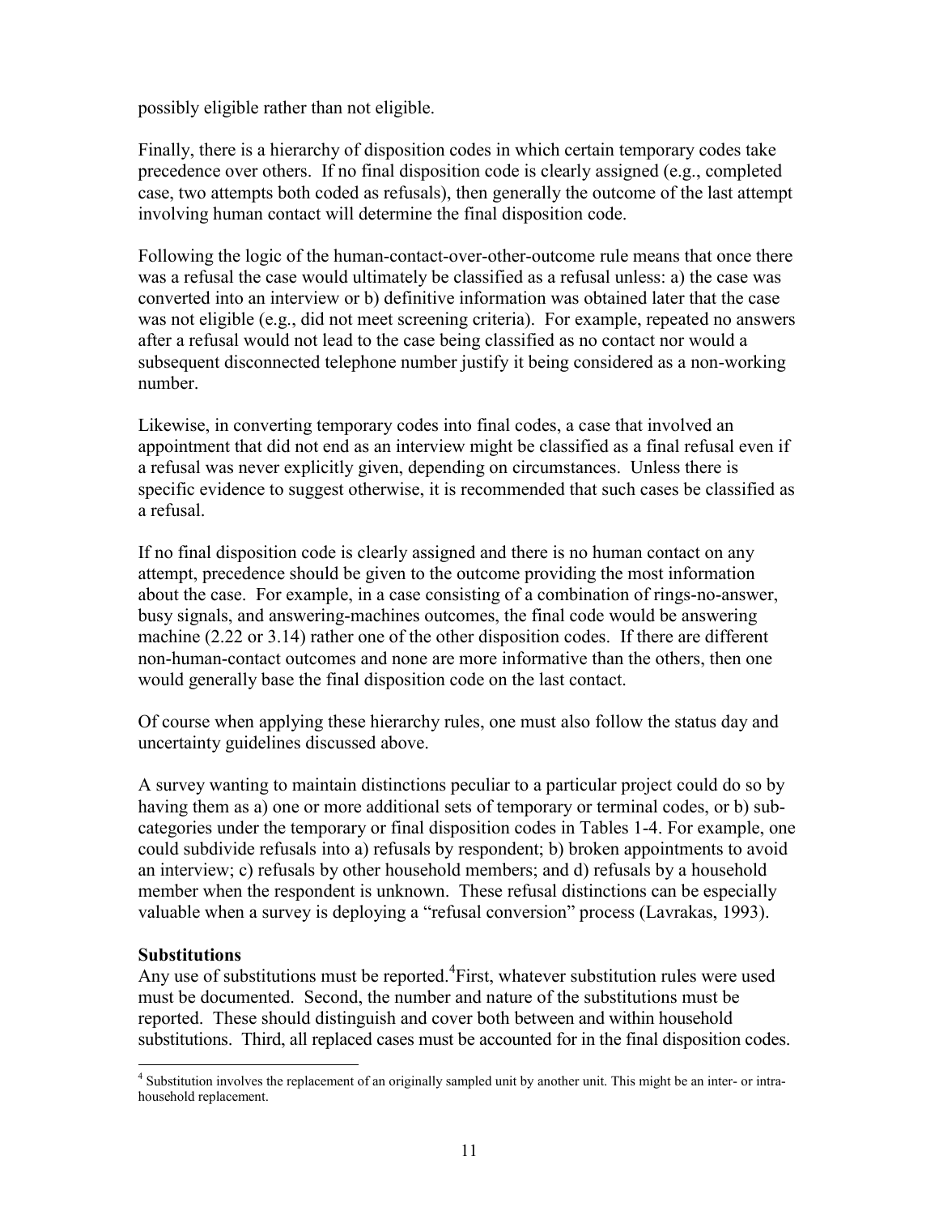possibly eligible rather than not eligible.

Finally, there is a hierarchy of disposition codes in which certain temporary codes take precedence over others. If no final disposition code is clearly assigned (e.g., completed case, two attempts both coded as refusals), then generally the outcome of the last attempt involving human contact will determine the final disposition code.

Following the logic of the human-contact-over-other-outcome rule means that once there was a refusal the case would ultimately be classified as a refusal unless: a) the case was converted into an interview or b) definitive information was obtained later that the case was not eligible (e.g., did not meet screening criteria). For example, repeated no answers after a refusal would not lead to the case being classified as no contact nor would a subsequent disconnected telephone number justify it being considered as a non-working number.

Likewise, in converting temporary codes into final codes, a case that involved an appointment that did not end as an interview might be classified as a final refusal even if a refusal was never explicitly given, depending on circumstances. Unless there is specific evidence to suggest otherwise, it is recommended that such cases be classified as a refusal.

If no final disposition code is clearly assigned and there is no human contact on any attempt, precedence should be given to the outcome providing the most information about the case. For example, in a case consisting of a combination of rings-no-answer, busy signals, and answering-machines outcomes, the final code would be answering machine (2.22 or 3.14) rather one of the other disposition codes. If there are different non-human-contact outcomes and none are more informative than the others, then one would generally base the final disposition code on the last contact.

Of course when applying these hierarchy rules, one must also follow the status day and uncertainty guidelines discussed above.

A survey wanting to maintain distinctions peculiar to a particular project could do so by having them as a) one or more additional sets of temporary or terminal codes, or b) sub-categories under the temporary or final disposition codes in Tables 1-4. For example, one could subdivide refusals into a) refusals by respondent; b) broken appointments to avoid an interview; c) refusals by other household members; and d) refusals by a household member when the respondent is unknown. These refusal distinctions can be especially valuable when a survey is deploying a "refusal conversion" process (Lavrakas, 1993).

**Substitutions**

Any use of substitutions must be reported.[4] First, whatever substitution rules were used must be documented. Second, the number and nature of the substitutions must be reported. These should distinguish and cover both between and within household substitutions. Third, all replaced cases must be accounted for in the final disposition codes.

[4] Substitution involves the replacement of an originally sampled unit by another unit. This might be an inter- or intra-household replacement.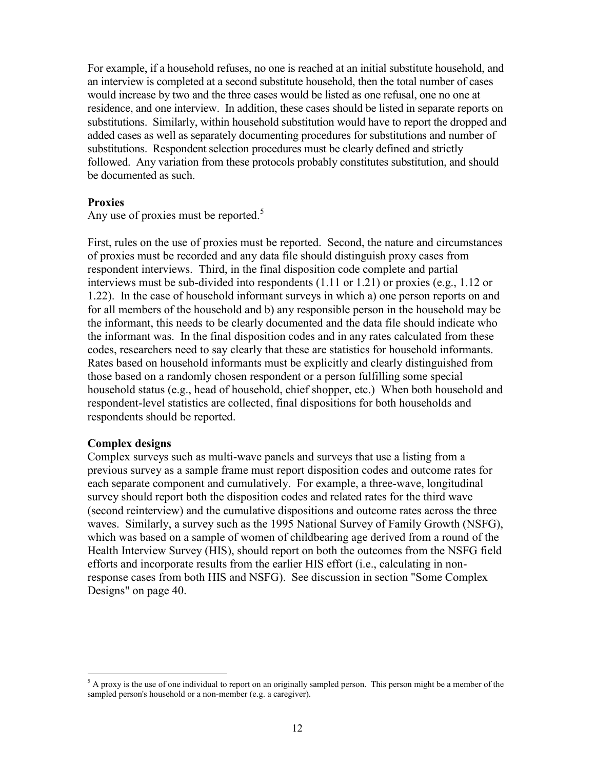For example, if a household refuses, no one is reached at an initial substitute household, and an interview is completed at a second substitute household, then the total number of cases would increase by two and the three cases would be listed as one refusal, one no one at residence, and one interview. In addition, these cases should be listed in separate reports on substitutions. Similarly, within household substitution would have to report the dropped and added cases as well as separately documenting procedures for substitutions and number of substitutions. Respondent selection procedures must be clearly defined and strictly followed. Any variation from these protocols probably constitutes substitution, and should be documented as such.

**Proxies**
Any use of proxies must be reported.[5]

First, rules on the use of proxies must be reported. Second, the nature and circumstances of proxies must be recorded and any data file should distinguish proxy cases from respondent interviews. Third, in the final disposition code complete and partial interviews must be sub-divided into respondents (1.11 or 1.21) or proxies (e.g., 1.12 or 1.22). In the case of household informant surveys in which a) one person reports on and for all members of the household and b) any responsible person in the household may be the informant, this needs to be clearly documented and the data file should indicate who the informant was. In the final disposition codes and in any rates calculated from these codes, researchers need to say clearly that these are statistics for household informants. Rates based on household informants must be explicitly and clearly distinguished from those based on a randomly chosen respondent or a person fulfilling some special household status (e.g., head of household, chief shopper, etc.) When both household and respondent-level statistics are collected, final dispositions for both households and respondents should be reported.

**Complex designs**
Complex surveys such as multi-wave panels and surveys that use a listing from a previous survey as a sample frame must report disposition codes and outcome rates for each separate component and cumulatively. For example, a three-wave, longitudinal survey should report both the disposition codes and related rates for the third wave (second reinterview) and the cumulative dispositions and outcome rates across the three waves. Similarly, a survey such as the 1995 National Survey of Family Growth (NSFG), which was based on a sample of women of childbearing age derived from a round of the Health Interview Survey (HIS), should report on both the outcomes from the NSFG field efforts and incorporate results from the earlier HIS effort (i.e., calculating in non-response cases from both HIS and NSFG). See discussion in section "Some Complex Designs" on page 40.

[5] A proxy is the use of one individual to report on an originally sampled person. This person might be a member of the sampled person's household or a non-member (e.g. a caregiver).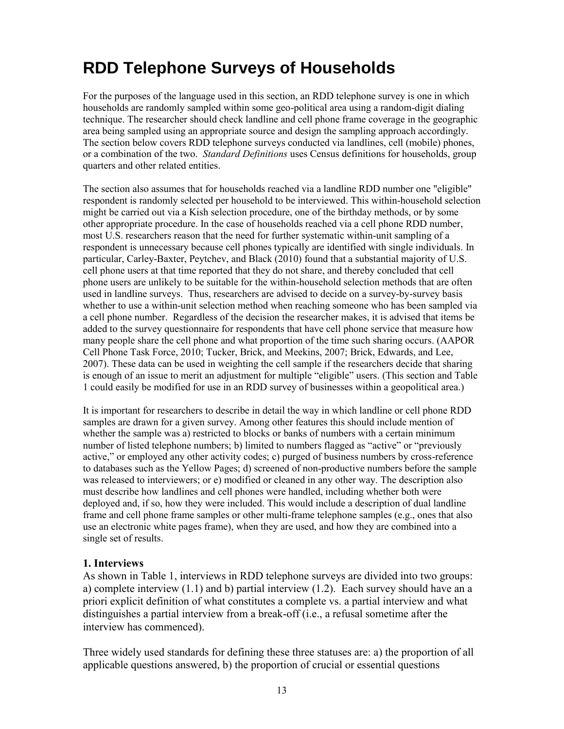# RDD Telephone Surveys of Households

For the purposes of the language used in this section, an RDD telephone survey is one in which households are randomly sampled within some geo-political area using a random-digit dialing technique. The researcher should check landline and cell phone frame coverage in the geographic area being sampled using an appropriate source and design the sampling approach accordingly. The section below covers RDD telephone surveys conducted via landlines, cell (mobile) phones, or a combination of the two. *Standard Definitions* uses Census definitions for households, group quarters and other related entities.

The section also assumes that for households reached via a landline RDD number one "eligible" respondent is randomly selected per household to be interviewed. This within-household selection might be carried out via a Kish selection procedure, one of the birthday methods, or by some other appropriate procedure. In the case of households reached via a cell phone RDD number, most U.S. researchers reason that the need for further systematic within-unit sampling of a respondent is unnecessary because cell phones typically are identified with single individuals. In particular, Carley-Baxter, Peytchev, and Black (2010) found that a substantial majority of U.S. cell phone users at that time reported that they do not share, and thereby concluded that cell phone users are unlikely to be suitable for the within-household selection methods that are often used in landline surveys. Thus, researchers are advised to decide on a survey-by-survey basis whether to use a within-unit selection method when reaching someone who has been sampled via a cell phone number. Regardless of the decision the researcher makes, it is advised that items be added to the survey questionnaire for respondents that have cell phone service that measure how many people share the cell phone and what proportion of the time such sharing occurs. (AAPOR Cell Phone Task Force, 2010; Tucker, Brick, and Meekins, 2007; Brick, Edwards, and Lee, 2007). These data can be used in weighting the cell sample if the researchers decide that sharing is enough of an issue to merit an adjustment for multiple "eligible" users. (This section and Table 1 could easily be modified for use in an RDD survey of businesses within a geopolitical area.)

It is important for researchers to describe in detail the way in which landline or cell phone RDD samples are drawn for a given survey. Among other features this should include mention of whether the sample was a) restricted to blocks or banks of numbers with a certain minimum number of listed telephone numbers; b) limited to numbers flagged as "active" or "previously active," or employed any other activity codes; c) purged of business numbers by cross-reference to databases such as the Yellow Pages; d) screened of non-productive numbers before the sample was released to interviewers; or e) modified or cleaned in any other way. The description also must describe how landlines and cell phones were handled, including whether both were deployed and, if so, how they were included. This would include a description of dual landline frame and cell phone frame samples or other multi-frame telephone samples (e.g., ones that also use an electronic white pages frame), when they are used, and how they are combined into a single set of results.

### 1. Interviews

As shown in Table 1, interviews in RDD telephone surveys are divided into two groups: a) complete interview (1.1) and b) partial interview (1.2). Each survey should have an a priori explicit definition of what constitutes a complete vs. a partial interview and what distinguishes a partial interview from a break-off (i.e., a refusal sometime after the interview has commenced).

Three widely used standards for defining these three statuses are: a) the proportion of all applicable questions answered, b) the proportion of crucial or essential questions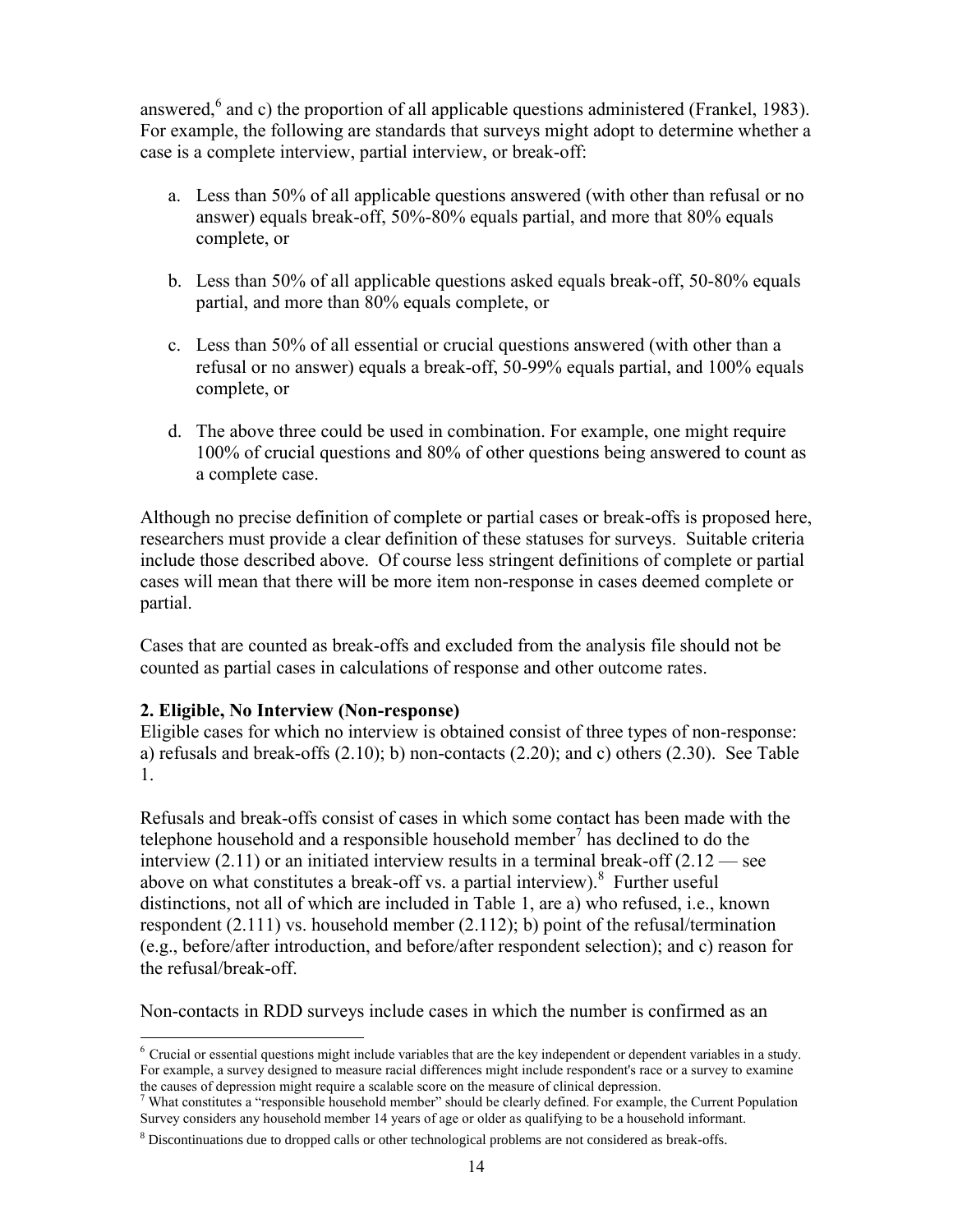answered,[6] and c) the proportion of all applicable questions administered (Frankel, 1983). For example, the following are standards that surveys might adopt to determine whether a case is a complete interview, partial interview, or break-off:

a. Less than 50% of all applicable questions answered (with other than refusal or no answer) equals break-off, 50%-80% equals partial, and more that 80% equals complete, or

b. Less than 50% of all applicable questions asked equals break-off, 50-80% equals partial, and more than 80% equals complete, or

c. Less than 50% of all essential or crucial questions answered (with other than a refusal or no answer) equals a break-off, 50-99% equals partial, and 100% equals complete, or

d. The above three could be used in combination. For example, one might require 100% of crucial questions and 80% of other questions being answered to count as a complete case.

Although no precise definition of complete or partial cases or break-offs is proposed here, researchers must provide a clear definition of these statuses for surveys. Suitable criteria include those described above. Of course less stringent definitions of complete or partial cases will mean that there will be more item non-response in cases deemed complete or partial.

Cases that are counted as break-offs and excluded from the analysis file should not be counted as partial cases in calculations of response and other outcome rates.

**2. Eligible, No Interview (Non-response)**
Eligible cases for which no interview is obtained consist of three types of non-response: a) refusals and break-offs (2.10); b) non-contacts (2.20); and c) others (2.30). See Table 1.

Refusals and break-offs consist of cases in which some contact has been made with the telephone household and a responsible household member[7] has declined to do the interview (2.11) or an initiated interview results in a terminal break-off (2.12 — see above on what constitutes a break-off vs. a partial interview).[8] Further useful distinctions, not all of which are included in Table 1, are a) who refused, i.e., known respondent (2.111) vs. household member (2.112); b) point of the refusal/termination (e.g., before/after introduction, and before/after respondent selection); and c) reason for the refusal/break-off.

Non-contacts in RDD surveys include cases in which the number is confirmed as an

---

[6] Crucial or essential questions might include variables that are the key independent or dependent variables in a study. For example, a survey designed to measure racial differences might include respondent's race or a survey to examine the causes of depression might require a scalable score on the measure of clinical depression.

[7] What constitutes a "responsible household member" should be clearly defined. For example, the Current Population Survey considers any household member 14 years of age or older as qualifying to be a household informant.

[8] Discontinuations due to dropped calls or other technological problems are not considered as break-offs.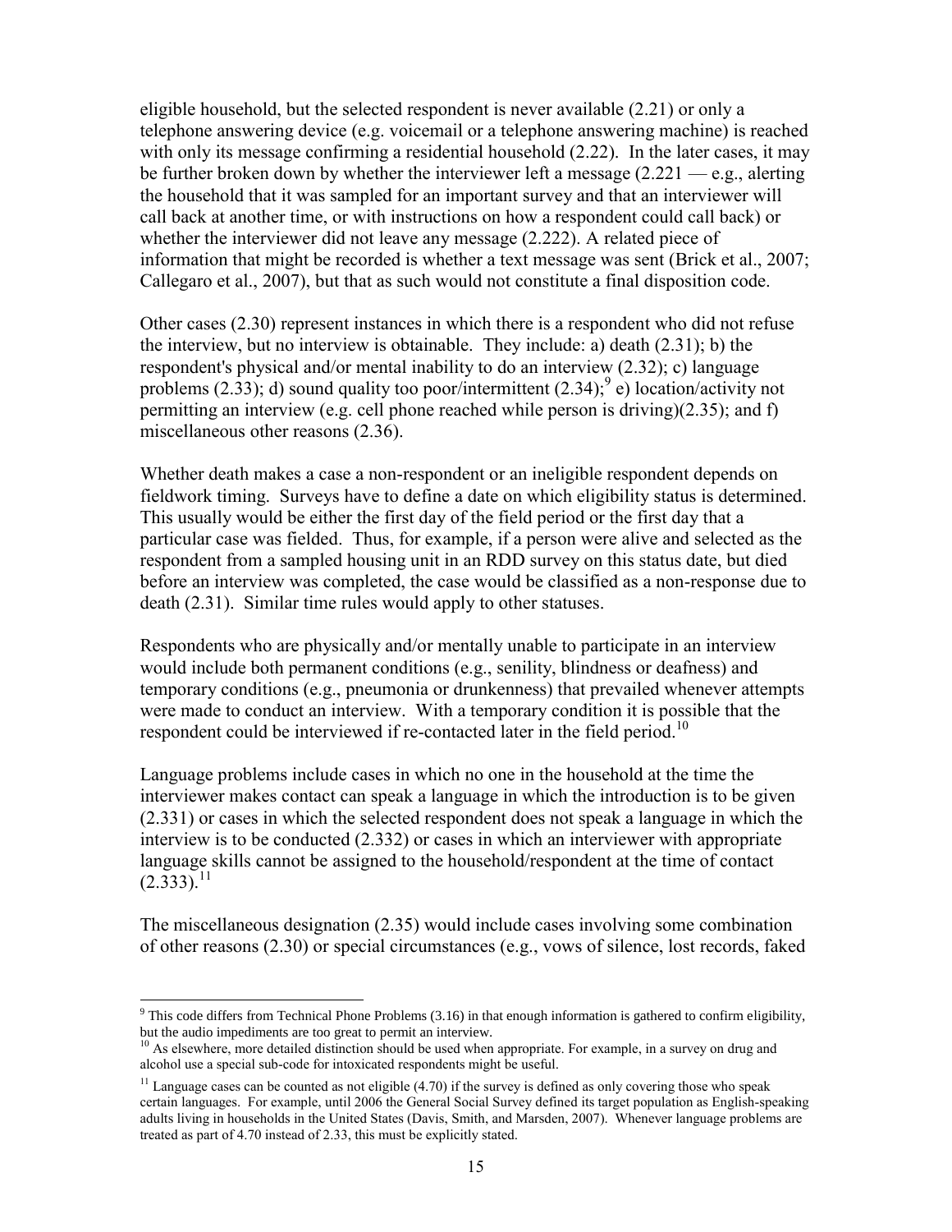eligible household, but the selected respondent is never available (2.21) or only a telephone answering device (e.g. voicemail or a telephone answering machine) is reached with only its message confirming a residential household (2.22). In the later cases, it may be further broken down by whether the interviewer left a message (2.221 — e.g., alerting the household that it was sampled for an important survey and that an interviewer will call back at another time, or with instructions on how a respondent could call back) or whether the interviewer did not leave any message (2.222). A related piece of information that might be recorded is whether a text message was sent (Brick et al., 2007; Callegaro et al., 2007), but that as such would not constitute a final disposition code.

Other cases (2.30) represent instances in which there is a respondent who did not refuse the interview, but no interview is obtainable. They include: a) death (2.31); b) the respondent's physical and/or mental inability to do an interview (2.32); c) language problems (2.33); d) sound quality too poor/intermittent (2.34);[9] e) location/activity not permitting an interview (e.g. cell phone reached while person is driving)(2.35); and f) miscellaneous other reasons (2.36).

Whether death makes a case a non-respondent or an ineligible respondent depends on fieldwork timing. Surveys have to define a date on which eligibility status is determined. This usually would be either the first day of the field period or the first day that a particular case was fielded. Thus, for example, if a person were alive and selected as the respondent from a sampled housing unit in an RDD survey on this status date, but died before an interview was completed, the case would be classified as a non-response due to death (2.31). Similar time rules would apply to other statuses.

Respondents who are physically and/or mentally unable to participate in an interview would include both permanent conditions (e.g., senility, blindness or deafness) and temporary conditions (e.g., pneumonia or drunkenness) that prevailed whenever attempts were made to conduct an interview. With a temporary condition it is possible that the respondent could be interviewed if re-contacted later in the field period.[10]

Language problems include cases in which no one in the household at the time the interviewer makes contact can speak a language in which the introduction is to be given (2.331) or cases in which the selected respondent does not speak a language in which the interview is to be conducted (2.332) or cases in which an interviewer with appropriate language skills cannot be assigned to the household/respondent at the time of contact (2.333).[11]

The miscellaneous designation (2.35) would include cases involving some combination of other reasons (2.30) or special circumstances (e.g., vows of silence, lost records, faked

[9] This code differs from Technical Phone Problems (3.16) in that enough information is gathered to confirm eligibility, but the audio impediments are too great to permit an interview.

[10] As elsewhere, more detailed distinction should be used when appropriate. For example, in a survey on drug and alcohol use a special sub-code for intoxicated respondents might be useful.

[11] Language cases can be counted as not eligible (4.70) if the survey is defined as only covering those who speak certain languages. For example, until 2006 the General Social Survey defined its target population as English-speaking adults living in households in the United States (Davis, Smith, and Marsden, 2007). Whenever language problems are treated as part of 4.70 instead of 2.33, this must be explicitly stated.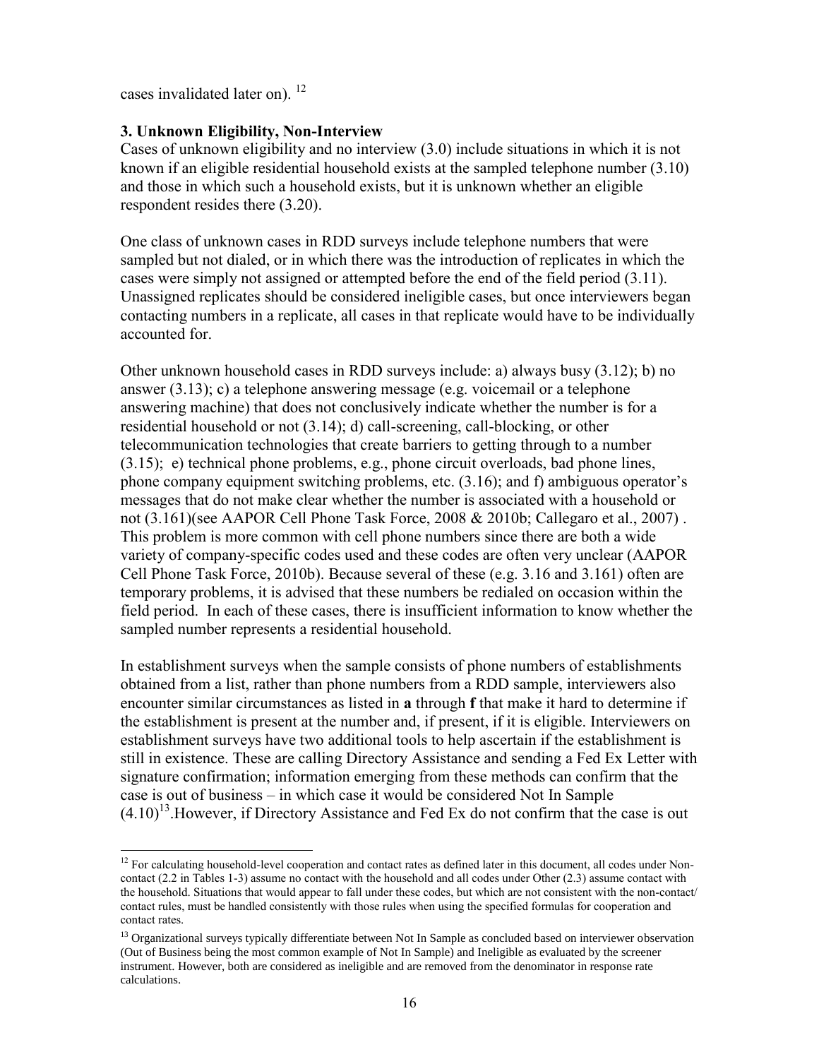cases invalidated later on). [12]

### 3. Unknown Eligibility, Non-Interview

Cases of unknown eligibility and no interview (3.0) include situations in which it is not known if an eligible residential household exists at the sampled telephone number (3.10) and those in which such a household exists, but it is unknown whether an eligible respondent resides there (3.20).

One class of unknown cases in RDD surveys include telephone numbers that were sampled but not dialed, or in which there was the introduction of replicates in which the cases were simply not assigned or attempted before the end of the field period (3.11). Unassigned replicates should be considered ineligible cases, but once interviewers began contacting numbers in a replicate, all cases in that replicate would have to be individually accounted for.

Other unknown household cases in RDD surveys include: a) always busy (3.12); b) no answer (3.13); c) a telephone answering message (e.g. voicemail or a telephone answering machine) that does not conclusively indicate whether the number is for a residential household or not (3.14); d) call-screening, call-blocking, or other telecommunication technologies that create barriers to getting through to a number (3.15); e) technical phone problems, e.g., phone circuit overloads, bad phone lines, phone company equipment switching problems, etc. (3.16); and f) ambiguous operator's messages that do not make clear whether the number is associated with a household or not (3.161)(see AAPOR Cell Phone Task Force, 2008 & 2010b; Callegaro et al., 2007) . This problem is more common with cell phone numbers since there are both a wide variety of company-specific codes used and these codes are often very unclear (AAPOR Cell Phone Task Force, 2010b). Because several of these (e.g. 3.16 and 3.161) often are temporary problems, it is advised that these numbers be redialed on occasion within the field period. In each of these cases, there is insufficient information to know whether the sampled number represents a residential household.

In establishment surveys when the sample consists of phone numbers of establishments obtained from a list, rather than phone numbers from a RDD sample, interviewers also encounter similar circumstances as listed in **a** through **f** that make it hard to determine if the establishment is present at the number and, if present, if it is eligible. Interviewers on establishment surveys have two additional tools to help ascertain if the establishment is still in existence. These are calling Directory Assistance and sending a Fed Ex Letter with signature confirmation; information emerging from these methods can confirm that the case is out of business – in which case it would be considered Not In Sample (4.10)[13].However, if Directory Assistance and Fed Ex do not confirm that the case is out

---

[12] For calculating household-level cooperation and contact rates as defined later in this document, all codes under Non-contact (2.2 in Tables 1-3) assume no contact with the household and all codes under Other (2.3) assume contact with the household. Situations that would appear to fall under these codes, but which are not consistent with the non-contact/ contact rules, must be handled consistently with those rules when using the specified formulas for cooperation and contact rates.

[13] Organizational surveys typically differentiate between Not In Sample as concluded based on interviewer observation (Out of Business being the most common example of Not In Sample) and Ineligible as evaluated by the screener instrument. However, both are considered as ineligible and are removed from the denominator in response rate calculations.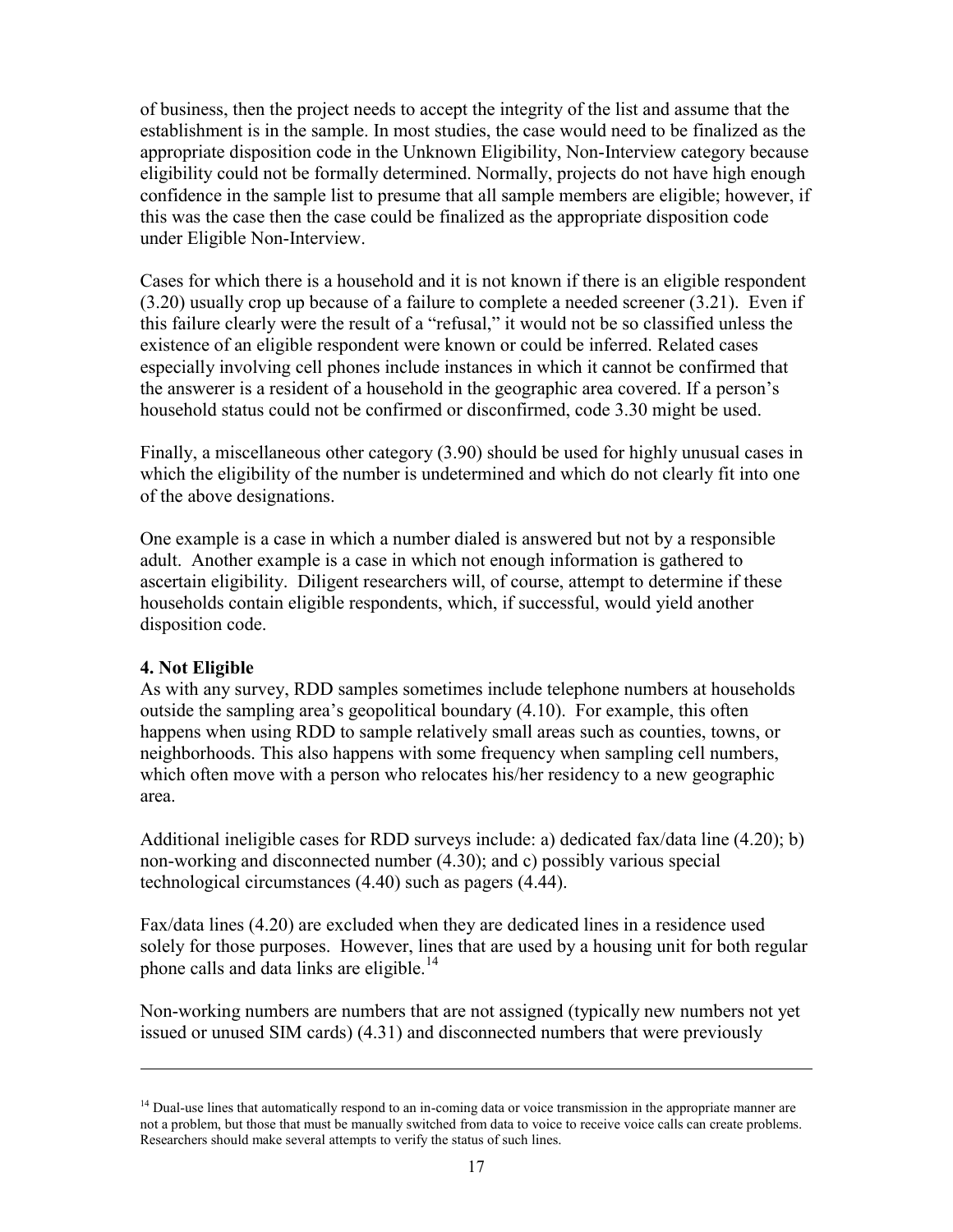of business, then the project needs to accept the integrity of the list and assume that the establishment is in the sample. In most studies, the case would need to be finalized as the appropriate disposition code in the Unknown Eligibility, Non-Interview category because eligibility could not be formally determined. Normally, projects do not have high enough confidence in the sample list to presume that all sample members are eligible; however, if this was the case then the case could be finalized as the appropriate disposition code under Eligible Non-Interview.

Cases for which there is a household and it is not known if there is an eligible respondent (3.20) usually crop up because of a failure to complete a needed screener (3.21). Even if this failure clearly were the result of a "refusal," it would not be so classified unless the existence of an eligible respondent were known or could be inferred. Related cases especially involving cell phones include instances in which it cannot be confirmed that the answerer is a resident of a household in the geographic area covered. If a person's household status could not be confirmed or disconfirmed, code 3.30 might be used.

Finally, a miscellaneous other category (3.90) should be used for highly unusual cases in which the eligibility of the number is undetermined and which do not clearly fit into one of the above designations.

One example is a case in which a number dialed is answered but not by a responsible adult. Another example is a case in which not enough information is gathered to ascertain eligibility. Diligent researchers will, of course, attempt to determine if these households contain eligible respondents, which, if successful, would yield another disposition code.

**4. Not Eligible**

As with any survey, RDD samples sometimes include telephone numbers at households outside the sampling area's geopolitical boundary (4.10). For example, this often happens when using RDD to sample relatively small areas such as counties, towns, or neighborhoods. This also happens with some frequency when sampling cell numbers, which often move with a person who relocates his/her residency to a new geographic area.

Additional ineligible cases for RDD surveys include: a) dedicated fax/data line (4.20); b) non-working and disconnected number (4.30); and c) possibly various special technological circumstances (4.40) such as pagers (4.44).

Fax/data lines (4.20) are excluded when they are dedicated lines in a residence used solely for those purposes. However, lines that are used by a housing unit for both regular phone calls and data links are eligible.[14]

Non-working numbers are numbers that are not assigned (typically new numbers not yet issued or unused SIM cards) (4.31) and disconnected numbers that were previously

---

[14] Dual-use lines that automatically respond to an in-coming data or voice transmission in the appropriate manner are not a problem, but those that must be manually switched from data to voice to receive voice calls can create problems. Researchers should make several attempts to verify the status of such lines.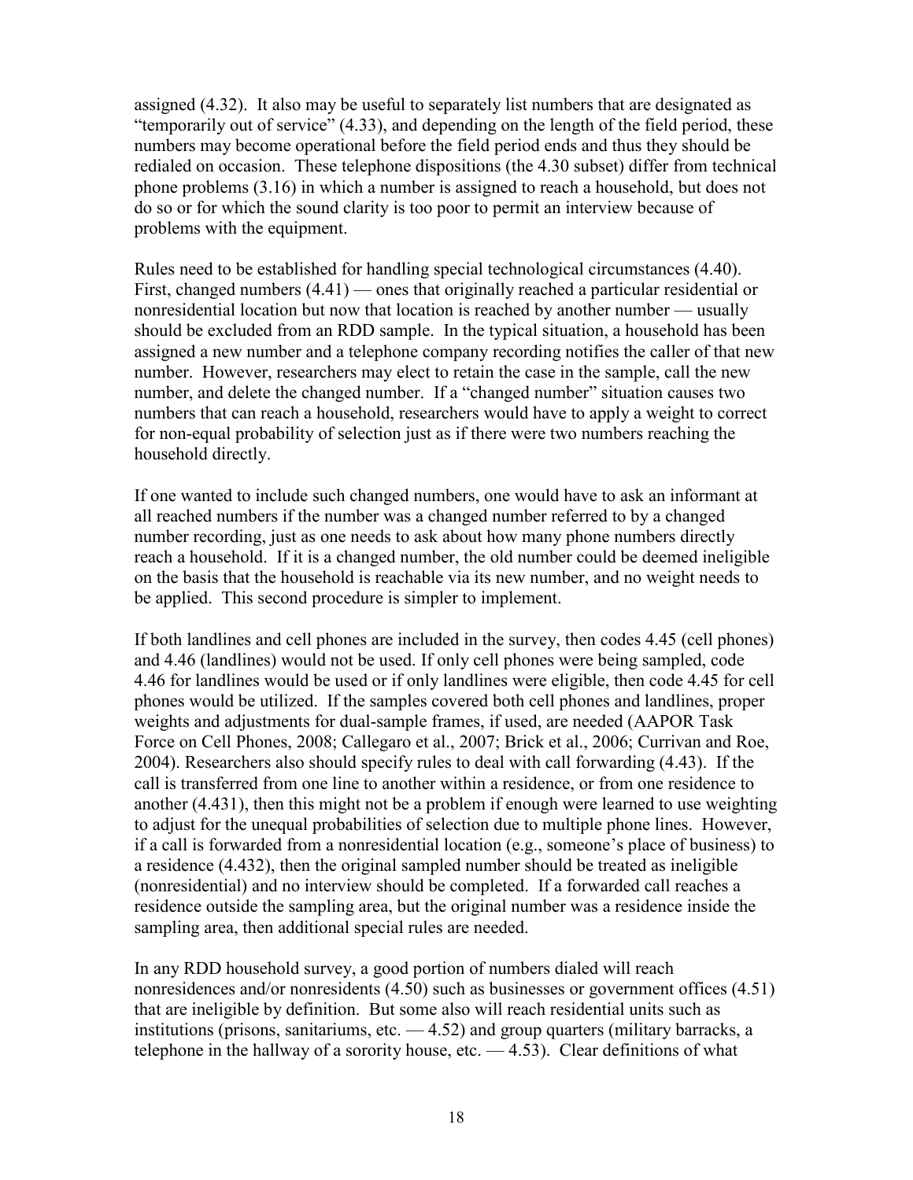assigned (4.32). It also may be useful to separately list numbers that are designated as "temporarily out of service" (4.33), and depending on the length of the field period, these numbers may become operational before the field period ends and thus they should be redialed on occasion. These telephone dispositions (the 4.30 subset) differ from technical phone problems (3.16) in which a number is assigned to reach a household, but does not do so or for which the sound clarity is too poor to permit an interview because of problems with the equipment.

Rules need to be established for handling special technological circumstances (4.40). First, changed numbers (4.41) — ones that originally reached a particular residential or nonresidential location but now that location is reached by another number — usually should be excluded from an RDD sample. In the typical situation, a household has been assigned a new number and a telephone company recording notifies the caller of that new number. However, researchers may elect to retain the case in the sample, call the new number, and delete the changed number. If a "changed number" situation causes two numbers that can reach a household, researchers would have to apply a weight to correct for non-equal probability of selection just as if there were two numbers reaching the household directly.

If one wanted to include such changed numbers, one would have to ask an informant at all reached numbers if the number was a changed number referred to by a changed number recording, just as one needs to ask about how many phone numbers directly reach a household. If it is a changed number, the old number could be deemed ineligible on the basis that the household is reachable via its new number, and no weight needs to be applied. This second procedure is simpler to implement.

If both landlines and cell phones are included in the survey, then codes 4.45 (cell phones) and 4.46 (landlines) would not be used. If only cell phones were being sampled, code 4.46 for landlines would be used or if only landlines were eligible, then code 4.45 for cell phones would be utilized. If the samples covered both cell phones and landlines, proper weights and adjustments for dual-sample frames, if used, are needed (AAPOR Task Force on Cell Phones, 2008; Callegaro et al., 2007; Brick et al., 2006; Currivan and Roe, 2004). Researchers also should specify rules to deal with call forwarding (4.43). If the call is transferred from one line to another within a residence, or from one residence to another (4.431), then this might not be a problem if enough were learned to use weighting to adjust for the unequal probabilities of selection due to multiple phone lines. However, if a call is forwarded from a nonresidential location (e.g., someone's place of business) to a residence (4.432), then the original sampled number should be treated as ineligible (nonresidential) and no interview should be completed. If a forwarded call reaches a residence outside the sampling area, but the original number was a residence inside the sampling area, then additional special rules are needed.

In any RDD household survey, a good portion of numbers dialed will reach nonresidences and/or nonresidents (4.50) such as businesses or government offices (4.51) that are ineligible by definition. But some also will reach residential units such as institutions (prisons, sanitariums, etc. — 4.52) and group quarters (military barracks, a telephone in the hallway of a sorority house, etc. — 4.53). Clear definitions of what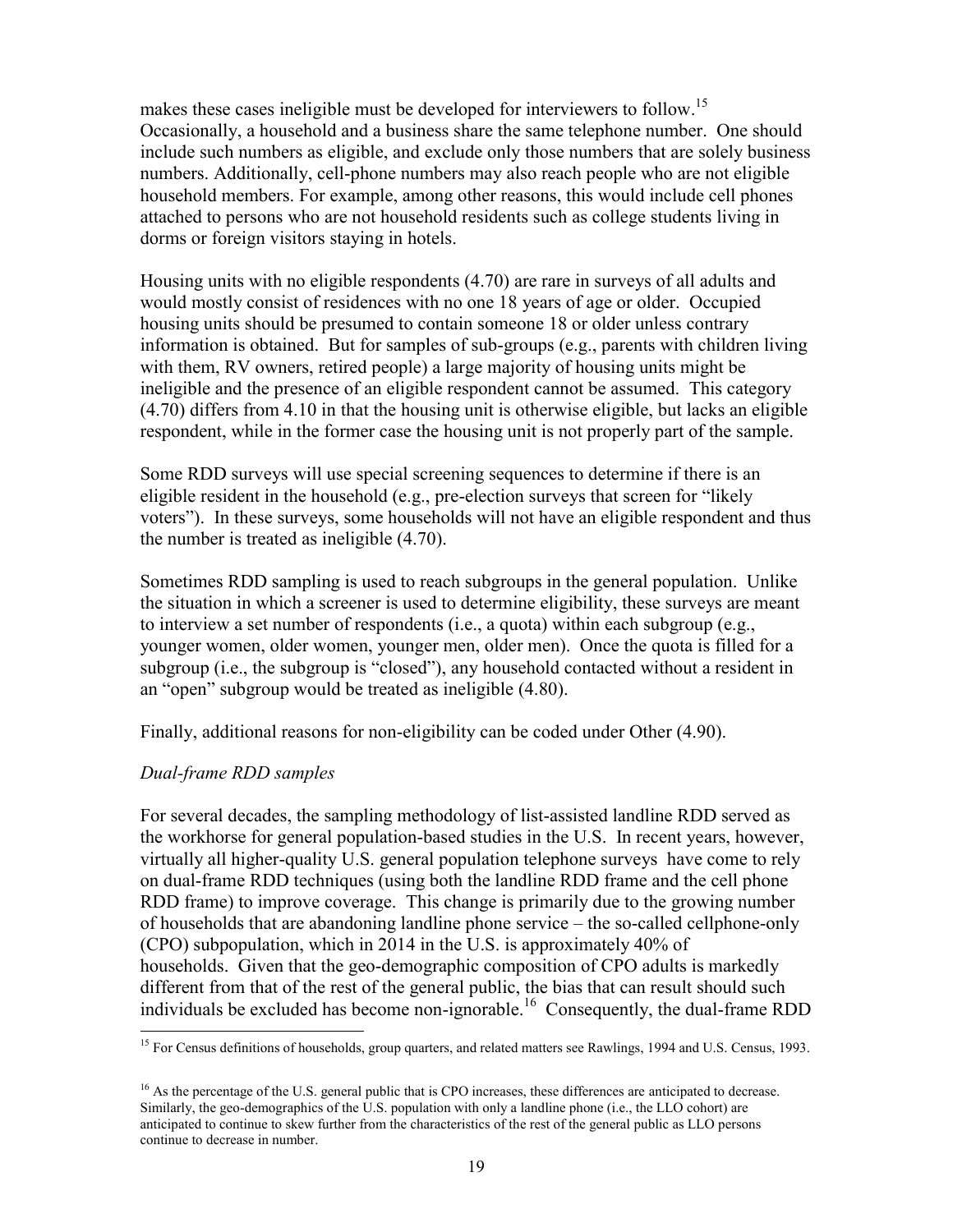makes these cases ineligible must be developed for interviewers to follow.[15] Occasionally, a household and a business share the same telephone number. One should include such numbers as eligible, and exclude only those numbers that are solely business numbers. Additionally, cell-phone numbers may also reach people who are not eligible household members. For example, among other reasons, this would include cell phones attached to persons who are not household residents such as college students living in dorms or foreign visitors staying in hotels.

Housing units with no eligible respondents (4.70) are rare in surveys of all adults and would mostly consist of residences with no one 18 years of age or older. Occupied housing units should be presumed to contain someone 18 or older unless contrary information is obtained. But for samples of sub-groups (e.g., parents with children living with them, RV owners, retired people) a large majority of housing units might be ineligible and the presence of an eligible respondent cannot be assumed. This category (4.70) differs from 4.10 in that the housing unit is otherwise eligible, but lacks an eligible respondent, while in the former case the housing unit is not properly part of the sample.

Some RDD surveys will use special screening sequences to determine if there is an eligible resident in the household (e.g., pre-election surveys that screen for "likely voters"). In these surveys, some households will not have an eligible respondent and thus the number is treated as ineligible (4.70).

Sometimes RDD sampling is used to reach subgroups in the general population. Unlike the situation in which a screener is used to determine eligibility, these surveys are meant to interview a set number of respondents (i.e., a quota) within each subgroup (e.g., younger women, older women, younger men, older men). Once the quota is filled for a subgroup (i.e., the subgroup is "closed"), any household contacted without a resident in an "open" subgroup would be treated as ineligible (4.80).

Finally, additional reasons for non-eligibility can be coded under Other (4.90).

*Dual-frame RDD samples*

For several decades, the sampling methodology of list-assisted landline RDD served as the workhorse for general population-based studies in the U.S. In recent years, however, virtually all higher-quality U.S. general population telephone surveys have come to rely on dual-frame RDD techniques (using both the landline RDD frame and the cell phone RDD frame) to improve coverage. This change is primarily due to the growing number of households that are abandoning landline phone service – the so-called cellphone-only (CPO) subpopulation, which in 2014 in the U.S. is approximately 40% of households. Given that the geo-demographic composition of CPO adults is markedly different from that of the rest of the general public, the bias that can result should such individuals be excluded has become non-ignorable.[16] Consequently, the dual-frame RDD

[15] For Census definitions of households, group quarters, and related matters see Rawlings, 1994 and U.S. Census, 1993.

[16] As the percentage of the U.S. general public that is CPO increases, these differences are anticipated to decrease. Similarly, the geo-demographics of the U.S. population with only a landline phone (i.e., the LLO cohort) are anticipated to continue to skew further from the characteristics of the rest of the general public as LLO persons continue to decrease in number.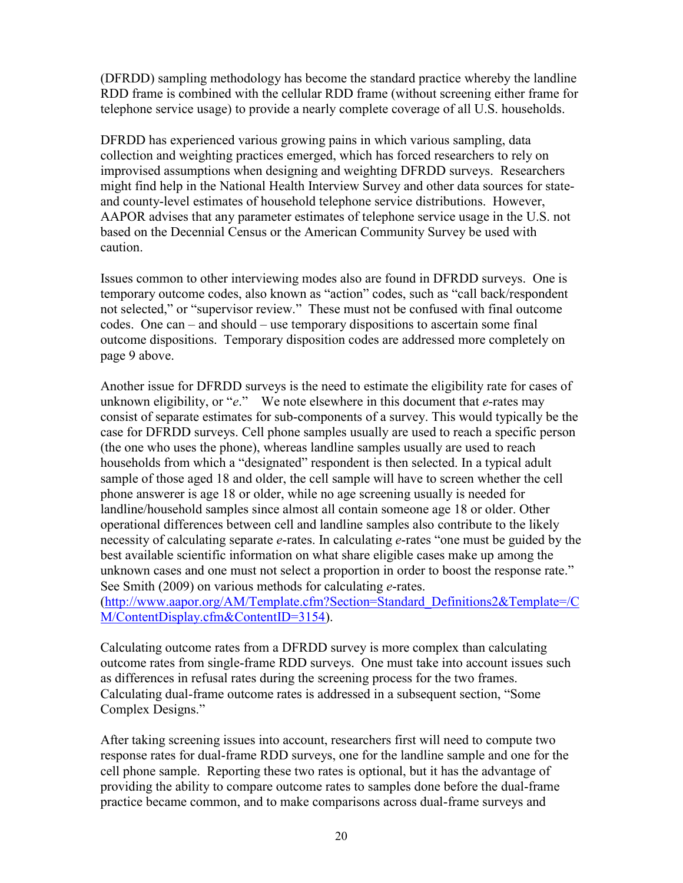(DFRDD) sampling methodology has become the standard practice whereby the landline RDD frame is combined with the cellular RDD frame (without screening either frame for telephone service usage) to provide a nearly complete coverage of all U.S. households.

DFRDD has experienced various growing pains in which various sampling, data collection and weighting practices emerged, which has forced researchers to rely on improvised assumptions when designing and weighting DFRDD surveys. Researchers might find help in the National Health Interview Survey and other data sources for state- and county-level estimates of household telephone service distributions. However, AAPOR advises that any parameter estimates of telephone service usage in the U.S. not based on the Decennial Census or the American Community Survey be used with caution.

Issues common to other interviewing modes also are found in DFRDD surveys. One is temporary outcome codes, also known as "action" codes, such as "call back/respondent not selected," or "supervisor review." These must not be confused with final outcome codes. One can – and should – use temporary dispositions to ascertain some final outcome dispositions. Temporary disposition codes are addressed more completely on page 9 above.

Another issue for DFRDD surveys is the need to estimate the eligibility rate for cases of unknown eligibility, or "*e*." We note elsewhere in this document that *e*-rates may consist of separate estimates for sub-components of a survey. This would typically be the case for DFRDD surveys. Cell phone samples usually are used to reach a specific person (the one who uses the phone), whereas landline samples usually are used to reach households from which a "designated" respondent is then selected. In a typical adult sample of those aged 18 and older, the cell sample will have to screen whether the cell phone answerer is age 18 or older, while no age screening usually is needed for landline/household samples since almost all contain someone age 18 or older. Other operational differences between cell and landline samples also contribute to the likely necessity of calculating separate *e*-rates. In calculating *e*-rates "one must be guided by the best available scientific information on what share eligible cases make up among the unknown cases and one must not select a proportion in order to boost the response rate." See Smith (2009) on various methods for calculating *e*-rates. (http://www.aapor.org/AM/Template.cfm?Section=Standard_Definitions2&Template=/CM/ContentDisplay.cfm&ContentID=3154).

Calculating outcome rates from a DFRDD survey is more complex than calculating outcome rates from single-frame RDD surveys. One must take into account issues such as differences in refusal rates during the screening process for the two frames. Calculating dual-frame outcome rates is addressed in a subsequent section, "Some Complex Designs."

After taking screening issues into account, researchers first will need to compute two response rates for dual-frame RDD surveys, one for the landline sample and one for the cell phone sample. Reporting these two rates is optional, but it has the advantage of providing the ability to compare outcome rates to samples done before the dual-frame practice became common, and to make comparisons across dual-frame surveys and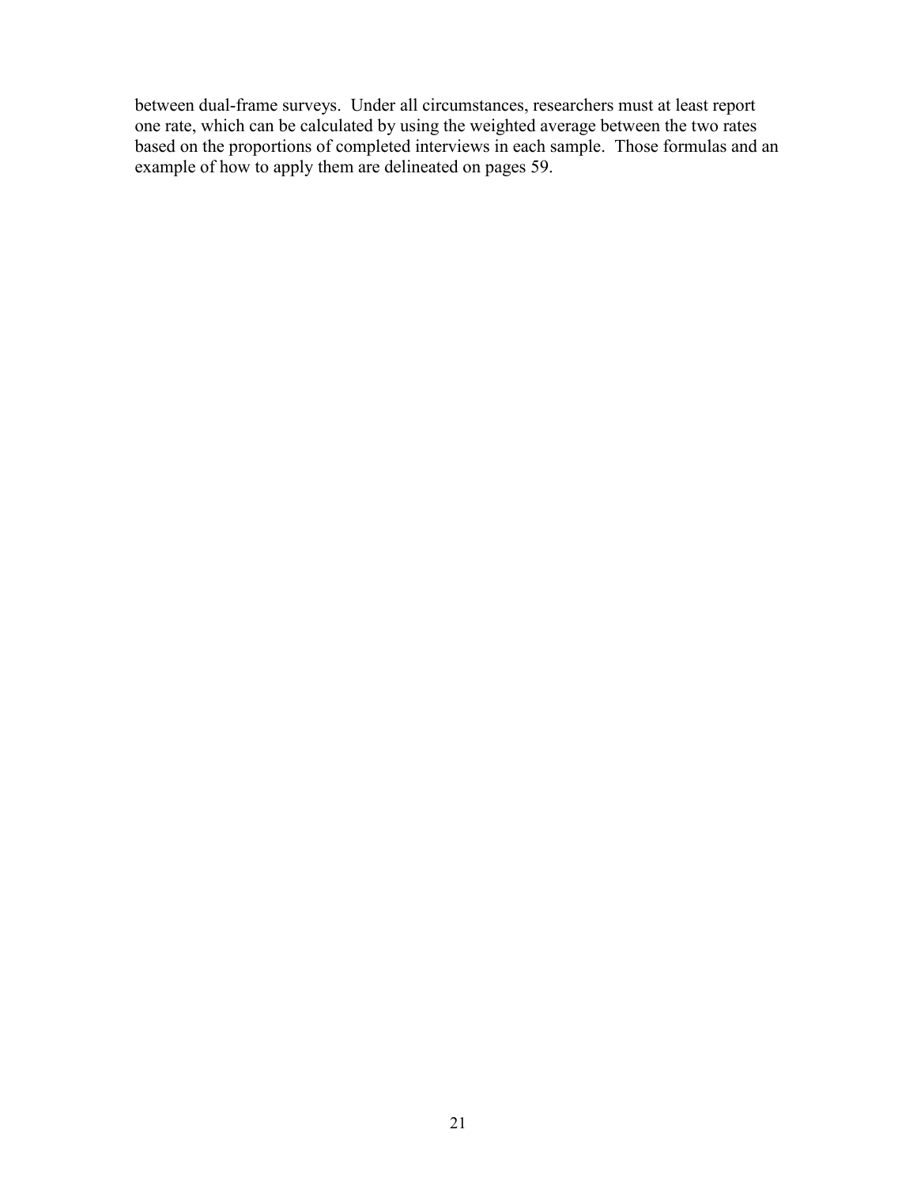between dual-frame surveys. Under all circumstances, researchers must at least report one rate, which can be calculated by using the weighted average between the two rates based on the proportions of completed interviews in each sample. Those formulas and an example of how to apply them are delineated on pages 59.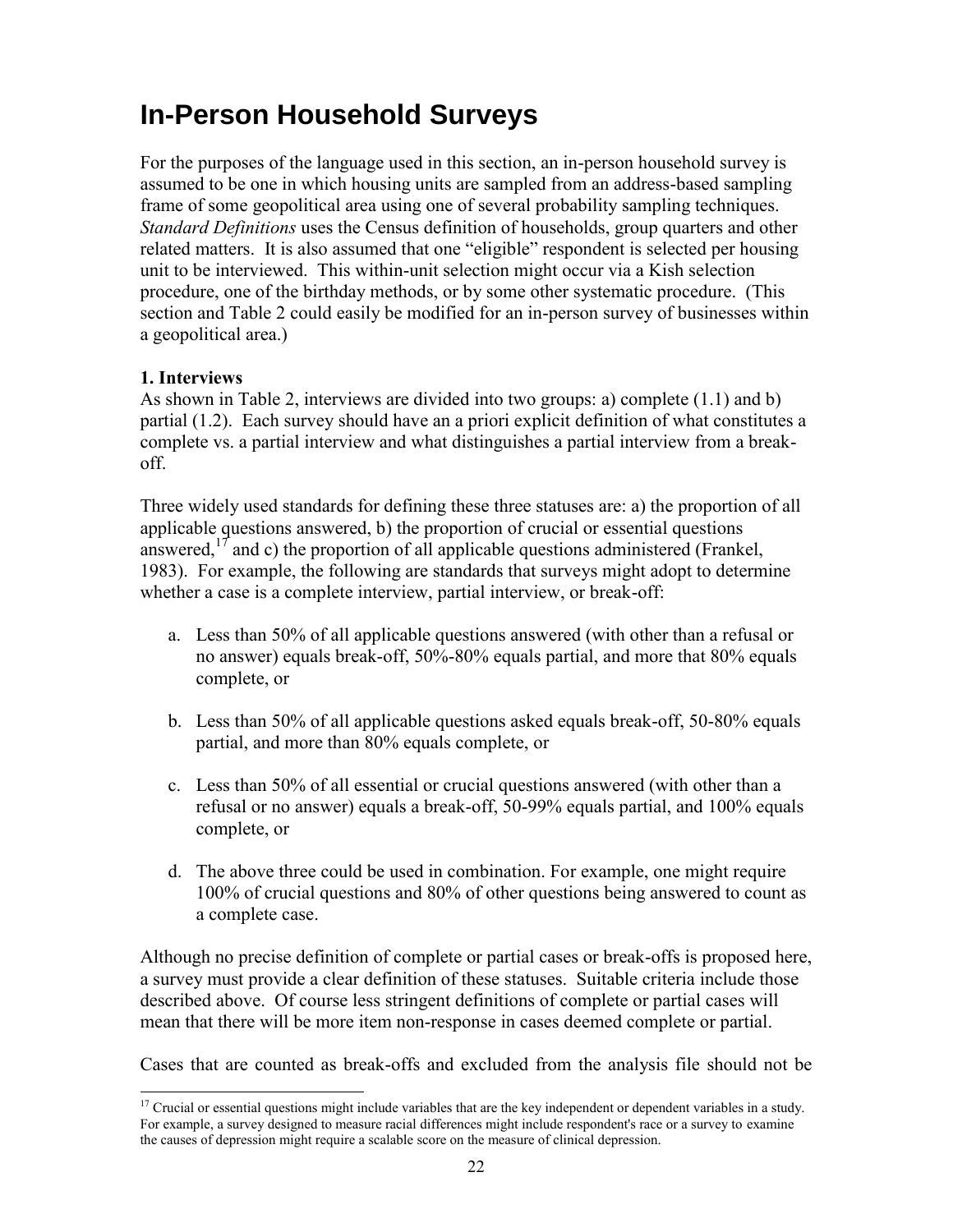# In-Person Household Surveys

For the purposes of the language used in this section, an in-person household survey is assumed to be one in which housing units are sampled from an address-based sampling frame of some geopolitical area using one of several probability sampling techniques. *Standard Definitions* uses the Census definition of households, group quarters and other related matters. It is also assumed that one "eligible" respondent is selected per housing unit to be interviewed. This within-unit selection might occur via a Kish selection procedure, one of the birthday methods, or by some other systematic procedure. (This section and Table 2 could easily be modified for an in-person survey of businesses within a geopolitical area.)

**1. Interviews**

As shown in Table 2, interviews are divided into two groups: a) complete (1.1) and b) partial (1.2). Each survey should have an a priori explicit definition of what constitutes a complete vs. a partial interview and what distinguishes a partial interview from a break-off.

Three widely used standards for defining these three statuses are: a) the proportion of all applicable questions answered, b) the proportion of crucial or essential questions answered,[17] and c) the proportion of all applicable questions administered (Frankel, 1983). For example, the following are standards that surveys might adopt to determine whether a case is a complete interview, partial interview, or break-off:

a. Less than 50% of all applicable questions answered (with other than a refusal or no answer) equals break-off, 50%-80% equals partial, and more that 80% equals complete, or

b. Less than 50% of all applicable questions asked equals break-off, 50-80% equals partial, and more than 80% equals complete, or

c. Less than 50% of all essential or crucial questions answered (with other than a refusal or no answer) equals a break-off, 50-99% equals partial, and 100% equals complete, or

d. The above three could be used in combination. For example, one might require 100% of crucial questions and 80% of other questions being answered to count as a complete case.

Although no precise definition of complete or partial cases or break-offs is proposed here, a survey must provide a clear definition of these statuses. Suitable criteria include those described above. Of course less stringent definitions of complete or partial cases will mean that there will be more item non-response in cases deemed complete or partial.

Cases that are counted as break-offs and excluded from the analysis file should not be

[17] Crucial or essential questions might include variables that are the key independent or dependent variables in a study. For example, a survey designed to measure racial differences might include respondent's race or a survey to examine the causes of depression might require a scalable score on the measure of clinical depression.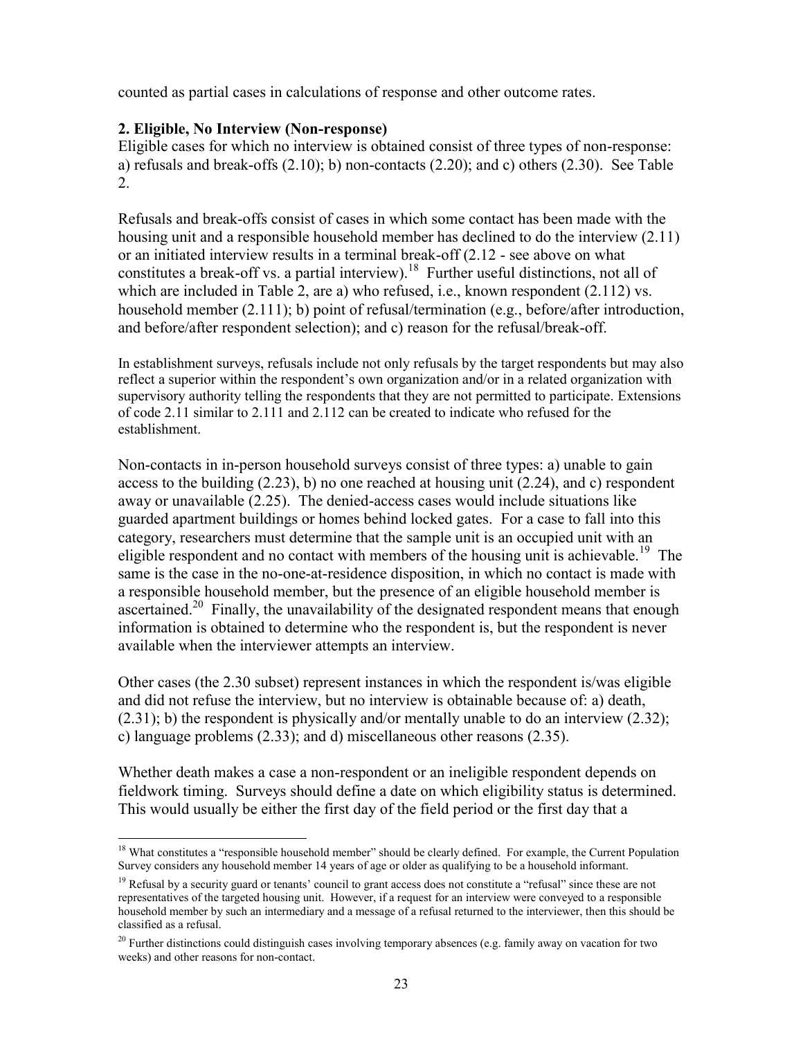counted as partial cases in calculations of response and other outcome rates.

**2. Eligible, No Interview (Non-response)**

Eligible cases for which no interview is obtained consist of three types of non-response: a) refusals and break-offs (2.10); b) non-contacts (2.20); and c) others (2.30). See Table 2.

Refusals and break-offs consist of cases in which some contact has been made with the housing unit and a responsible household member has declined to do the interview (2.11) or an initiated interview results in a terminal break-off (2.12 - see above on what constitutes a break-off vs. a partial interview).[18] Further useful distinctions, not all of which are included in Table 2, are a) who refused, i.e., known respondent (2.112) vs. household member (2.111); b) point of refusal/termination (e.g., before/after introduction, and before/after respondent selection); and c) reason for the refusal/break-off.

In establishment surveys, refusals include not only refusals by the target respondents but may also reflect a superior within the respondent's own organization and/or in a related organization with supervisory authority telling the respondents that they are not permitted to participate. Extensions of code 2.11 similar to 2.111 and 2.112 can be created to indicate who refused for the establishment.

Non-contacts in in-person household surveys consist of three types: a) unable to gain access to the building (2.23), b) no one reached at housing unit (2.24), and c) respondent away or unavailable (2.25). The denied-access cases would include situations like guarded apartment buildings or homes behind locked gates. For a case to fall into this category, researchers must determine that the sample unit is an occupied unit with an eligible respondent and no contact with members of the housing unit is achievable.[19] The same is the case in the no-one-at-residence disposition, in which no contact is made with a responsible household member, but the presence of an eligible household member is ascertained.[20] Finally, the unavailability of the designated respondent means that enough information is obtained to determine who the respondent is, but the respondent is never available when the interviewer attempts an interview.

Other cases (the 2.30 subset) represent instances in which the respondent is/was eligible and did not refuse the interview, but no interview is obtainable because of: a) death, (2.31); b) the respondent is physically and/or mentally unable to do an interview (2.32); c) language problems (2.33); and d) miscellaneous other reasons (2.35).

Whether death makes a case a non-respondent or an ineligible respondent depends on fieldwork timing. Surveys should define a date on which eligibility status is determined. This would usually be either the first day of the field period or the first day that a

---

[18] What constitutes a "responsible household member" should be clearly defined. For example, the Current Population Survey considers any household member 14 years of age or older as qualifying to be a household informant.

[19] Refusal by a security guard or tenants' council to grant access does not constitute a "refusal" since these are not representatives of the targeted housing unit. However, if a request for an interview were conveyed to a responsible household member by such an intermediary and a message of a refusal returned to the interviewer, then this should be classified as a refusal.

[20] Further distinctions could distinguish cases involving temporary absences (e.g. family away on vacation for two weeks) and other reasons for non-contact.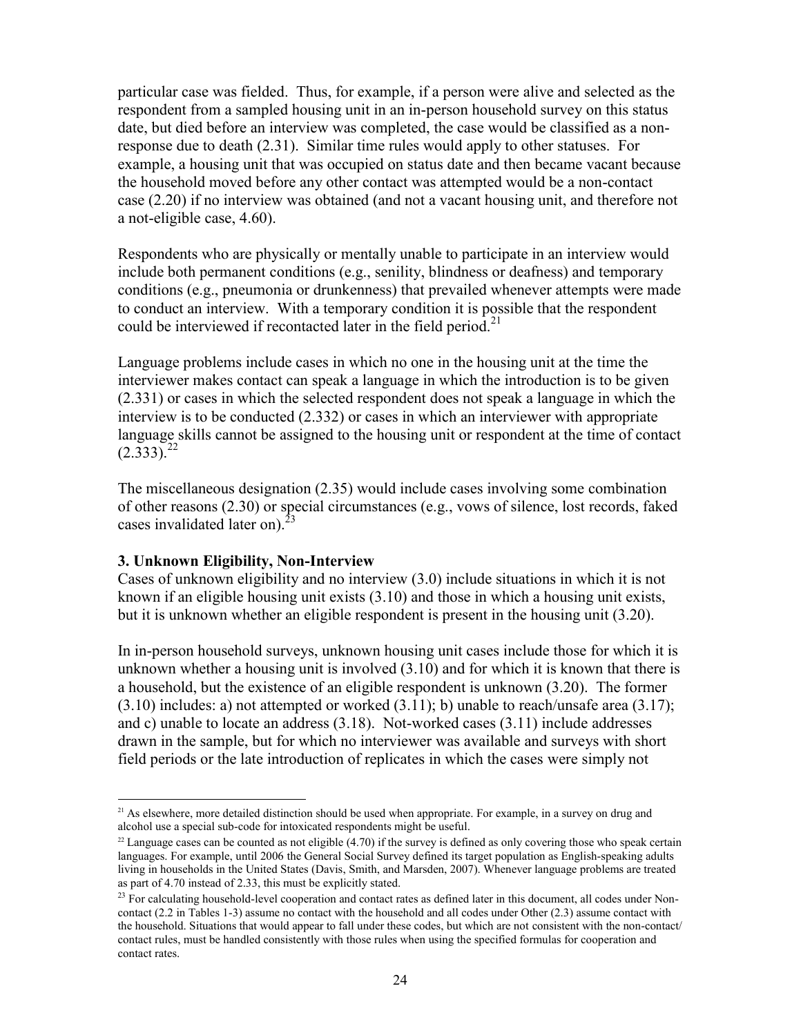particular case was fielded. Thus, for example, if a person were alive and selected as the respondent from a sampled housing unit in an in-person household survey on this status date, but died before an interview was completed, the case would be classified as a non-response due to death (2.31). Similar time rules would apply to other statuses. For example, a housing unit that was occupied on status date and then became vacant because the household moved before any other contact was attempted would be a non-contact case (2.20) if no interview was obtained (and not a vacant housing unit, and therefore not a not-eligible case, 4.60).

Respondents who are physically or mentally unable to participate in an interview would include both permanent conditions (e.g., senility, blindness or deafness) and temporary conditions (e.g., pneumonia or drunkenness) that prevailed whenever attempts were made to conduct an interview. With a temporary condition it is possible that the respondent could be interviewed if recontacted later in the field period.[21]

Language problems include cases in which no one in the housing unit at the time the interviewer makes contact can speak a language in which the introduction is to be given (2.331) or cases in which the selected respondent does not speak a language in which the interview is to be conducted (2.332) or cases in which an interviewer with appropriate language skills cannot be assigned to the housing unit or respondent at the time of contact (2.333).[22]

The miscellaneous designation (2.35) would include cases involving some combination of other reasons (2.30) or special circumstances (e.g., vows of silence, lost records, faked cases invalidated later on).[23]

**3. Unknown Eligibility, Non-Interview**

Cases of unknown eligibility and no interview (3.0) include situations in which it is not known if an eligible housing unit exists (3.10) and those in which a housing unit exists, but it is unknown whether an eligible respondent is present in the housing unit (3.20).

In in-person household surveys, unknown housing unit cases include those for which it is unknown whether a housing unit is involved (3.10) and for which it is known that there is a household, but the existence of an eligible respondent is unknown (3.20). The former (3.10) includes: a) not attempted or worked (3.11); b) unable to reach/unsafe area (3.17); and c) unable to locate an address (3.18). Not-worked cases (3.11) include addresses drawn in the sample, but for which no interviewer was available and surveys with short field periods or the late introduction of replicates in which the cases were simply not

---

[21] As elsewhere, more detailed distinction should be used when appropriate. For example, in a survey on drug and alcohol use a special sub-code for intoxicated respondents might be useful.

[22] Language cases can be counted as not eligible (4.70) if the survey is defined as only covering those who speak certain languages. For example, until 2006 the General Social Survey defined its target population as English-speaking adults living in households in the United States (Davis, Smith, and Marsden, 2007). Whenever language problems are treated as part of 4.70 instead of 2.33, this must be explicitly stated.

[23] For calculating household-level cooperation and contact rates as defined later in this document, all codes under Non-contact (2.2 in Tables 1-3) assume no contact with the household and all codes under Other (2.3) assume contact with the household. Situations that would appear to fall under these codes, but which are not consistent with the non-contact/contact rules, must be handled consistently with those rules when using the specified formulas for cooperation and contact rates.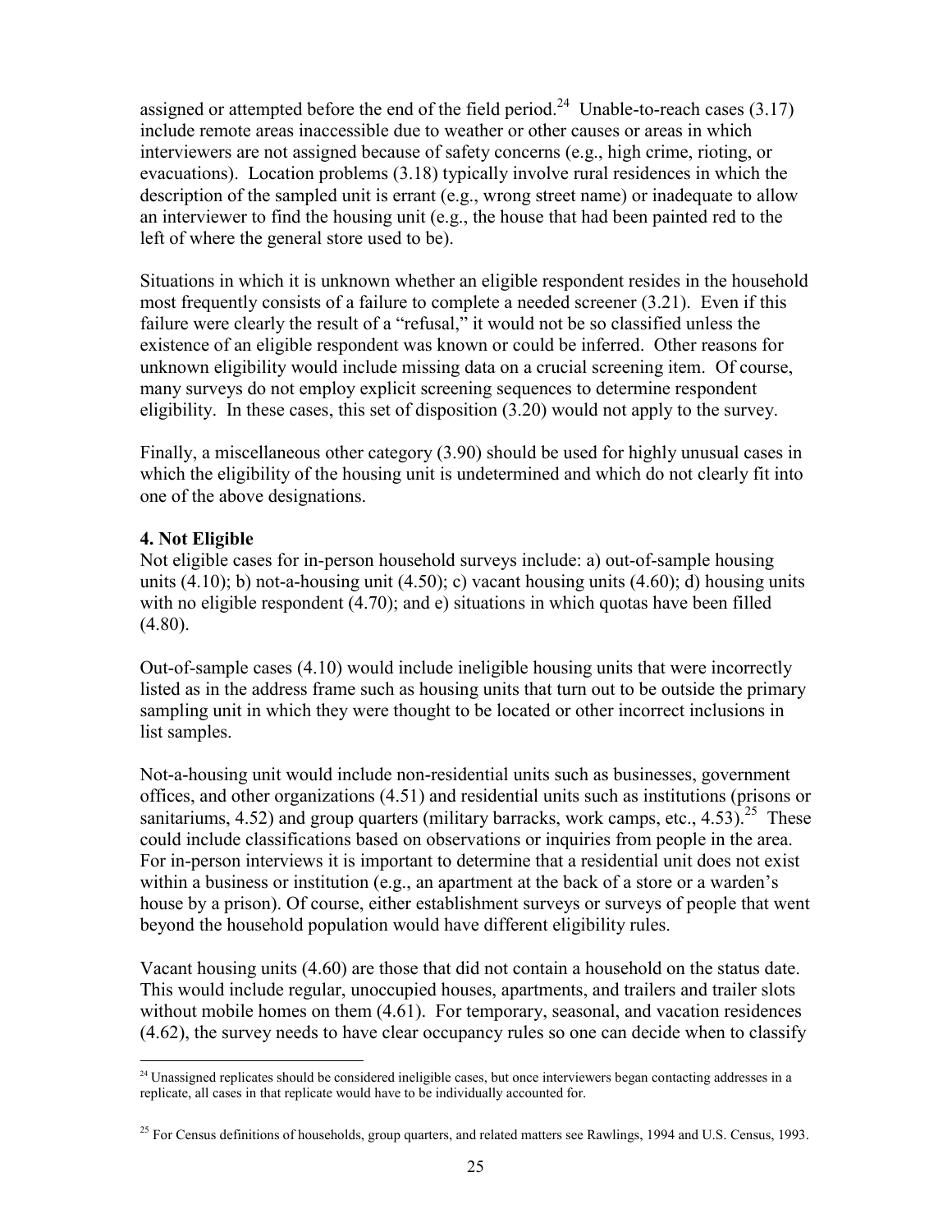assigned or attempted before the end of the field period.[24] Unable-to-reach cases (3.17) include remote areas inaccessible due to weather or other causes or areas in which interviewers are not assigned because of safety concerns (e.g., high crime, rioting, or evacuations). Location problems (3.18) typically involve rural residences in which the description of the sampled unit is errant (e.g., wrong street name) or inadequate to allow an interviewer to find the housing unit (e.g., the house that had been painted red to the left of where the general store used to be).

Situations in which it is unknown whether an eligible respondent resides in the household most frequently consists of a failure to complete a needed screener (3.21). Even if this failure were clearly the result of a "refusal," it would not be so classified unless the existence of an eligible respondent was known or could be inferred. Other reasons for unknown eligibility would include missing data on a crucial screening item. Of course, many surveys do not employ explicit screening sequences to determine respondent eligibility. In these cases, this set of disposition (3.20) would not apply to the survey.

Finally, a miscellaneous other category (3.90) should be used for highly unusual cases in which the eligibility of the housing unit is undetermined and which do not clearly fit into one of the above designations.

**4. Not Eligible**

Not eligible cases for in-person household surveys include: a) out-of-sample housing units (4.10); b) not-a-housing unit (4.50); c) vacant housing units (4.60); d) housing units with no eligible respondent (4.70); and e) situations in which quotas have been filled (4.80).

Out-of-sample cases (4.10) would include ineligible housing units that were incorrectly listed as in the address frame such as housing units that turn out to be outside the primary sampling unit in which they were thought to be located or other incorrect inclusions in list samples.

Not-a-housing unit would include non-residential units such as businesses, government offices, and other organizations (4.51) and residential units such as institutions (prisons or sanitariums, 4.52) and group quarters (military barracks, work camps, etc., 4.53).[25] These could include classifications based on observations or inquiries from people in the area. For in-person interviews it is important to determine that a residential unit does not exist within a business or institution (e.g., an apartment at the back of a store or a warden's house by a prison). Of course, either establishment surveys or surveys of people that went beyond the household population would have different eligibility rules.

Vacant housing units (4.60) are those that did not contain a household on the status date. This would include regular, unoccupied houses, apartments, and trailers and trailer slots without mobile homes on them (4.61). For temporary, seasonal, and vacation residences (4.62), the survey needs to have clear occupancy rules so one can decide when to classify

---

[24] Unassigned replicates should be considered ineligible cases, but once interviewers began contacting addresses in a replicate, all cases in that replicate would have to be individually accounted for.

[25] For Census definitions of households, group quarters, and related matters see Rawlings, 1994 and U.S. Census, 1993.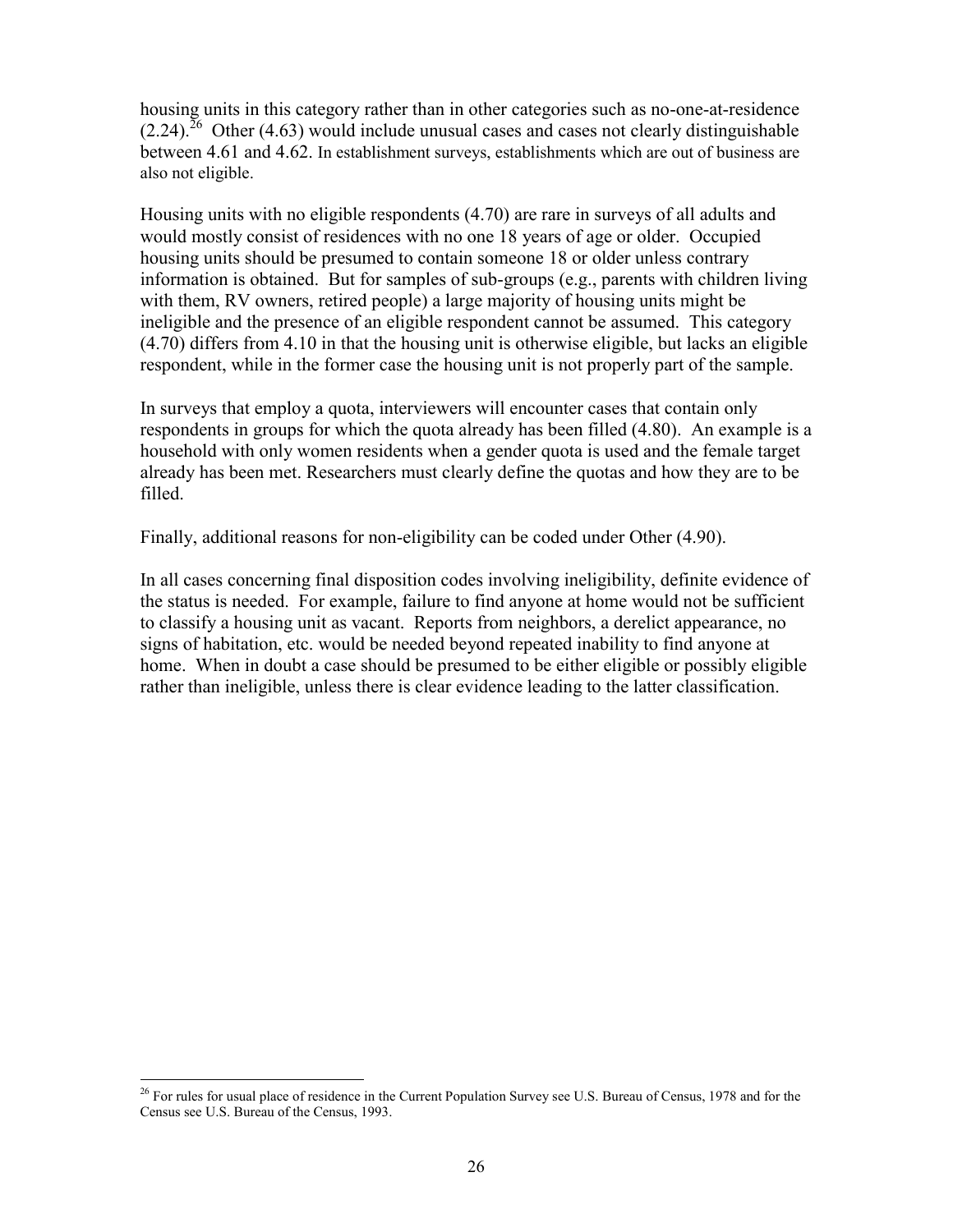housing units in this category rather than in other categories such as no-one-at-residence (2.24).[26] Other (4.63) would include unusual cases and cases not clearly distinguishable between 4.61 and 4.62. In establishment surveys, establishments which are out of business are also not eligible.

Housing units with no eligible respondents (4.70) are rare in surveys of all adults and would mostly consist of residences with no one 18 years of age or older. Occupied housing units should be presumed to contain someone 18 or older unless contrary information is obtained. But for samples of sub-groups (e.g., parents with children living with them, RV owners, retired people) a large majority of housing units might be ineligible and the presence of an eligible respondent cannot be assumed. This category (4.70) differs from 4.10 in that the housing unit is otherwise eligible, but lacks an eligible respondent, while in the former case the housing unit is not properly part of the sample.

In surveys that employ a quota, interviewers will encounter cases that contain only respondents in groups for which the quota already has been filled (4.80). An example is a household with only women residents when a gender quota is used and the female target already has been met. Researchers must clearly define the quotas and how they are to be filled.

Finally, additional reasons for non-eligibility can be coded under Other (4.90).

In all cases concerning final disposition codes involving ineligibility, definite evidence of the status is needed. For example, failure to find anyone at home would not be sufficient to classify a housing unit as vacant. Reports from neighbors, a derelict appearance, no signs of habitation, etc. would be needed beyond repeated inability to find anyone at home. When in doubt a case should be presumed to be either eligible or possibly eligible rather than ineligible, unless there is clear evidence leading to the latter classification.

[26] For rules for usual place of residence in the Current Population Survey see U.S. Bureau of Census, 1978 and for the Census see U.S. Bureau of the Census, 1993.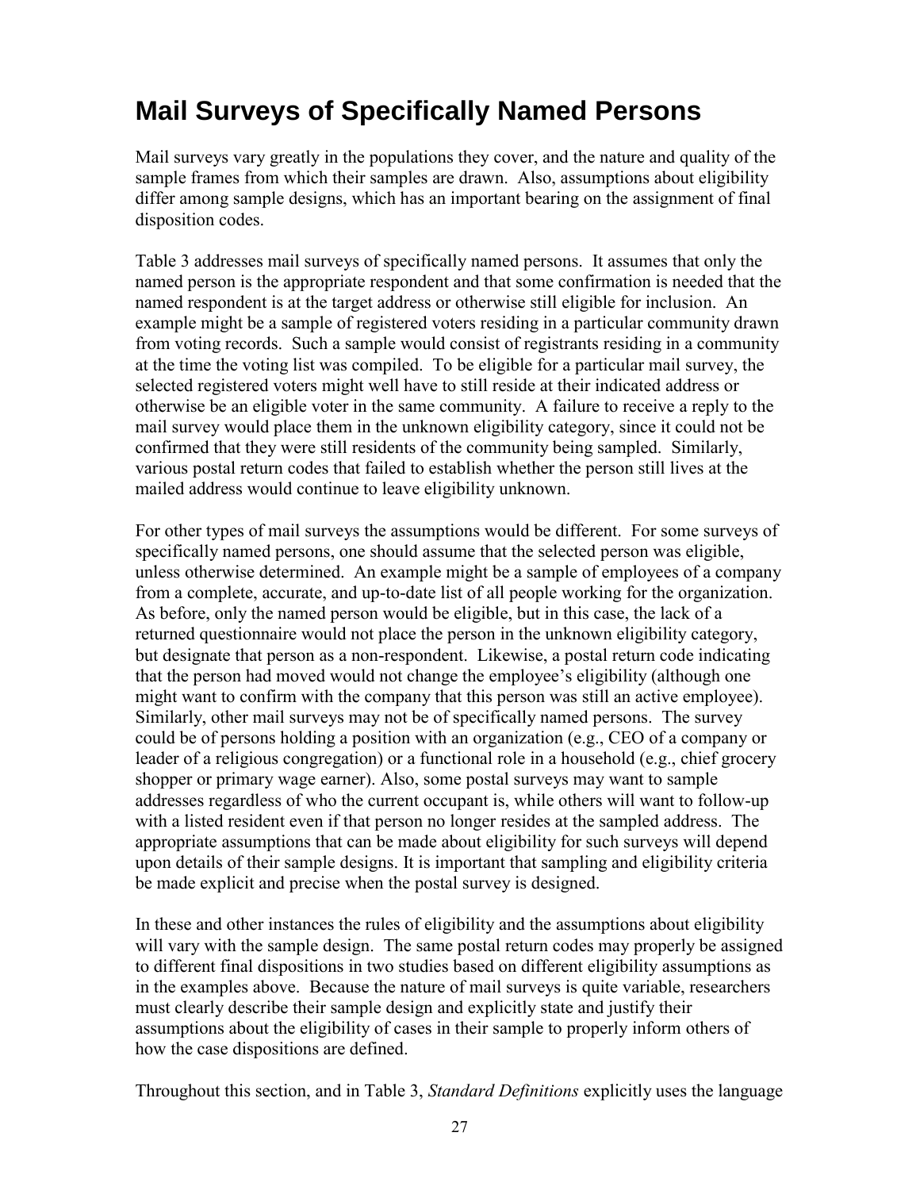# Mail Surveys of Specifically Named Persons

Mail surveys vary greatly in the populations they cover, and the nature and quality of the sample frames from which their samples are drawn. Also, assumptions about eligibility differ among sample designs, which has an important bearing on the assignment of final disposition codes.

Table 3 addresses mail surveys of specifically named persons. It assumes that only the named person is the appropriate respondent and that some confirmation is needed that the named respondent is at the target address or otherwise still eligible for inclusion. An example might be a sample of registered voters residing in a particular community drawn from voting records. Such a sample would consist of registrants residing in a community at the time the voting list was compiled. To be eligible for a particular mail survey, the selected registered voters might well have to still reside at their indicated address or otherwise be an eligible voter in the same community. A failure to receive a reply to the mail survey would place them in the unknown eligibility category, since it could not be confirmed that they were still residents of the community being sampled. Similarly, various postal return codes that failed to establish whether the person still lives at the mailed address would continue to leave eligibility unknown.

For other types of mail surveys the assumptions would be different. For some surveys of specifically named persons, one should assume that the selected person was eligible, unless otherwise determined. An example might be a sample of employees of a company from a complete, accurate, and up-to-date list of all people working for the organization. As before, only the named person would be eligible, but in this case, the lack of a returned questionnaire would not place the person in the unknown eligibility category, but designate that person as a non-respondent. Likewise, a postal return code indicating that the person had moved would not change the employee's eligibility (although one might want to confirm with the company that this person was still an active employee). Similarly, other mail surveys may not be of specifically named persons. The survey could be of persons holding a position with an organization (e.g., CEO of a company or leader of a religious congregation) or a functional role in a household (e.g., chief grocery shopper or primary wage earner). Also, some postal surveys may want to sample addresses regardless of who the current occupant is, while others will want to follow-up with a listed resident even if that person no longer resides at the sampled address. The appropriate assumptions that can be made about eligibility for such surveys will depend upon details of their sample designs. It is important that sampling and eligibility criteria be made explicit and precise when the postal survey is designed.

In these and other instances the rules of eligibility and the assumptions about eligibility will vary with the sample design. The same postal return codes may properly be assigned to different final dispositions in two studies based on different eligibility assumptions as in the examples above. Because the nature of mail surveys is quite variable, researchers must clearly describe their sample design and explicitly state and justify their assumptions about the eligibility of cases in their sample to properly inform others of how the case dispositions are defined.

Throughout this section, and in Table 3, *Standard Definitions* explicitly uses the language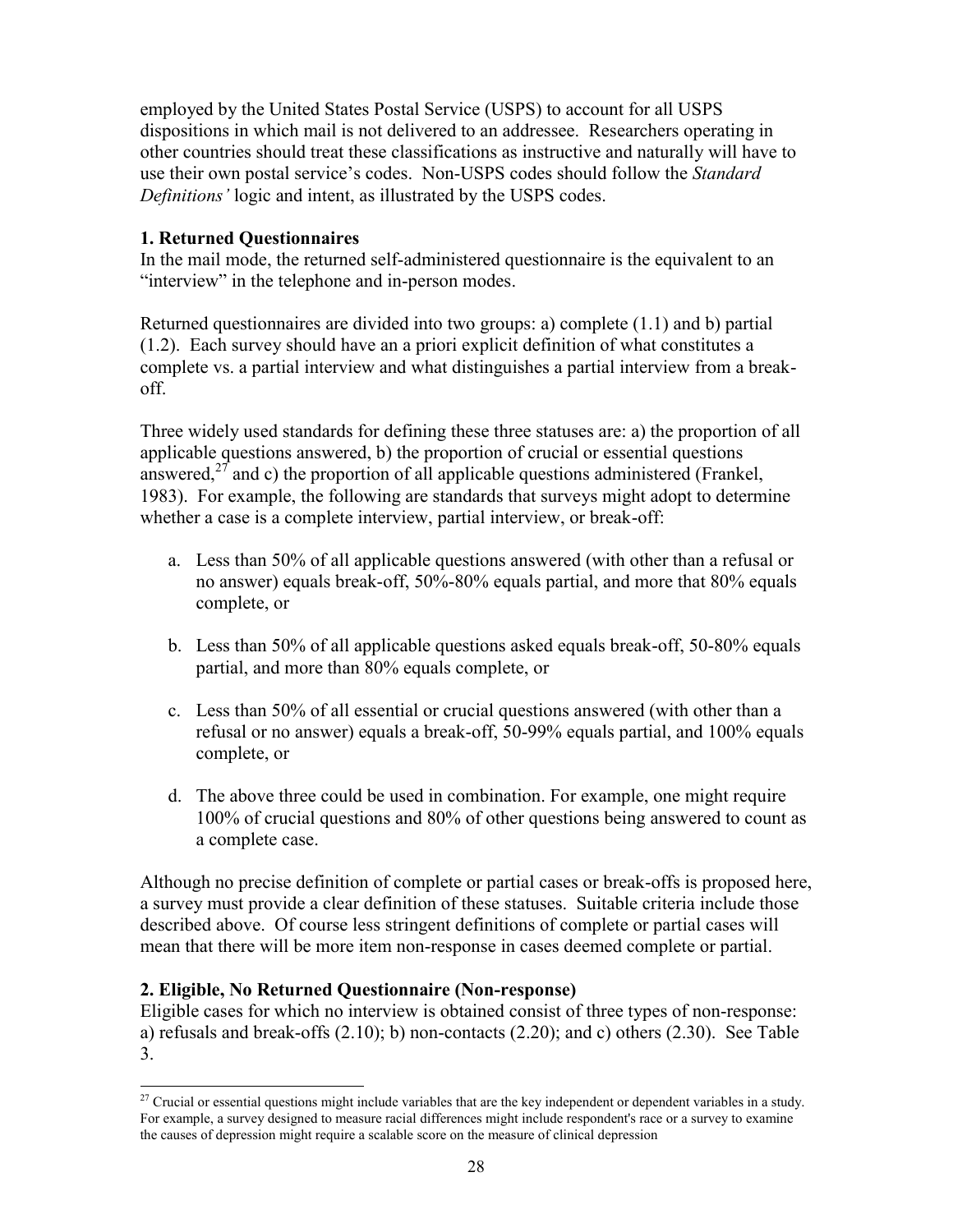employed by the United States Postal Service (USPS) to account for all USPS dispositions in which mail is not delivered to an addressee. Researchers operating in other countries should treat these classifications as instructive and naturally will have to use their own postal service's codes. Non-USPS codes should follow the *Standard Definitions'* logic and intent, as illustrated by the USPS codes.

**1. Returned Questionnaires**

In the mail mode, the returned self-administered questionnaire is the equivalent to an "interview" in the telephone and in-person modes.

Returned questionnaires are divided into two groups: a) complete (1.1) and b) partial (1.2). Each survey should have an a priori explicit definition of what constitutes a complete vs. a partial interview and what distinguishes a partial interview from a break-off.

Three widely used standards for defining these three statuses are: a) the proportion of all applicable questions answered, b) the proportion of crucial or essential questions answered,[27] and c) the proportion of all applicable questions administered (Frankel, 1983). For example, the following are standards that surveys might adopt to determine whether a case is a complete interview, partial interview, or break-off:

a. Less than 50% of all applicable questions answered (with other than a refusal or no answer) equals break-off, 50%-80% equals partial, and more that 80% equals complete, or

b. Less than 50% of all applicable questions asked equals break-off, 50-80% equals partial, and more than 80% equals complete, or

c. Less than 50% of all essential or crucial questions answered (with other than a refusal or no answer) equals a break-off, 50-99% equals partial, and 100% equals complete, or

d. The above three could be used in combination. For example, one might require 100% of crucial questions and 80% of other questions being answered to count as a complete case.

Although no precise definition of complete or partial cases or break-offs is proposed here, a survey must provide a clear definition of these statuses. Suitable criteria include those described above. Of course less stringent definitions of complete or partial cases will mean that there will be more item non-response in cases deemed complete or partial.

**2. Eligible, No Returned Questionnaire (Non-response)**

Eligible cases for which no interview is obtained consist of three types of non-response: a) refusals and break-offs (2.10); b) non-contacts (2.20); and c) others (2.30). See Table 3.

[27] Crucial or essential questions might include variables that are the key independent or dependent variables in a study. For example, a survey designed to measure racial differences might include respondent's race or a survey to examine the causes of depression might require a scalable score on the measure of clinical depression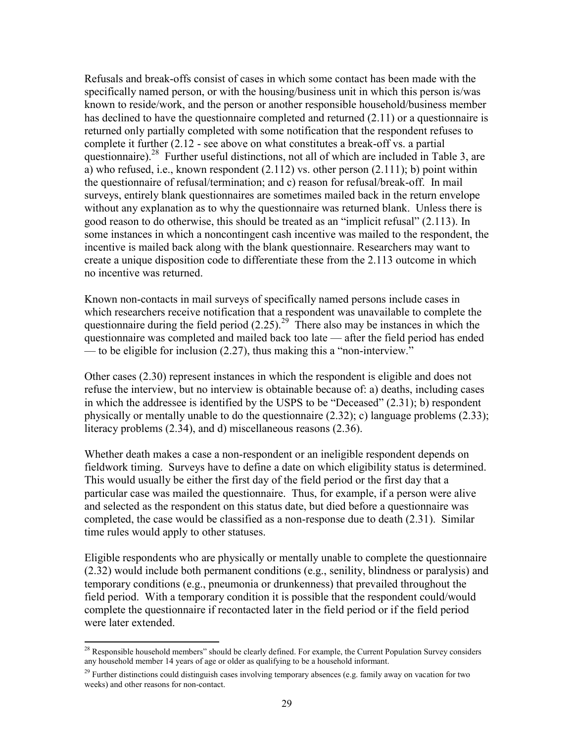Refusals and break-offs consist of cases in which some contact has been made with the specifically named person, or with the housing/business unit in which this person is/was known to reside/work, and the person or another responsible household/business member has declined to have the questionnaire completed and returned (2.11) or a questionnaire is returned only partially completed with some notification that the respondent refuses to complete it further (2.12 - see above on what constitutes a break-off vs. a partial questionnaire).[28] Further useful distinctions, not all of which are included in Table 3, are a) who refused, i.e., known respondent (2.112) vs. other person (2.111); b) point within the questionnaire of refusal/termination; and c) reason for refusal/break-off. In mail surveys, entirely blank questionnaires are sometimes mailed back in the return envelope without any explanation as to why the questionnaire was returned blank. Unless there is good reason to do otherwise, this should be treated as an "implicit refusal" (2.113). In some instances in which a noncontingent cash incentive was mailed to the respondent, the incentive is mailed back along with the blank questionnaire. Researchers may want to create a unique disposition code to differentiate these from the 2.113 outcome in which no incentive was returned.

Known non-contacts in mail surveys of specifically named persons include cases in which researchers receive notification that a respondent was unavailable to complete the questionnaire during the field period (2.25).[29] There also may be instances in which the questionnaire was completed and mailed back too late — after the field period has ended — to be eligible for inclusion (2.27), thus making this a "non-interview."

Other cases (2.30) represent instances in which the respondent is eligible and does not refuse the interview, but no interview is obtainable because of: a) deaths, including cases in which the addressee is identified by the USPS to be "Deceased" (2.31); b) respondent physically or mentally unable to do the questionnaire (2.32); c) language problems (2.33); literacy problems (2.34), and d) miscellaneous reasons (2.36).

Whether death makes a case a non-respondent or an ineligible respondent depends on fieldwork timing. Surveys have to define a date on which eligibility status is determined. This would usually be either the first day of the field period or the first day that a particular case was mailed the questionnaire. Thus, for example, if a person were alive and selected as the respondent on this status date, but died before a questionnaire was completed, the case would be classified as a non-response due to death (2.31). Similar time rules would apply to other statuses.

Eligible respondents who are physically or mentally unable to complete the questionnaire (2.32) would include both permanent conditions (e.g., senility, blindness or paralysis) and temporary conditions (e.g., pneumonia or drunkenness) that prevailed throughout the field period. With a temporary condition it is possible that the respondent could/would complete the questionnaire if recontacted later in the field period or if the field period were later extended.

---

[28] Responsible household members" should be clearly defined. For example, the Current Population Survey considers any household member 14 years of age or older as qualifying to be a household informant.

[29] Further distinctions could distinguish cases involving temporary absences (e.g. family away on vacation for two weeks) and other reasons for non-contact.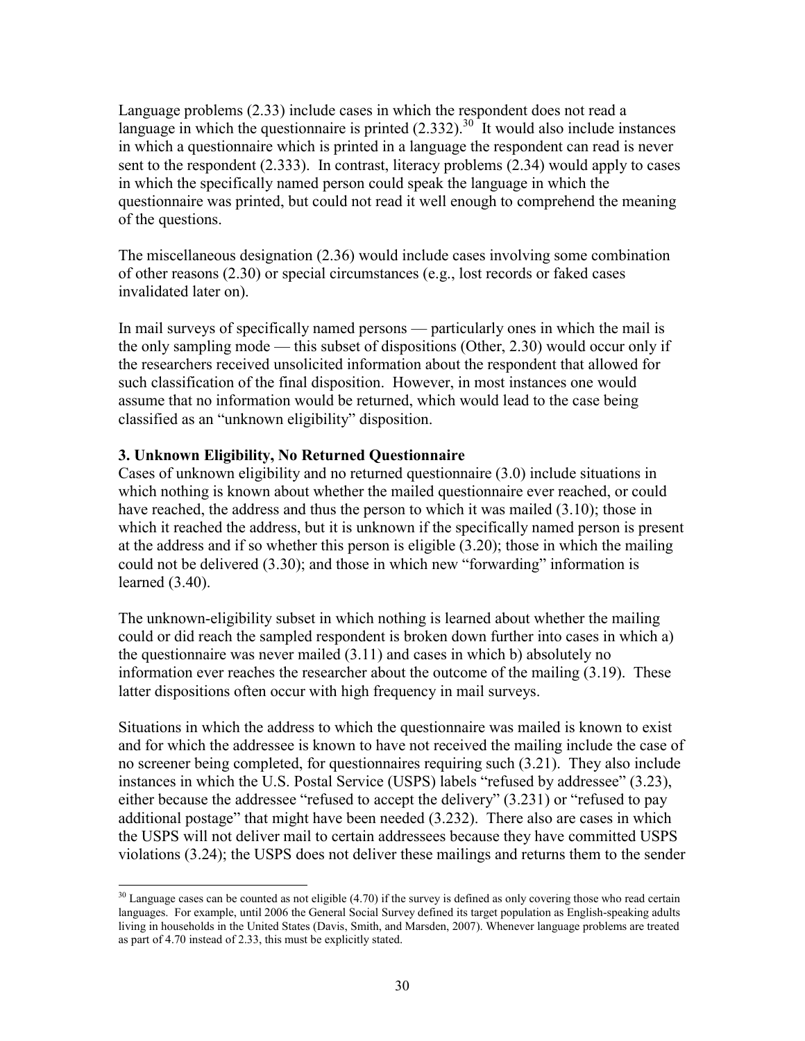Language problems (2.33) include cases in which the respondent does not read a language in which the questionnaire is printed (2.332).[30] It would also include instances in which a questionnaire which is printed in a language the respondent can read is never sent to the respondent (2.333). In contrast, literacy problems (2.34) would apply to cases in which the specifically named person could speak the language in which the questionnaire was printed, but could not read it well enough to comprehend the meaning of the questions.

The miscellaneous designation (2.36) would include cases involving some combination of other reasons (2.30) or special circumstances (e.g., lost records or faked cases invalidated later on).

In mail surveys of specifically named persons — particularly ones in which the mail is the only sampling mode — this subset of dispositions (Other, 2.30) would occur only if the researchers received unsolicited information about the respondent that allowed for such classification of the final disposition. However, in most instances one would assume that no information would be returned, which would lead to the case being classified as an "unknown eligibility" disposition.

**3. Unknown Eligibility, No Returned Questionnaire**

Cases of unknown eligibility and no returned questionnaire (3.0) include situations in which nothing is known about whether the mailed questionnaire ever reached, or could have reached, the address and thus the person to which it was mailed (3.10); those in which it reached the address, but it is unknown if the specifically named person is present at the address and if so whether this person is eligible (3.20); those in which the mailing could not be delivered (3.30); and those in which new "forwarding" information is learned (3.40).

The unknown-eligibility subset in which nothing is learned about whether the mailing could or did reach the sampled respondent is broken down further into cases in which a) the questionnaire was never mailed (3.11) and cases in which b) absolutely no information ever reaches the researcher about the outcome of the mailing (3.19). These latter dispositions often occur with high frequency in mail surveys.

Situations in which the address to which the questionnaire was mailed is known to exist and for which the addressee is known to have not received the mailing include the case of no screener being completed, for questionnaires requiring such (3.21). They also include instances in which the U.S. Postal Service (USPS) labels "refused by addressee" (3.23), either because the addressee "refused to accept the delivery" (3.231) or "refused to pay additional postage" that might have been needed (3.232). There also are cases in which the USPS will not deliver mail to certain addressees because they have committed USPS violations (3.24); the USPS does not deliver these mailings and returns them to the sender

[30] Language cases can be counted as not eligible (4.70) if the survey is defined as only covering those who read certain languages. For example, until 2006 the General Social Survey defined its target population as English-speaking adults living in households in the United States (Davis, Smith, and Marsden, 2007). Whenever language problems are treated as part of 4.70 instead of 2.33, this must be explicitly stated.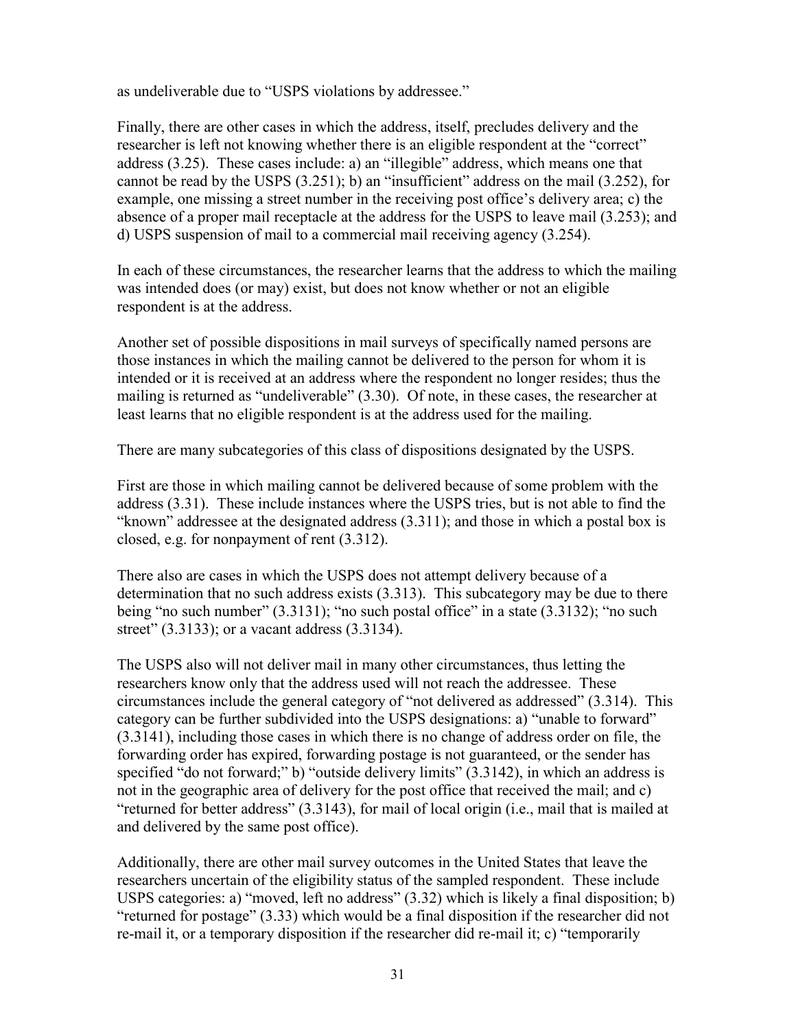as undeliverable due to "USPS violations by addressee."

Finally, there are other cases in which the address, itself, precludes delivery and the researcher is left not knowing whether there is an eligible respondent at the "correct" address (3.25). These cases include: a) an "illegible" address, which means one that cannot be read by the USPS (3.251); b) an "insufficient" address on the mail (3.252), for example, one missing a street number in the receiving post office's delivery area; c) the absence of a proper mail receptacle at the address for the USPS to leave mail (3.253); and d) USPS suspension of mail to a commercial mail receiving agency (3.254).

In each of these circumstances, the researcher learns that the address to which the mailing was intended does (or may) exist, but does not know whether or not an eligible respondent is at the address.

Another set of possible dispositions in mail surveys of specifically named persons are those instances in which the mailing cannot be delivered to the person for whom it is intended or it is received at an address where the respondent no longer resides; thus the mailing is returned as "undeliverable" (3.30). Of note, in these cases, the researcher at least learns that no eligible respondent is at the address used for the mailing.

There are many subcategories of this class of dispositions designated by the USPS.

First are those in which mailing cannot be delivered because of some problem with the address (3.31). These include instances where the USPS tries, but is not able to find the "known" addressee at the designated address (3.311); and those in which a postal box is closed, e.g. for nonpayment of rent (3.312).

There also are cases in which the USPS does not attempt delivery because of a determination that no such address exists (3.313). This subcategory may be due to there being "no such number" (3.3131); "no such postal office" in a state (3.3132); "no such street" (3.3133); or a vacant address (3.3134).

The USPS also will not deliver mail in many other circumstances, thus letting the researchers know only that the address used will not reach the addressee. These circumstances include the general category of "not delivered as addressed" (3.314). This category can be further subdivided into the USPS designations: a) "unable to forward" (3.3141), including those cases in which there is no change of address order on file, the forwarding order has expired, forwarding postage is not guaranteed, or the sender has specified "do not forward;" b) "outside delivery limits" (3.3142), in which an address is not in the geographic area of delivery for the post office that received the mail; and c) "returned for better address" (3.3143), for mail of local origin (i.e., mail that is mailed at and delivered by the same post office).

Additionally, there are other mail survey outcomes in the United States that leave the researchers uncertain of the eligibility status of the sampled respondent. These include USPS categories: a) "moved, left no address" (3.32) which is likely a final disposition; b) "returned for postage" (3.33) which would be a final disposition if the researcher did not re-mail it, or a temporary disposition if the researcher did re-mail it; c) "temporarily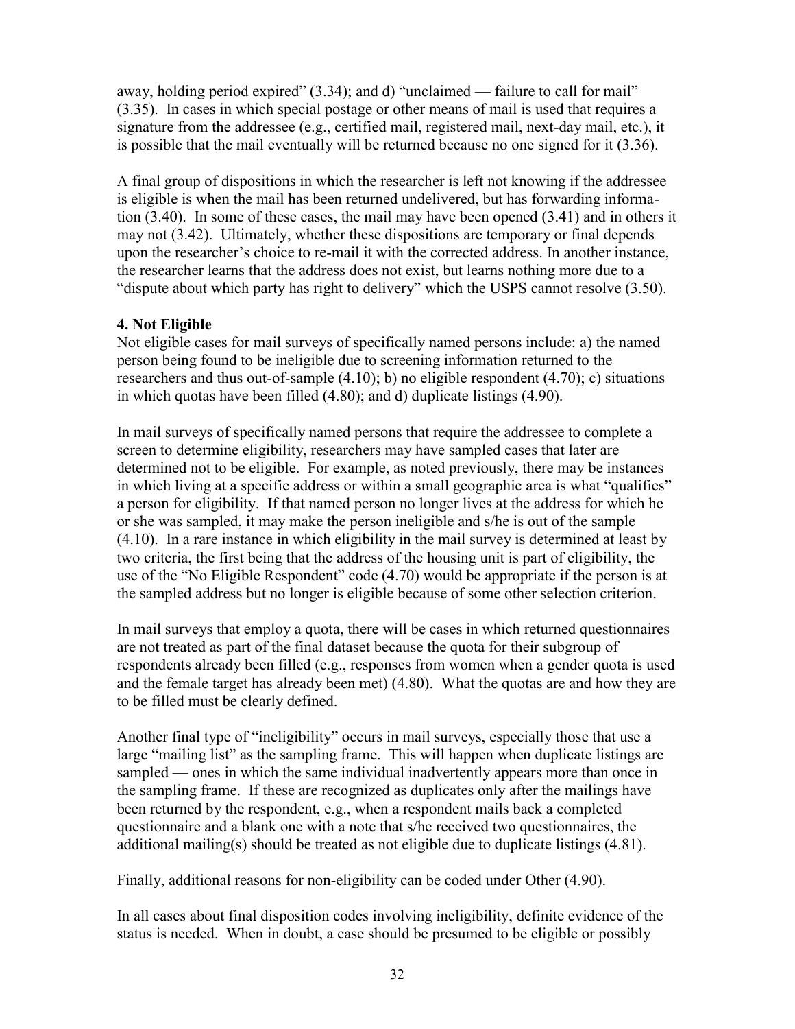away, holding period expired" (3.34); and d) "unclaimed — failure to call for mail" (3.35). In cases in which special postage or other means of mail is used that requires a signature from the addressee (e.g., certified mail, registered mail, next-day mail, etc.), it is possible that the mail eventually will be returned because no one signed for it (3.36).

A final group of dispositions in which the researcher is left not knowing if the addressee is eligible is when the mail has been returned undelivered, but has forwarding information (3.40). In some of these cases, the mail may have been opened (3.41) and in others it may not (3.42). Ultimately, whether these dispositions are temporary or final depends upon the researcher's choice to re-mail it with the corrected address. In another instance, the researcher learns that the address does not exist, but learns nothing more due to a "dispute about which party has right to delivery" which the USPS cannot resolve (3.50).

**4. Not Eligible**

Not eligible cases for mail surveys of specifically named persons include: a) the named person being found to be ineligible due to screening information returned to the researchers and thus out-of-sample (4.10); b) no eligible respondent (4.70); c) situations in which quotas have been filled (4.80); and d) duplicate listings (4.90).

In mail surveys of specifically named persons that require the addressee to complete a screen to determine eligibility, researchers may have sampled cases that later are determined not to be eligible. For example, as noted previously, there may be instances in which living at a specific address or within a small geographic area is what "qualifies" a person for eligibility. If that named person no longer lives at the address for which he or she was sampled, it may make the person ineligible and s/he is out of the sample (4.10). In a rare instance in which eligibility in the mail survey is determined at least by two criteria, the first being that the address of the housing unit is part of eligibility, the use of the "No Eligible Respondent" code (4.70) would be appropriate if the person is at the sampled address but no longer is eligible because of some other selection criterion.

In mail surveys that employ a quota, there will be cases in which returned questionnaires are not treated as part of the final dataset because the quota for their subgroup of respondents already been filled (e.g., responses from women when a gender quota is used and the female target has already been met) (4.80). What the quotas are and how they are to be filled must be clearly defined.

Another final type of "ineligibility" occurs in mail surveys, especially those that use a large "mailing list" as the sampling frame. This will happen when duplicate listings are sampled — ones in which the same individual inadvertently appears more than once in the sampling frame. If these are recognized as duplicates only after the mailings have been returned by the respondent, e.g., when a respondent mails back a completed questionnaire and a blank one with a note that s/he received two questionnaires, the additional mailing(s) should be treated as not eligible due to duplicate listings (4.81).

Finally, additional reasons for non-eligibility can be coded under Other (4.90).

In all cases about final disposition codes involving ineligibility, definite evidence of the status is needed. When in doubt, a case should be presumed to be eligible or possibly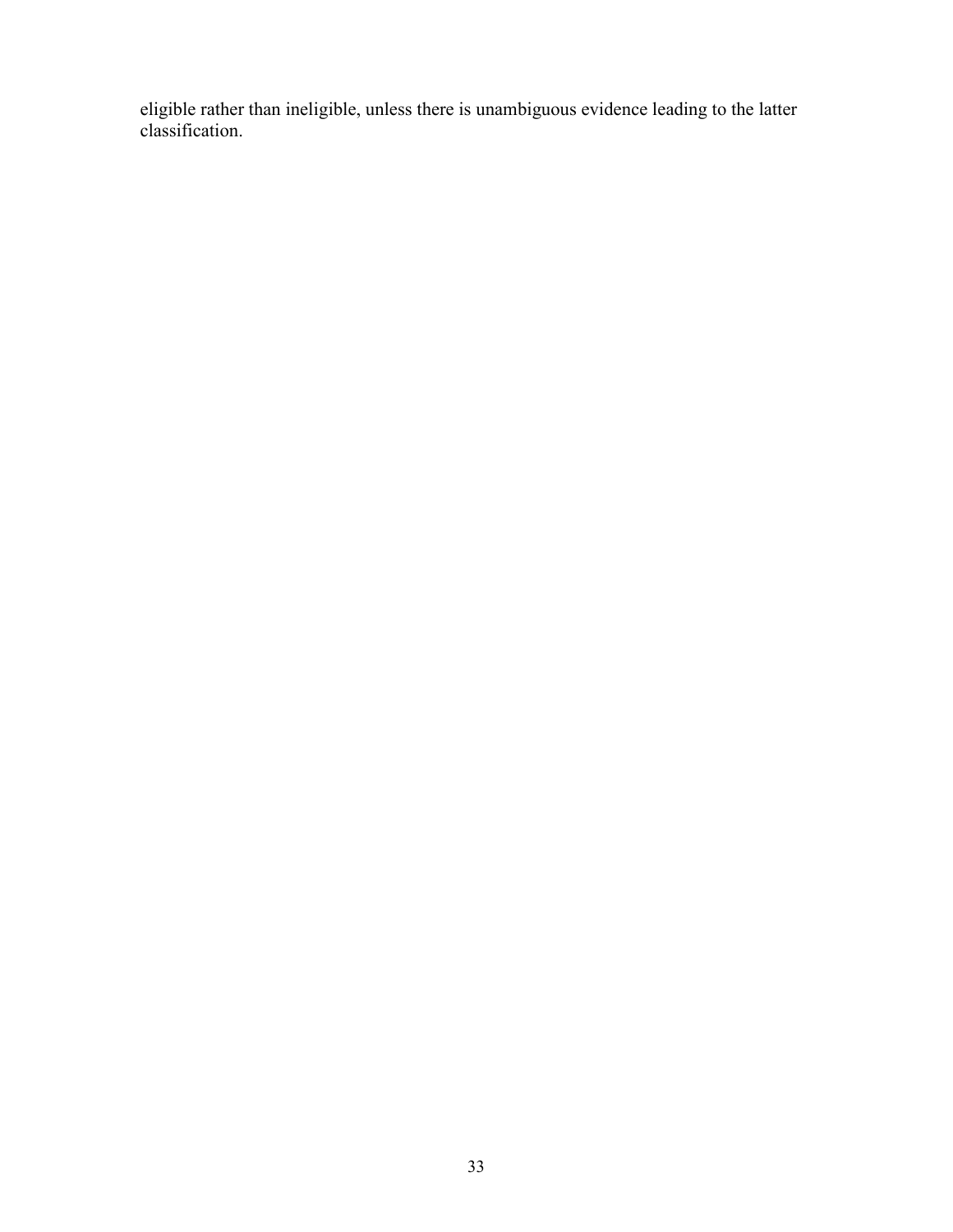eligible rather than ineligible, unless there is unambiguous evidence leading to the latter classification.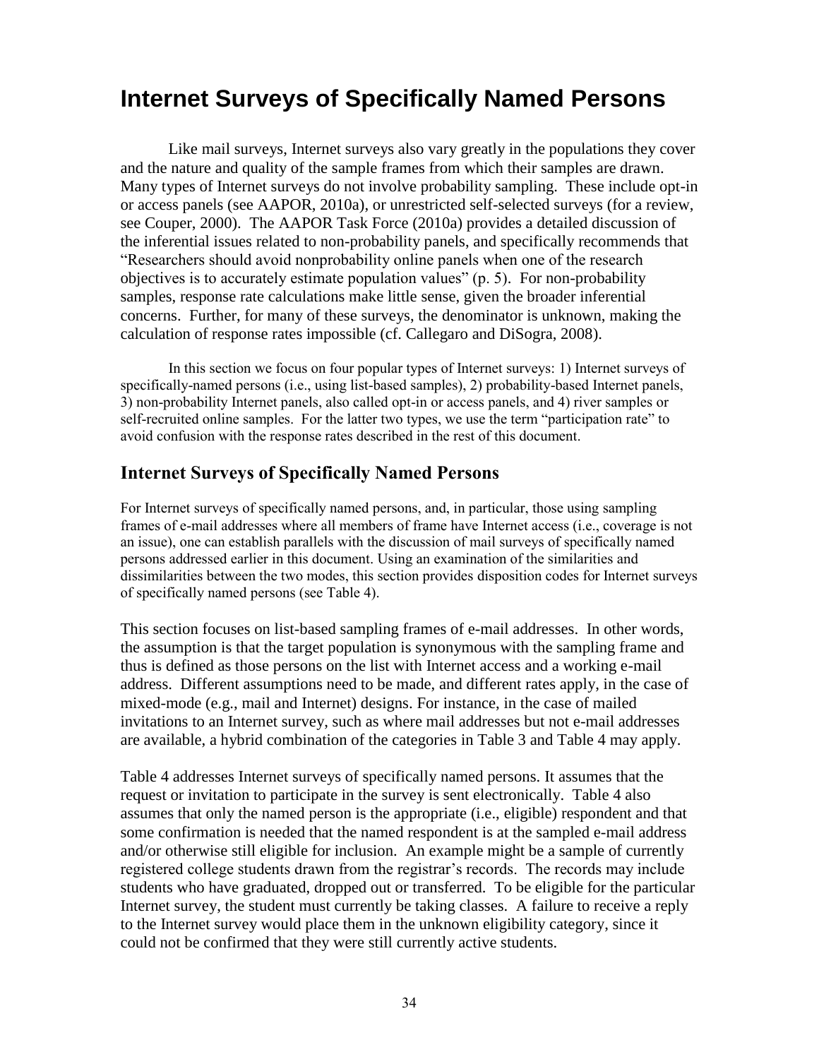# Internet Surveys of Specifically Named Persons

Like mail surveys, Internet surveys also vary greatly in the populations they cover and the nature and quality of the sample frames from which their samples are drawn. Many types of Internet surveys do not involve probability sampling. These include opt-in or access panels (see AAPOR, 2010a), or unrestricted self-selected surveys (for a review, see Couper, 2000). The AAPOR Task Force (2010a) provides a detailed discussion of the inferential issues related to non-probability panels, and specifically recommends that "Researchers should avoid nonprobability online panels when one of the research objectives is to accurately estimate population values" (p. 5). For non-probability samples, response rate calculations make little sense, given the broader inferential concerns. Further, for many of these surveys, the denominator is unknown, making the calculation of response rates impossible (cf. Callegaro and DiSogra, 2008).

In this section we focus on four popular types of Internet surveys: 1) Internet surveys of specifically-named persons (i.e., using list-based samples), 2) probability-based Internet panels, 3) non-probability Internet panels, also called opt-in or access panels, and 4) river samples or self-recruited online samples. For the latter two types, we use the term "participation rate" to avoid confusion with the response rates described in the rest of this document.

## Internet Surveys of Specifically Named Persons

For Internet surveys of specifically named persons, and, in particular, those using sampling frames of e-mail addresses where all members of frame have Internet access (i.e., coverage is not an issue), one can establish parallels with the discussion of mail surveys of specifically named persons addressed earlier in this document. Using an examination of the similarities and dissimilarities between the two modes, this section provides disposition codes for Internet surveys of specifically named persons (see Table 4).

This section focuses on list-based sampling frames of e-mail addresses. In other words, the assumption is that the target population is synonymous with the sampling frame and thus is defined as those persons on the list with Internet access and a working e-mail address. Different assumptions need to be made, and different rates apply, in the case of mixed-mode (e.g., mail and Internet) designs. For instance, in the case of mailed invitations to an Internet survey, such as where mail addresses but not e-mail addresses are available, a hybrid combination of the categories in Table 3 and Table 4 may apply.

Table 4 addresses Internet surveys of specifically named persons. It assumes that the request or invitation to participate in the survey is sent electronically. Table 4 also assumes that only the named person is the appropriate (i.e., eligible) respondent and that some confirmation is needed that the named respondent is at the sampled e-mail address and/or otherwise still eligible for inclusion. An example might be a sample of currently registered college students drawn from the registrar's records. The records may include students who have graduated, dropped out or transferred. To be eligible for the particular Internet survey, the student must currently be taking classes. A failure to receive a reply to the Internet survey would place them in the unknown eligibility category, since it could not be confirmed that they were still currently active students.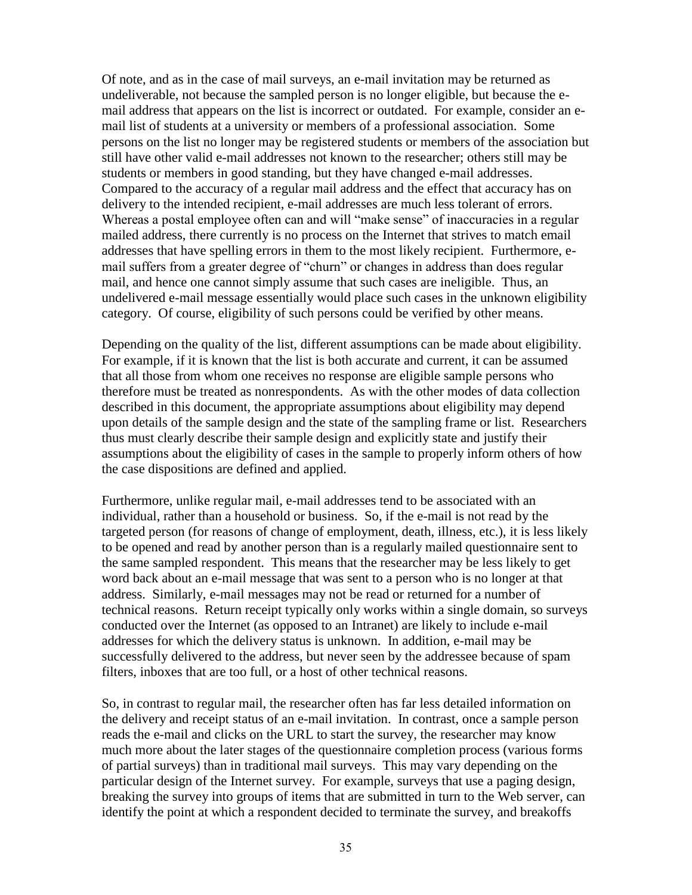Of note, and as in the case of mail surveys, an e-mail invitation may be returned as undeliverable, not because the sampled person is no longer eligible, but because the e-mail address that appears on the list is incorrect or outdated. For example, consider an e-mail list of students at a university or members of a professional association. Some persons on the list no longer may be registered students or members of the association but still have other valid e-mail addresses not known to the researcher; others still may be students or members in good standing, but they have changed e-mail addresses. Compared to the accuracy of a regular mail address and the effect that accuracy has on delivery to the intended recipient, e-mail addresses are much less tolerant of errors. Whereas a postal employee often can and will "make sense" of inaccuracies in a regular mailed address, there currently is no process on the Internet that strives to match email addresses that have spelling errors in them to the most likely recipient. Furthermore, e-mail suffers from a greater degree of "churn" or changes in address than does regular mail, and hence one cannot simply assume that such cases are ineligible. Thus, an undelivered e-mail message essentially would place such cases in the unknown eligibility category. Of course, eligibility of such persons could be verified by other means.

Depending on the quality of the list, different assumptions can be made about eligibility. For example, if it is known that the list is both accurate and current, it can be assumed that all those from whom one receives no response are eligible sample persons who therefore must be treated as nonrespondents. As with the other modes of data collection described in this document, the appropriate assumptions about eligibility may depend upon details of the sample design and the state of the sampling frame or list. Researchers thus must clearly describe their sample design and explicitly state and justify their assumptions about the eligibility of cases in the sample to properly inform others of how the case dispositions are defined and applied.

Furthermore, unlike regular mail, e-mail addresses tend to be associated with an individual, rather than a household or business. So, if the e-mail is not read by the targeted person (for reasons of change of employment, death, illness, etc.), it is less likely to be opened and read by another person than is a regularly mailed questionnaire sent to the same sampled respondent. This means that the researcher may be less likely to get word back about an e-mail message that was sent to a person who is no longer at that address. Similarly, e-mail messages may not be read or returned for a number of technical reasons. Return receipt typically only works within a single domain, so surveys conducted over the Internet (as opposed to an Intranet) are likely to include e-mail addresses for which the delivery status is unknown. In addition, e-mail may be successfully delivered to the address, but never seen by the addressee because of spam filters, inboxes that are too full, or a host of other technical reasons.

So, in contrast to regular mail, the researcher often has far less detailed information on the delivery and receipt status of an e-mail invitation. In contrast, once a sample person reads the e-mail and clicks on the URL to start the survey, the researcher may know much more about the later stages of the questionnaire completion process (various forms of partial surveys) than in traditional mail surveys. This may vary depending on the particular design of the Internet survey. For example, surveys that use a paging design, breaking the survey into groups of items that are submitted in turn to the Web server, can identify the point at which a respondent decided to terminate the survey, and breakoffs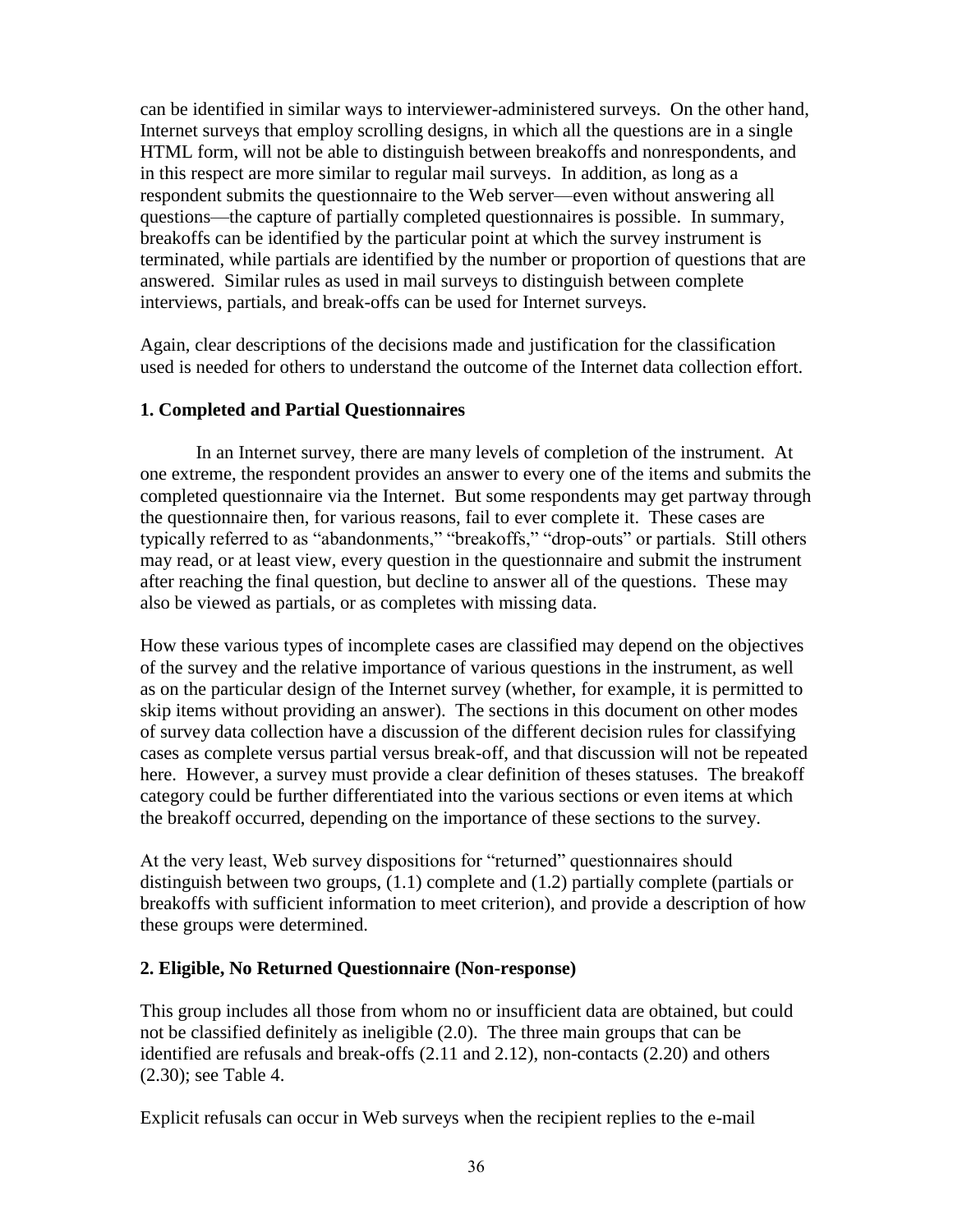can be identified in similar ways to interviewer-administered surveys. On the other hand, Internet surveys that employ scrolling designs, in which all the questions are in a single HTML form, will not be able to distinguish between breakoffs and nonrespondents, and in this respect are more similar to regular mail surveys. In addition, as long as a respondent submits the questionnaire to the Web server—even without answering all questions—the capture of partially completed questionnaires is possible. In summary, breakoffs can be identified by the particular point at which the survey instrument is terminated, while partials are identified by the number or proportion of questions that are answered. Similar rules as used in mail surveys to distinguish between complete interviews, partials, and break-offs can be used for Internet surveys.

Again, clear descriptions of the decisions made and justification for the classification used is needed for others to understand the outcome of the Internet data collection effort.

**1. Completed and Partial Questionnaires**

In an Internet survey, there are many levels of completion of the instrument. At one extreme, the respondent provides an answer to every one of the items and submits the completed questionnaire via the Internet. But some respondents may get partway through the questionnaire then, for various reasons, fail to ever complete it. These cases are typically referred to as "abandonments," "breakoffs," "drop-outs" or partials. Still others may read, or at least view, every question in the questionnaire and submit the instrument after reaching the final question, but decline to answer all of the questions. These may also be viewed as partials, or as completes with missing data.

How these various types of incomplete cases are classified may depend on the objectives of the survey and the relative importance of various questions in the instrument, as well as on the particular design of the Internet survey (whether, for example, it is permitted to skip items without providing an answer). The sections in this document on other modes of survey data collection have a discussion of the different decision rules for classifying cases as complete versus partial versus break-off, and that discussion will not be repeated here. However, a survey must provide a clear definition of theses statuses. The breakoff category could be further differentiated into the various sections or even items at which the breakoff occurred, depending on the importance of these sections to the survey.

At the very least, Web survey dispositions for "returned" questionnaires should distinguish between two groups, (1.1) complete and (1.2) partially complete (partials or breakoffs with sufficient information to meet criterion), and provide a description of how these groups were determined.

**2. Eligible, No Returned Questionnaire (Non-response)**

This group includes all those from whom no or insufficient data are obtained, but could not be classified definitely as ineligible (2.0). The three main groups that can be identified are refusals and break-offs (2.11 and 2.12), non-contacts (2.20) and others (2.30); see Table 4.

Explicit refusals can occur in Web surveys when the recipient replies to the e-mail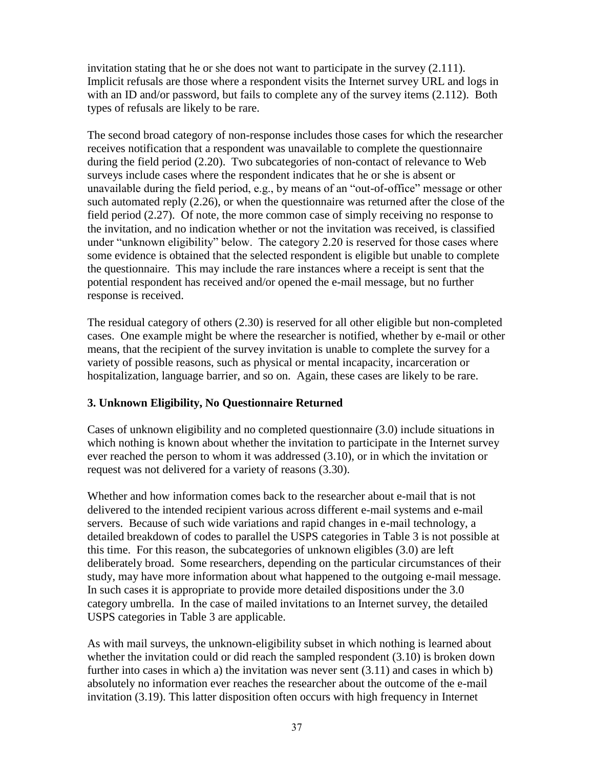invitation stating that he or she does not want to participate in the survey (2.111). Implicit refusals are those where a respondent visits the Internet survey URL and logs in with an ID and/or password, but fails to complete any of the survey items (2.112). Both types of refusals are likely to be rare.

The second broad category of non-response includes those cases for which the researcher receives notification that a respondent was unavailable to complete the questionnaire during the field period (2.20). Two subcategories of non-contact of relevance to Web surveys include cases where the respondent indicates that he or she is absent or unavailable during the field period, e.g., by means of an "out-of-office" message or other such automated reply (2.26), or when the questionnaire was returned after the close of the field period (2.27). Of note, the more common case of simply receiving no response to the invitation, and no indication whether or not the invitation was received, is classified under "unknown eligibility" below. The category 2.20 is reserved for those cases where some evidence is obtained that the selected respondent is eligible but unable to complete the questionnaire. This may include the rare instances where a receipt is sent that the potential respondent has received and/or opened the e-mail message, but no further response is received.

The residual category of others (2.30) is reserved for all other eligible but non-completed cases. One example might be where the researcher is notified, whether by e-mail or other means, that the recipient of the survey invitation is unable to complete the survey for a variety of possible reasons, such as physical or mental incapacity, incarceration or hospitalization, language barrier, and so on. Again, these cases are likely to be rare.

### 3. Unknown Eligibility, No Questionnaire Returned

Cases of unknown eligibility and no completed questionnaire (3.0) include situations in which nothing is known about whether the invitation to participate in the Internet survey ever reached the person to whom it was addressed (3.10), or in which the invitation or request was not delivered for a variety of reasons (3.30).

Whether and how information comes back to the researcher about e-mail that is not delivered to the intended recipient various across different e-mail systems and e-mail servers. Because of such wide variations and rapid changes in e-mail technology, a detailed breakdown of codes to parallel the USPS categories in Table 3 is not possible at this time. For this reason, the subcategories of unknown eligibles (3.0) are left deliberately broad. Some researchers, depending on the particular circumstances of their study, may have more information about what happened to the outgoing e-mail message. In such cases it is appropriate to provide more detailed dispositions under the 3.0 category umbrella. In the case of mailed invitations to an Internet survey, the detailed USPS categories in Table 3 are applicable.

As with mail surveys, the unknown-eligibility subset in which nothing is learned about whether the invitation could or did reach the sampled respondent (3.10) is broken down further into cases in which a) the invitation was never sent (3.11) and cases in which b) absolutely no information ever reaches the researcher about the outcome of the e-mail invitation (3.19). This latter disposition often occurs with high frequency in Internet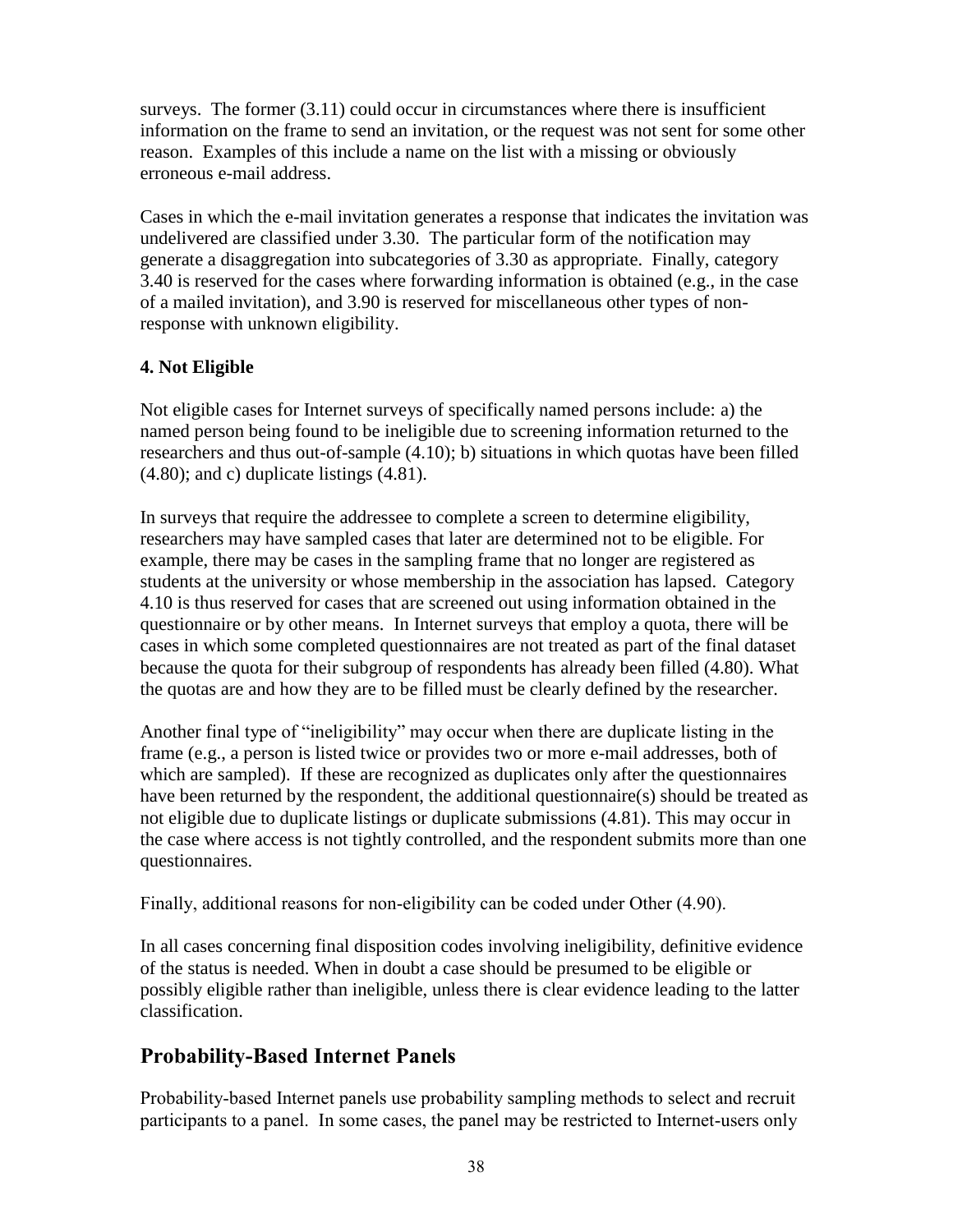surveys. The former (3.11) could occur in circumstances where there is insufficient information on the frame to send an invitation, or the request was not sent for some other reason. Examples of this include a name on the list with a missing or obviously erroneous e-mail address.

Cases in which the e-mail invitation generates a response that indicates the invitation was undelivered are classified under 3.30. The particular form of the notification may generate a disaggregation into subcategories of 3.30 as appropriate. Finally, category 3.40 is reserved for the cases where forwarding information is obtained (e.g., in the case of a mailed invitation), and 3.90 is reserved for miscellaneous other types of non-response with unknown eligibility.

**4. Not Eligible**

Not eligible cases for Internet surveys of specifically named persons include: a) the named person being found to be ineligible due to screening information returned to the researchers and thus out-of-sample (4.10); b) situations in which quotas have been filled (4.80); and c) duplicate listings (4.81).

In surveys that require the addressee to complete a screen to determine eligibility, researchers may have sampled cases that later are determined not to be eligible. For example, there may be cases in the sampling frame that no longer are registered as students at the university or whose membership in the association has lapsed. Category 4.10 is thus reserved for cases that are screened out using information obtained in the questionnaire or by other means. In Internet surveys that employ a quota, there will be cases in which some completed questionnaires are not treated as part of the final dataset because the quota for their subgroup of respondents has already been filled (4.80). What the quotas are and how they are to be filled must be clearly defined by the researcher.

Another final type of "ineligibility" may occur when there are duplicate listing in the frame (e.g., a person is listed twice or provides two or more e-mail addresses, both of which are sampled). If these are recognized as duplicates only after the questionnaires have been returned by the respondent, the additional questionnaire(s) should be treated as not eligible due to duplicate listings or duplicate submissions (4.81). This may occur in the case where access is not tightly controlled, and the respondent submits more than one questionnaires.

Finally, additional reasons for non-eligibility can be coded under Other (4.90).

In all cases concerning final disposition codes involving ineligibility, definitive evidence of the status is needed. When in doubt a case should be presumed to be eligible or possibly eligible rather than ineligible, unless there is clear evidence leading to the latter classification.

## Probability-Based Internet Panels

Probability-based Internet panels use probability sampling methods to select and recruit participants to a panel. In some cases, the panel may be restricted to Internet-users only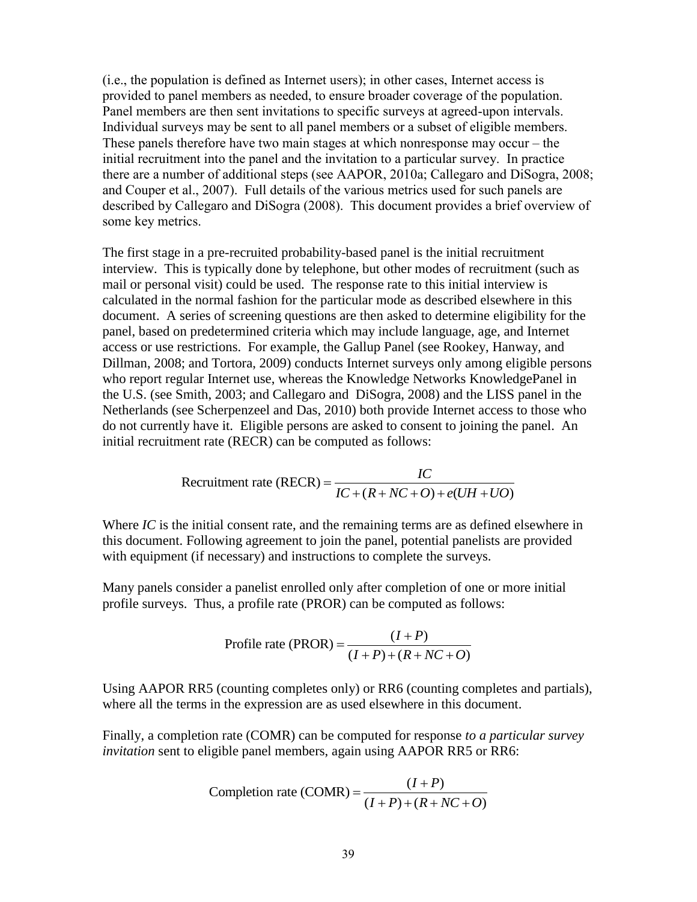(i.e., the population is defined as Internet users); in other cases, Internet access is provided to panel members as needed, to ensure broader coverage of the population. Panel members are then sent invitations to specific surveys at agreed-upon intervals. Individual surveys may be sent to all panel members or a subset of eligible members. These panels therefore have two main stages at which nonresponse may occur – the initial recruitment into the panel and the invitation to a particular survey. In practice there are a number of additional steps (see AAPOR, 2010a; Callegaro and DiSogra, 2008; and Couper et al., 2007). Full details of the various metrics used for such panels are described by Callegaro and DiSogra (2008). This document provides a brief overview of some key metrics.

The first stage in a pre-recruited probability-based panel is the initial recruitment interview. This is typically done by telephone, but other modes of recruitment (such as mail or personal visit) could be used. The response rate to this initial interview is calculated in the normal fashion for the particular mode as described elsewhere in this document. A series of screening questions are then asked to determine eligibility for the panel, based on predetermined criteria which may include language, age, and Internet access or use restrictions. For example, the Gallup Panel (see Rookey, Hanway, and Dillman, 2008; and Tortora, 2009) conducts Internet surveys only among eligible persons who report regular Internet use, whereas the Knowledge Networks KnowledgePanel in the U.S. (see Smith, 2003; and Callegaro and DiSogra, 2008) and the LISS panel in the Netherlands (see Scherpenzeel and Das, 2010) both provide Internet access to those who do not currently have it. Eligible persons are asked to consent to joining the panel. An initial recruitment rate (RECR) can be computed as follows:

$$\text{Recruitment rate (RECR)} = \frac{IC}{IC + (R + NC + O) + e(UH + UO)}$$

Where *IC* is the initial consent rate, and the remaining terms are as defined elsewhere in this document. Following agreement to join the panel, potential panelists are provided with equipment (if necessary) and instructions to complete the surveys.

Many panels consider a panelist enrolled only after completion of one or more initial profile surveys. Thus, a profile rate (PROR) can be computed as follows:

$$\text{Profile rate (PROR)} = \frac{(I + P)}{(I + P) + (R + NC + O)}$$

Using AAPOR RR5 (counting completes only) or RR6 (counting completes and partials), where all the terms in the expression are as used elsewhere in this document.

Finally, a completion rate (COMR) can be computed for response *to a particular survey invitation* sent to eligible panel members, again using AAPOR RR5 or RR6:

$$\text{Completion rate (COMR)} = \frac{(I + P)}{(I + P) + (R + NC + O)}$$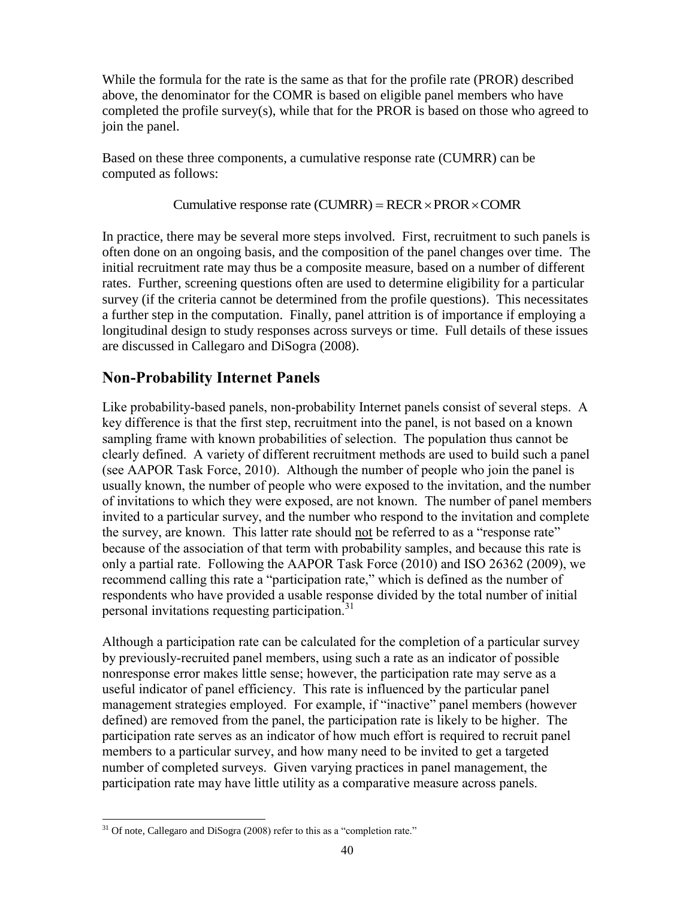While the formula for the rate is the same as that for the profile rate (PROR) described above, the denominator for the COMR is based on eligible panel members who have completed the profile survey(s), while that for the PROR is based on those who agreed to join the panel.

Based on these three components, a cumulative response rate (CUMRR) can be computed as follows:

$$\text{Cumulative response rate (CUMRR)} = \text{RECR} \times \text{PROR} \times \text{COMR}$$

In practice, there may be several more steps involved. First, recruitment to such panels is often done on an ongoing basis, and the composition of the panel changes over time. The initial recruitment rate may thus be a composite measure, based on a number of different rates. Further, screening questions often are used to determine eligibility for a particular survey (if the criteria cannot be determined from the profile questions). This necessitates a further step in the computation. Finally, panel attrition is of importance if employing a longitudinal design to study responses across surveys or time. Full details of these issues are discussed in Callegaro and DiSogra (2008).

## Non-Probability Internet Panels

Like probability-based panels, non-probability Internet panels consist of several steps. A key difference is that the first step, recruitment into the panel, is not based on a known sampling frame with known probabilities of selection. The population thus cannot be clearly defined. A variety of different recruitment methods are used to build such a panel (see AAPOR Task Force, 2010). Although the number of people who join the panel is usually known, the number of people who were exposed to the invitation, and the number of invitations to which they were exposed, are not known. The number of panel members invited to a particular survey, and the number who respond to the invitation and complete the survey, are known. This latter rate should <u>not</u> be referred to as a "response rate" because of the association of that term with probability samples, and because this rate is only a partial rate. Following the AAPOR Task Force (2010) and ISO 26362 (2009), we recommend calling this rate a "participation rate," which is defined as the number of respondents who have provided a usable response divided by the total number of initial personal invitations requesting participation.[31]

Although a participation rate can be calculated for the completion of a particular survey by previously-recruited panel members, using such a rate as an indicator of possible nonresponse error makes little sense; however, the participation rate may serve as a useful indicator of panel efficiency. This rate is influenced by the particular panel management strategies employed. For example, if "inactive" panel members (however defined) are removed from the panel, the participation rate is likely to be higher. The participation rate serves as an indicator of how much effort is required to recruit panel members to a particular survey, and how many need to be invited to get a targeted number of completed surveys. Given varying practices in panel management, the participation rate may have little utility as a comparative measure across panels.

---

[31] Of note, Callegaro and DiSogra (2008) refer to this as a "completion rate."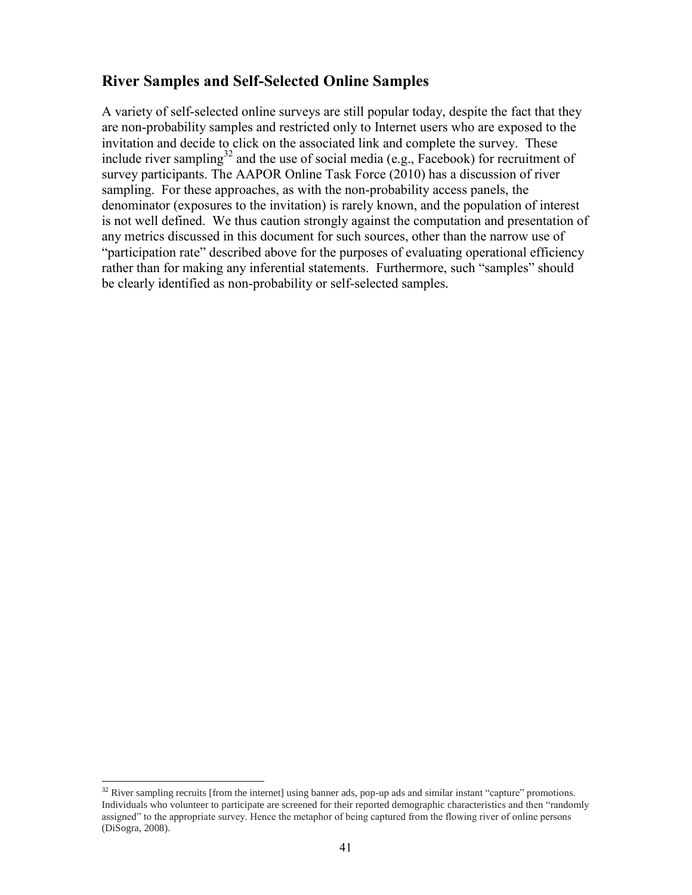## River Samples and Self-Selected Online Samples

A variety of self-selected online surveys are still popular today, despite the fact that they are non-probability samples and restricted only to Internet users who are exposed to the invitation and decide to click on the associated link and complete the survey. These include river sampling[32] and the use of social media (e.g., Facebook) for recruitment of survey participants. The AAPOR Online Task Force (2010) has a discussion of river sampling. For these approaches, as with the non-probability access panels, the denominator (exposures to the invitation) is rarely known, and the population of interest is not well defined. We thus caution strongly against the computation and presentation of any metrics discussed in this document for such sources, other than the narrow use of "participation rate" described above for the purposes of evaluating operational efficiency rather than for making any inferential statements. Furthermore, such "samples" should be clearly identified as non-probability or self-selected samples.

[32] River sampling recruits [from the internet] using banner ads, pop-up ads and similar instant "capture" promotions. Individuals who volunteer to participate are screened for their reported demographic characteristics and then "randomly assigned" to the appropriate survey. Hence the metaphor of being captured from the flowing river of online persons (DiSogra, 2008).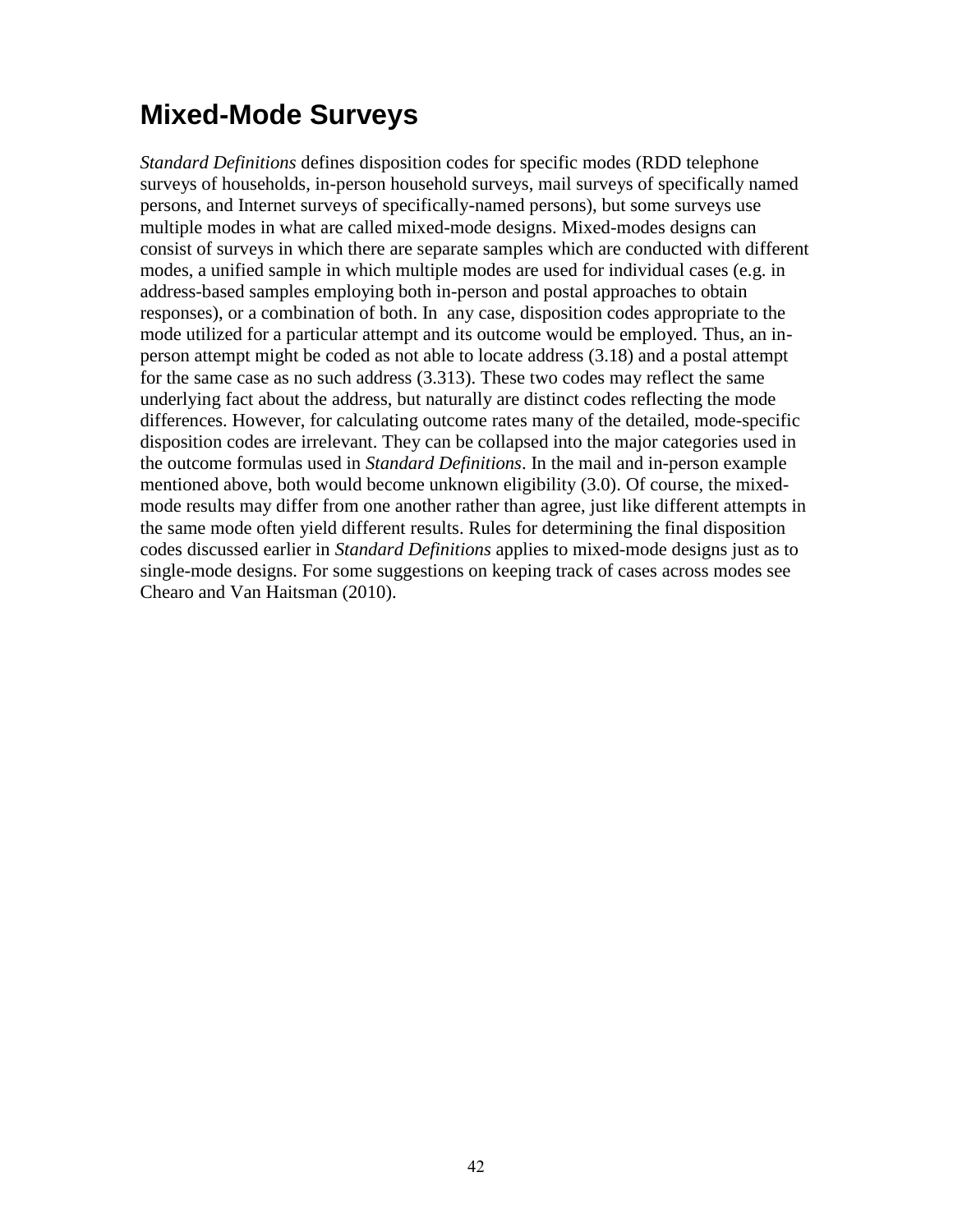# Mixed-Mode Surveys

*Standard Definitions* defines disposition codes for specific modes (RDD telephone surveys of households, in-person household surveys, mail surveys of specifically named persons, and Internet surveys of specifically-named persons), but some surveys use multiple modes in what are called mixed-mode designs. Mixed-modes designs can consist of surveys in which there are separate samples which are conducted with different modes, a unified sample in which multiple modes are used for individual cases (e.g. in address-based samples employing both in-person and postal approaches to obtain responses), or a combination of both. In any case, disposition codes appropriate to the mode utilized for a particular attempt and its outcome would be employed. Thus, an in-person attempt might be coded as not able to locate address (3.18) and a postal attempt for the same case as no such address (3.313). These two codes may reflect the same underlying fact about the address, but naturally are distinct codes reflecting the mode differences. However, for calculating outcome rates many of the detailed, mode-specific disposition codes are irrelevant. They can be collapsed into the major categories used in the outcome formulas used in *Standard Definitions*. In the mail and in-person example mentioned above, both would become unknown eligibility (3.0). Of course, the mixed-mode results may differ from one another rather than agree, just like different attempts in the same mode often yield different results. Rules for determining the final disposition codes discussed earlier in *Standard Definitions* applies to mixed-mode designs just as to single-mode designs. For some suggestions on keeping track of cases across modes see Chearo and Van Haitsman (2010).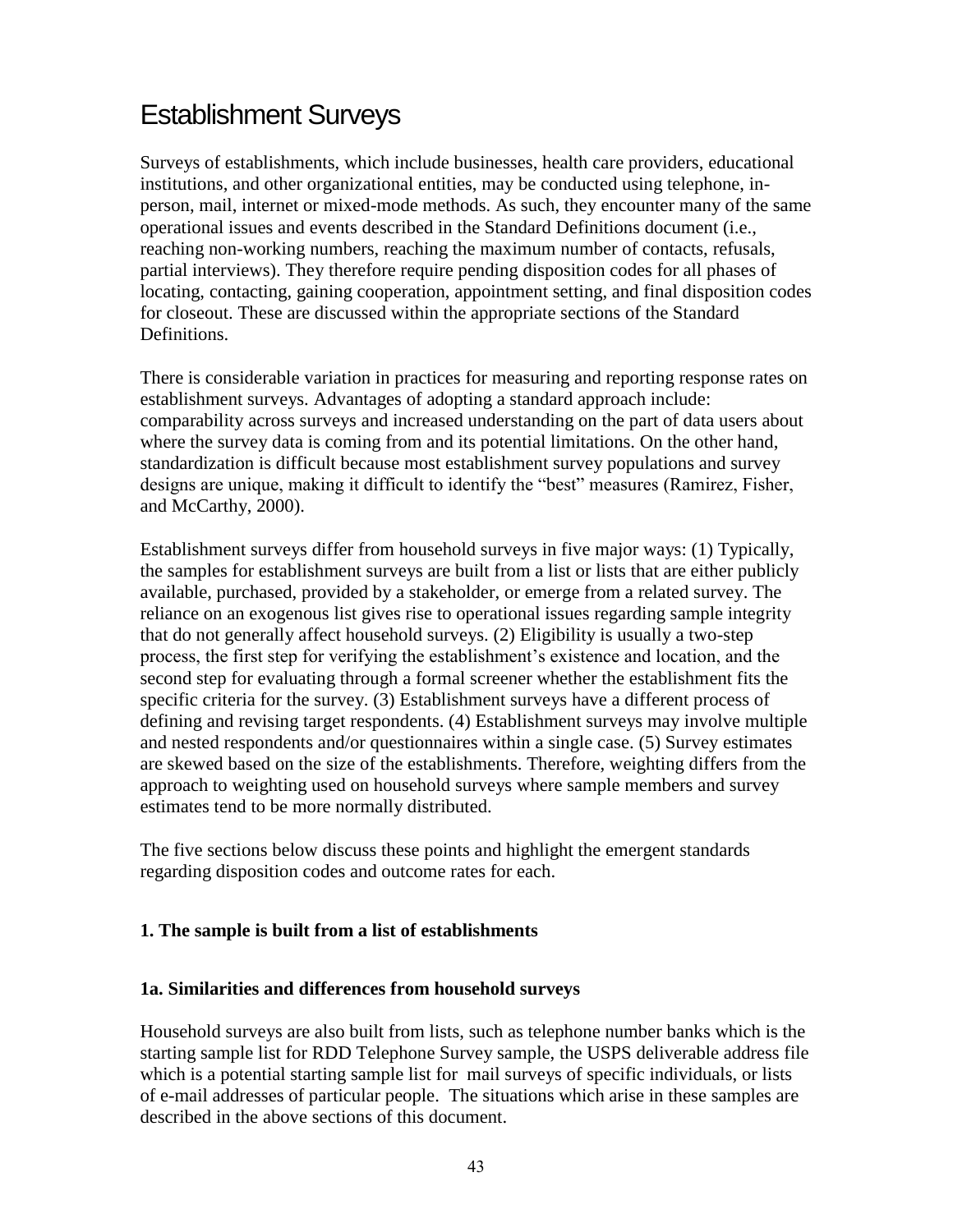# Establishment Surveys

Surveys of establishments, which include businesses, health care providers, educational institutions, and other organizational entities, may be conducted using telephone, in-person, mail, internet or mixed-mode methods. As such, they encounter many of the same operational issues and events described in the Standard Definitions document (i.e., reaching non-working numbers, reaching the maximum number of contacts, refusals, partial interviews). They therefore require pending disposition codes for all phases of locating, contacting, gaining cooperation, appointment setting, and final disposition codes for closeout. These are discussed within the appropriate sections of the Standard Definitions.

There is considerable variation in practices for measuring and reporting response rates on establishment surveys. Advantages of adopting a standard approach include: comparability across surveys and increased understanding on the part of data users about where the survey data is coming from and its potential limitations. On the other hand, standardization is difficult because most establishment survey populations and survey designs are unique, making it difficult to identify the "best" measures (Ramirez, Fisher, and McCarthy, 2000).

Establishment surveys differ from household surveys in five major ways: (1) Typically, the samples for establishment surveys are built from a list or lists that are either publicly available, purchased, provided by a stakeholder, or emerge from a related survey. The reliance on an exogenous list gives rise to operational issues regarding sample integrity that do not generally affect household surveys. (2) Eligibility is usually a two-step process, the first step for verifying the establishment's existence and location, and the second step for evaluating through a formal screener whether the establishment fits the specific criteria for the survey. (3) Establishment surveys have a different process of defining and revising target respondents. (4) Establishment surveys may involve multiple and nested respondents and/or questionnaires within a single case. (5) Survey estimates are skewed based on the size of the establishments. Therefore, weighting differs from the approach to weighting used on household surveys where sample members and survey estimates tend to be more normally distributed.

The five sections below discuss these points and highlight the emergent standards regarding disposition codes and outcome rates for each.

**1. The sample is built from a list of establishments**

**1a. Similarities and differences from household surveys**

Household surveys are also built from lists, such as telephone number banks which is the starting sample list for RDD Telephone Survey sample, the USPS deliverable address file which is a potential starting sample list for mail surveys of specific individuals, or lists of e-mail addresses of particular people. The situations which arise in these samples are described in the above sections of this document.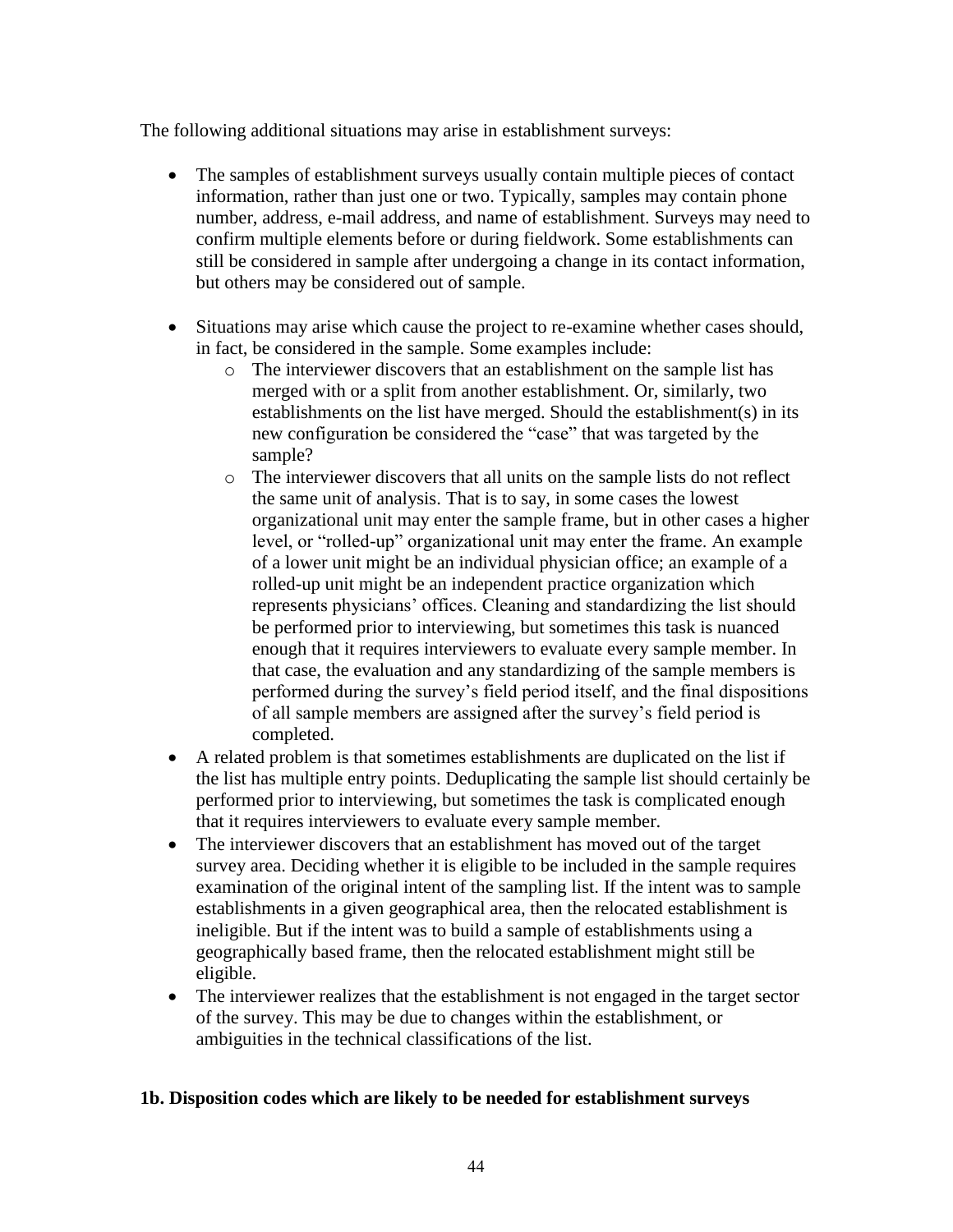The following additional situations may arise in establishment surveys:

- The samples of establishment surveys usually contain multiple pieces of contact information, rather than just one or two. Typically, samples may contain phone number, address, e-mail address, and name of establishment. Surveys may need to confirm multiple elements before or during fieldwork. Some establishments can still be considered in sample after undergoing a change in its contact information, but others may be considered out of sample.

- Situations may arise which cause the project to re-examine whether cases should, in fact, be considered in the sample. Some examples include:
  - The interviewer discovers that an establishment on the sample list has merged with or a split from another establishment. Or, similarly, two establishments on the list have merged. Should the establishment(s) in its new configuration be considered the "case" that was targeted by the sample?
  - The interviewer discovers that all units on the sample lists do not reflect the same unit of analysis. That is to say, in some cases the lowest organizational unit may enter the sample frame, but in other cases a higher level, or "rolled-up" organizational unit may enter the frame. An example of a lower unit might be an individual physician office; an example of a rolled-up unit might be an independent practice organization which represents physicians' offices. Cleaning and standardizing the list should be performed prior to interviewing, but sometimes this task is nuanced enough that it requires interviewers to evaluate every sample member. In that case, the evaluation and any standardizing of the sample members is performed during the survey's field period itself, and the final dispositions of all sample members are assigned after the survey's field period is completed.
- A related problem is that sometimes establishments are duplicated on the list if the list has multiple entry points. Deduplicating the sample list should certainly be performed prior to interviewing, but sometimes the task is complicated enough that it requires interviewers to evaluate every sample member.
- The interviewer discovers that an establishment has moved out of the target survey area. Deciding whether it is eligible to be included in the sample requires examination of the original intent of the sampling list. If the intent was to sample establishments in a given geographical area, then the relocated establishment is ineligible. But if the intent was to build a sample of establishments using a geographically based frame, then the relocated establishment might still be eligible.
- The interviewer realizes that the establishment is not engaged in the target sector of the survey. This may be due to changes within the establishment, or ambiguities in the technical classifications of the list.

**1b. Disposition codes which are likely to be needed for establishment surveys**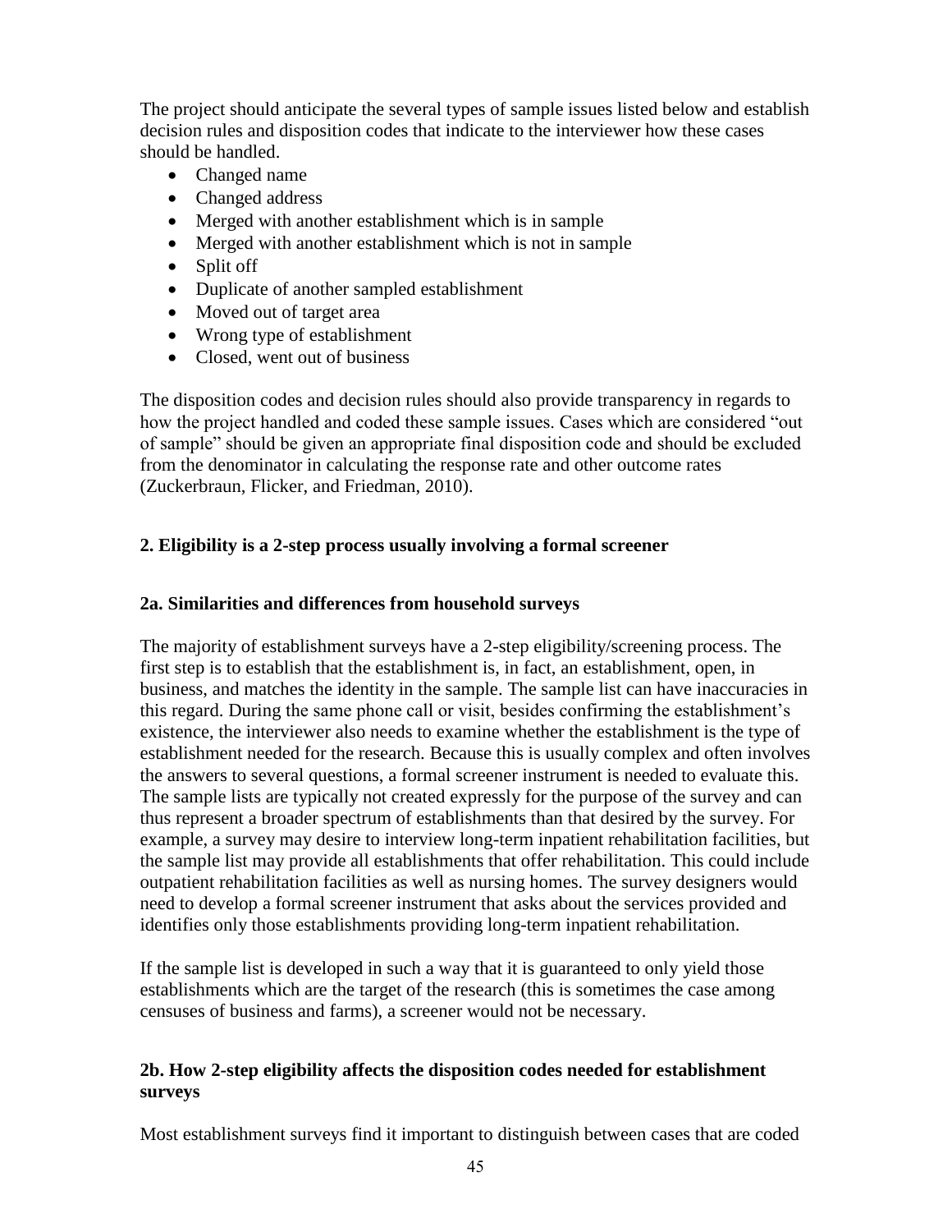The project should anticipate the several types of sample issues listed below and establish decision rules and disposition codes that indicate to the interviewer how these cases should be handled.

- Changed name
- Changed address
- Merged with another establishment which is in sample
- Merged with another establishment which is not in sample
- Split off
- Duplicate of another sampled establishment
- Moved out of target area
- Wrong type of establishment
- Closed, went out of business

The disposition codes and decision rules should also provide transparency in regards to how the project handled and coded these sample issues. Cases which are considered "out of sample" should be given an appropriate final disposition code and should be excluded from the denominator in calculating the response rate and other outcome rates (Zuckerbraun, Flicker, and Friedman, 2010).

### 2. Eligibility is a 2-step process usually involving a formal screener

#### 2a. Similarities and differences from household surveys

The majority of establishment surveys have a 2-step eligibility/screening process. The first step is to establish that the establishment is, in fact, an establishment, open, in business, and matches the identity in the sample. The sample list can have inaccuracies in this regard. During the same phone call or visit, besides confirming the establishment's existence, the interviewer also needs to examine whether the establishment is the type of establishment needed for the research. Because this is usually complex and often involves the answers to several questions, a formal screener instrument is needed to evaluate this. The sample lists are typically not created expressly for the purpose of the survey and can thus represent a broader spectrum of establishments than that desired by the survey. For example, a survey may desire to interview long-term inpatient rehabilitation facilities, but the sample list may provide all establishments that offer rehabilitation. This could include outpatient rehabilitation facilities as well as nursing homes. The survey designers would need to develop a formal screener instrument that asks about the services provided and identifies only those establishments providing long-term inpatient rehabilitation.

If the sample list is developed in such a way that it is guaranteed to only yield those establishments which are the target of the research (this is sometimes the case among censuses of business and farms), a screener would not be necessary.

#### 2b. How 2-step eligibility affects the disposition codes needed for establishment surveys

Most establishment surveys find it important to distinguish between cases that are coded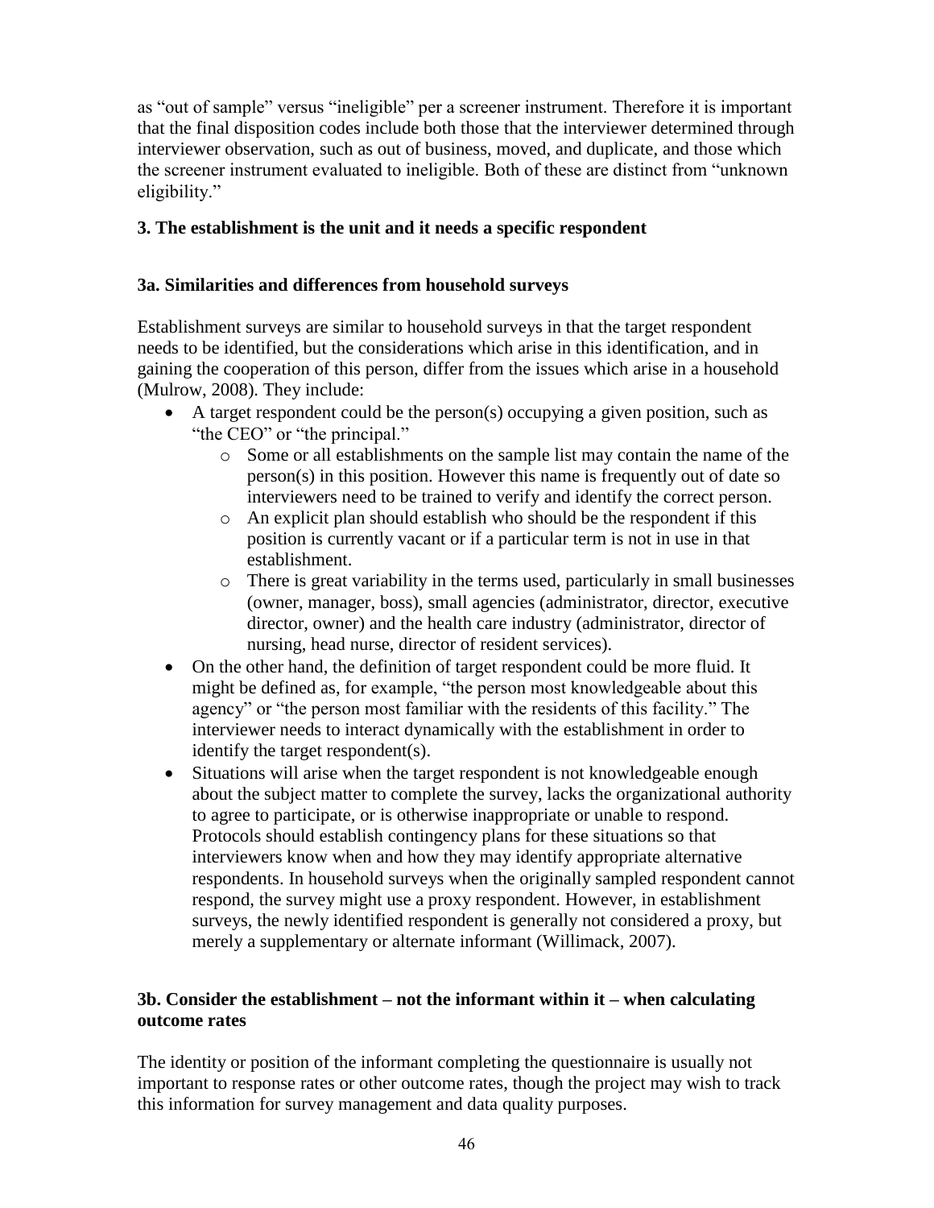as "out of sample" versus "ineligible" per a screener instrument. Therefore it is important that the final disposition codes include both those that the interviewer determined through interviewer observation, such as out of business, moved, and duplicate, and those which the screener instrument evaluated to ineligible. Both of these are distinct from "unknown eligibility."

### 3. The establishment is the unit and it needs a specific respondent

#### 3a. Similarities and differences from household surveys

Establishment surveys are similar to household surveys in that the target respondent needs to be identified, but the considerations which arise in this identification, and in gaining the cooperation of this person, differ from the issues which arise in a household (Mulrow, 2008). They include:

- A target respondent could be the person(s) occupying a given position, such as "the CEO" or "the principal."
  - Some or all establishments on the sample list may contain the name of the person(s) in this position. However this name is frequently out of date so interviewers need to be trained to verify and identify the correct person.
  - An explicit plan should establish who should be the respondent if this position is currently vacant or if a particular term is not in use in that establishment.
  - There is great variability in the terms used, particularly in small businesses (owner, manager, boss), small agencies (administrator, director, executive director, owner) and the health care industry (administrator, director of nursing, head nurse, director of resident services).
- On the other hand, the definition of target respondent could be more fluid. It might be defined as, for example, "the person most knowledgeable about this agency" or "the person most familiar with the residents of this facility." The interviewer needs to interact dynamically with the establishment in order to identify the target respondent(s).
- Situations will arise when the target respondent is not knowledgeable enough about the subject matter to complete the survey, lacks the organizational authority to agree to participate, or is otherwise inappropriate or unable to respond. Protocols should establish contingency plans for these situations so that interviewers know when and how they may identify appropriate alternative respondents. In household surveys when the originally sampled respondent cannot respond, the survey might use a proxy respondent. However, in establishment surveys, the newly identified respondent is generally not considered a proxy, but merely a supplementary or alternate informant (Willimack, 2007).

#### 3b. Consider the establishment – not the informant within it – when calculating outcome rates

The identity or position of the informant completing the questionnaire is usually not important to response rates or other outcome rates, though the project may wish to track this information for survey management and data quality purposes.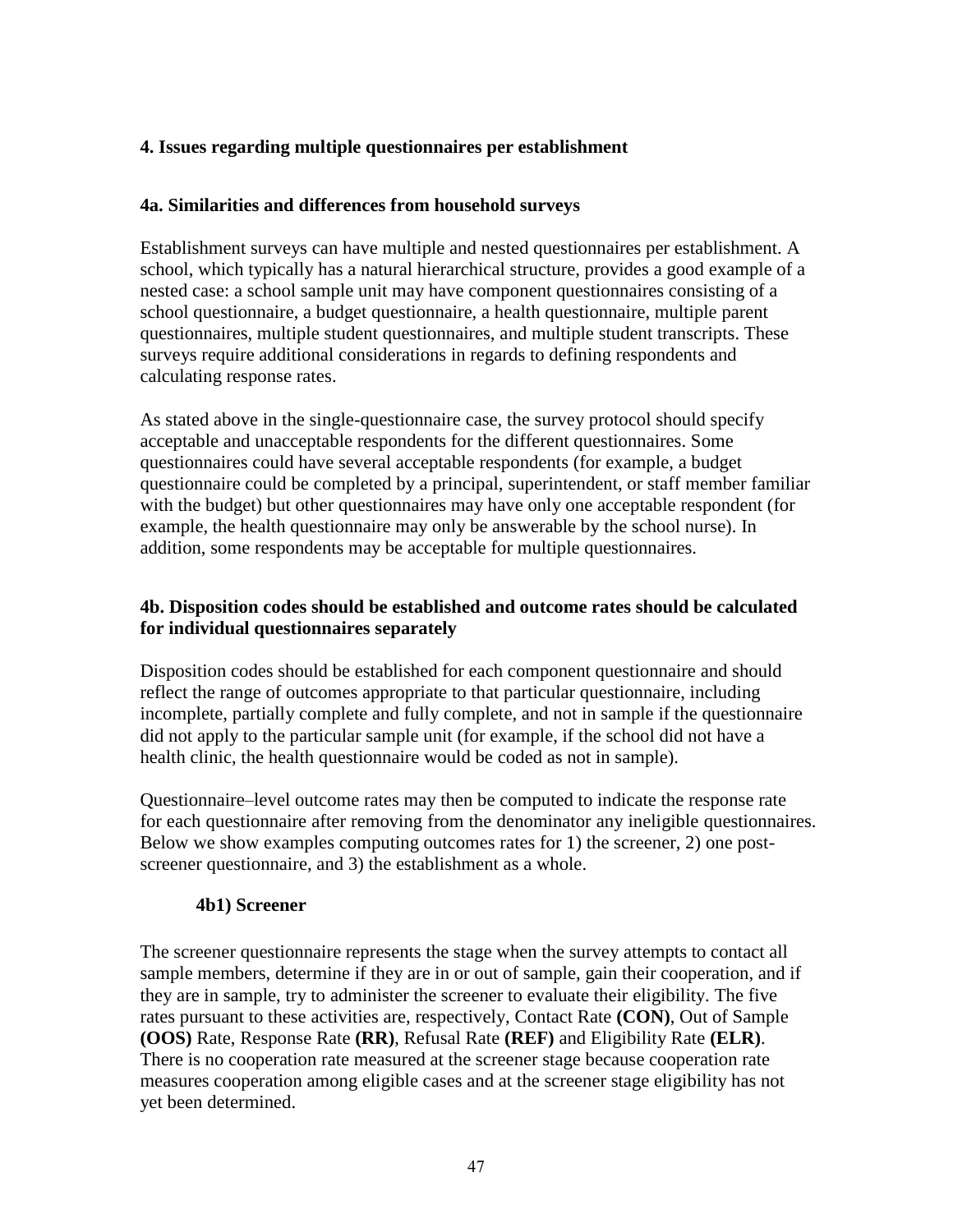## 4. Issues regarding multiple questionnaires per establishment

### 4a. Similarities and differences from household surveys

Establishment surveys can have multiple and nested questionnaires per establishment. A school, which typically has a natural hierarchical structure, provides a good example of a nested case: a school sample unit may have component questionnaires consisting of a school questionnaire, a budget questionnaire, a health questionnaire, multiple parent questionnaires, multiple student questionnaires, and multiple student transcripts. These surveys require additional considerations in regards to defining respondents and calculating response rates.

As stated above in the single-questionnaire case, the survey protocol should specify acceptable and unacceptable respondents for the different questionnaires. Some questionnaires could have several acceptable respondents (for example, a budget questionnaire could be completed by a principal, superintendent, or staff member familiar with the budget) but other questionnaires may have only one acceptable respondent (for example, the health questionnaire may only be answerable by the school nurse). In addition, some respondents may be acceptable for multiple questionnaires.

### 4b. Disposition codes should be established and outcome rates should be calculated for individual questionnaires separately

Disposition codes should be established for each component questionnaire and should reflect the range of outcomes appropriate to that particular questionnaire, including incomplete, partially complete and fully complete, and not in sample if the questionnaire did not apply to the particular sample unit (for example, if the school did not have a health clinic, the health questionnaire would be coded as not in sample).

Questionnaire–level outcome rates may then be computed to indicate the response rate for each questionnaire after removing from the denominator any ineligible questionnaires. Below we show examples computing outcomes rates for 1) the screener, 2) one post-screener questionnaire, and 3) the establishment as a whole.

#### 4b1) Screener

The screener questionnaire represents the stage when the survey attempts to contact all sample members, determine if they are in or out of sample, gain their cooperation, and if they are in sample, try to administer the screener to evaluate their eligibility. The five rates pursuant to these activities are, respectively, Contact Rate **(CON)**, Out of Sample **(OOS)** Rate, Response Rate **(RR)**, Refusal Rate **(REF)** and Eligibility Rate **(ELR)**. There is no cooperation rate measured at the screener stage because cooperation rate measures cooperation among eligible cases and at the screener stage eligibility has not yet been determined.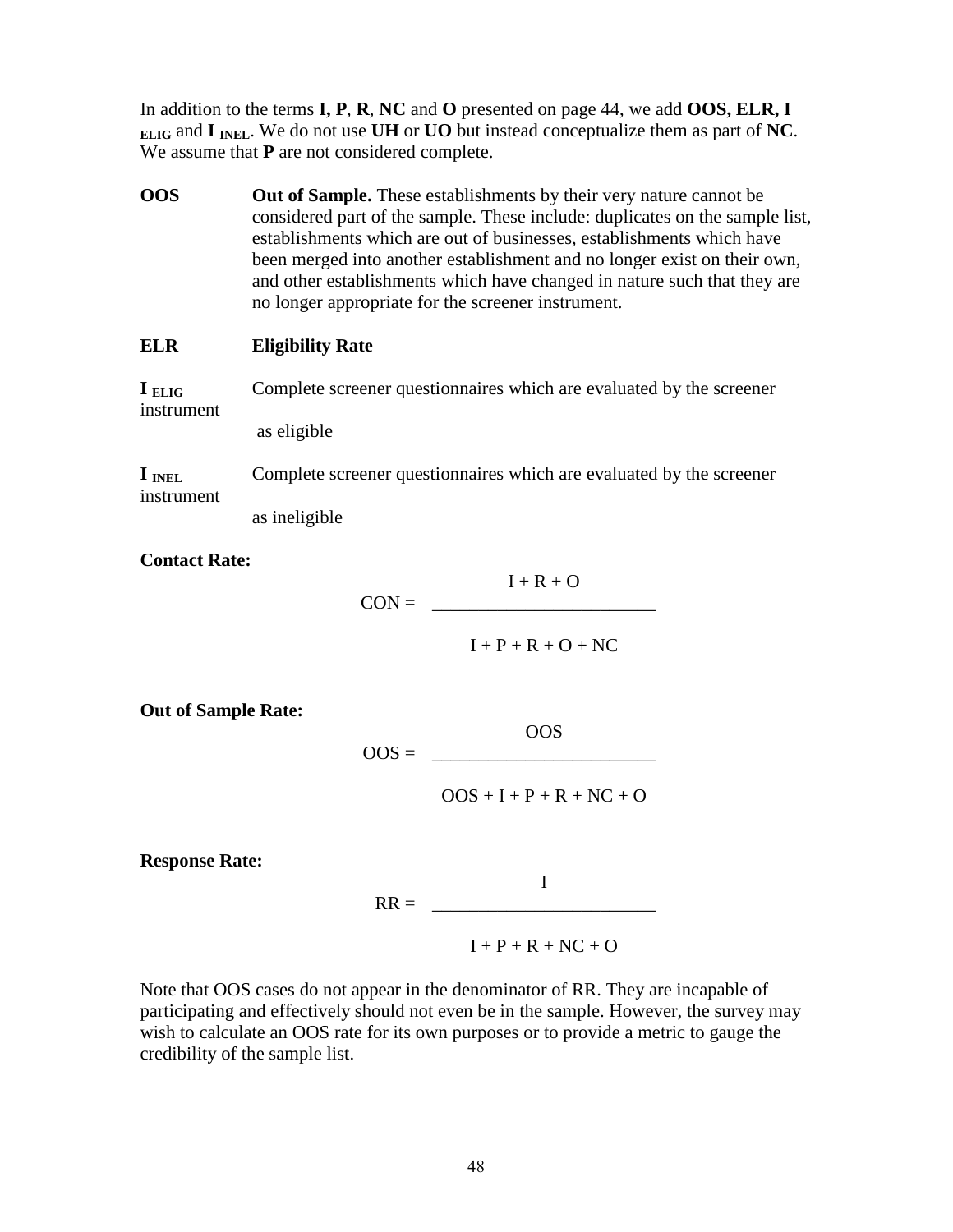In addition to the terms **I, P**, **R**, **NC** and **O** presented on page 44, we add **OOS, ELR, I $_{ELIG}$** and **I $_{INEL}$**. We do not use **UH** or **UO** but instead conceptualize them as part of **NC**. We assume that **P** are not considered complete.

**OOS** — **Out of Sample.** These establishments by their very nature cannot be considered part of the sample. These include: duplicates on the sample list, establishments which are out of businesses, establishments which have been merged into another establishment and no longer exist on their own, and other establishments which have changed in nature such that they are no longer appropriate for the screener instrument.

**ELR** — **Eligibility Rate**

**I $_{ELIG}$** — Complete screener questionnaires which are evaluated by the screener instrument as eligible

**I $_{INEL}$** — Complete screener questionnaires which are evaluated by the screener instrument as ineligible

**Contact Rate:**

$$CON = \frac{I + R + O}{I + P + R + O + NC}$$

**Out of Sample Rate:**

$$OOS = \frac{OOS}{OOS + I + P + R + NC + O}$$

**Response Rate:**

$$RR = \frac{I}{I + P + R + NC + O}$$

Note that OOS cases do not appear in the denominator of RR. They are incapable of participating and effectively should not even be in the sample. However, the survey may wish to calculate an OOS rate for its own purposes or to provide a metric to gauge the credibility of the sample list.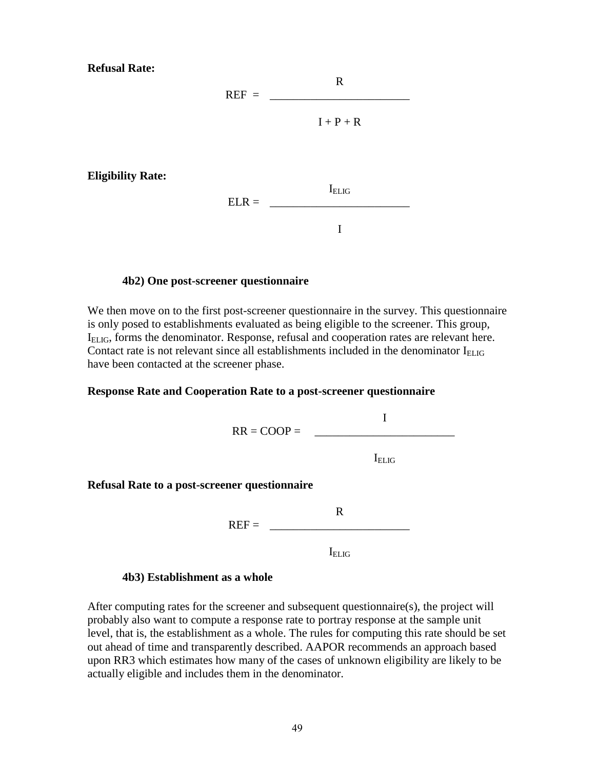**Refusal Rate:**

$$REF = \frac{R}{I + P + R}$$

**Eligibility Rate:**

$$ELR = \frac{I_{ELIG}}{I}$$

### 4b2) One post-screener questionnaire

We then move on to the first post-screener questionnaire in the survey. This questionnaire is only posed to establishments evaluated as being eligible to the screener. This group, $I_{ELIG}$, forms the denominator. Response, refusal and cooperation rates are relevant here. Contact rate is not relevant since all establishments included in the denominator $I_{ELIG}$ have been contacted at the screener phase.

**Response Rate and Cooperation Rate to a post-screener questionnaire**

$$RR = COOP = \frac{I}{I_{ELIG}}$$

**Refusal Rate to a post-screener questionnaire**

$$REF = \frac{R}{I_{ELIG}}$$

### 4b3) Establishment as a whole

After computing rates for the screener and subsequent questionnaire(s), the project will probably also want to compute a response rate to portray response at the sample unit level, that is, the establishment as a whole. The rules for computing this rate should be set out ahead of time and transparently described. AAPOR recommends an approach based upon RR3 which estimates how many of the cases of unknown eligibility are likely to be actually eligible and includes them in the denominator.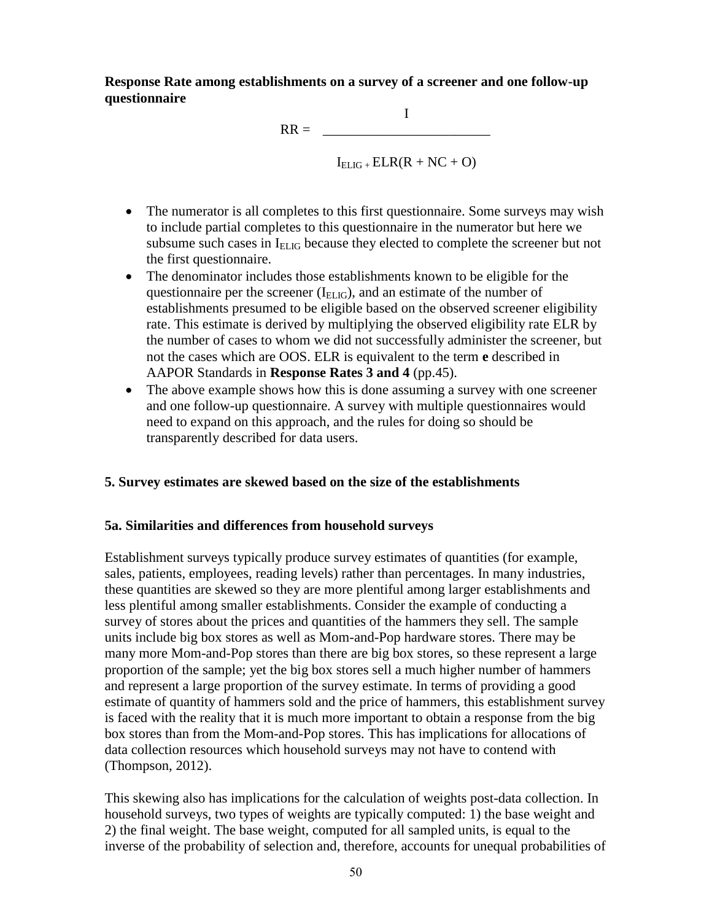**Response Rate among establishments on a survey of a screener and one follow-up questionnaire**

$$RR = \frac{I}{I_{ELIG} + ELR(R + NC + O)}$$

- The numerator is all completes to this first questionnaire. Some surveys may wish to include partial completes to this questionnaire in the numerator but here we subsume such cases in $I_{ELIG}$ because they elected to complete the screener but not the first questionnaire.
- The denominator includes those establishments known to be eligible for the questionnaire per the screener ($I_{ELIG}$), and an estimate of the number of establishments presumed to be eligible based on the observed screener eligibility rate. This estimate is derived by multiplying the observed eligibility rate ELR by the number of cases to whom we did not successfully administer the screener, but not the cases which are OOS. ELR is equivalent to the term **e** described in AAPOR Standards in **Response Rates 3 and 4** (pp.45).
- The above example shows how this is done assuming a survey with one screener and one follow-up questionnaire. A survey with multiple questionnaires would need to expand on this approach, and the rules for doing so should be transparently described for data users.

## 5. Survey estimates are skewed based on the size of the establishments

### 5a. Similarities and differences from household surveys

Establishment surveys typically produce survey estimates of quantities (for example, sales, patients, employees, reading levels) rather than percentages. In many industries, these quantities are skewed so they are more plentiful among larger establishments and less plentiful among smaller establishments. Consider the example of conducting a survey of stores about the prices and quantities of the hammers they sell. The sample units include big box stores as well as Mom-and-Pop hardware stores. There may be many more Mom-and-Pop stores than there are big box stores, so these represent a large proportion of the sample; yet the big box stores sell a much higher number of hammers and represent a large proportion of the survey estimate. In terms of providing a good estimate of quantity of hammers sold and the price of hammers, this establishment survey is faced with the reality that it is much more important to obtain a response from the big box stores than from the Mom-and-Pop stores. This has implications for allocations of data collection resources which household surveys may not have to contend with (Thompson, 2012).

This skewing also has implications for the calculation of weights post-data collection. In household surveys, two types of weights are typically computed: 1) the base weight and 2) the final weight. The base weight, computed for all sampled units, is equal to the inverse of the probability of selection and, therefore, accounts for unequal probabilities of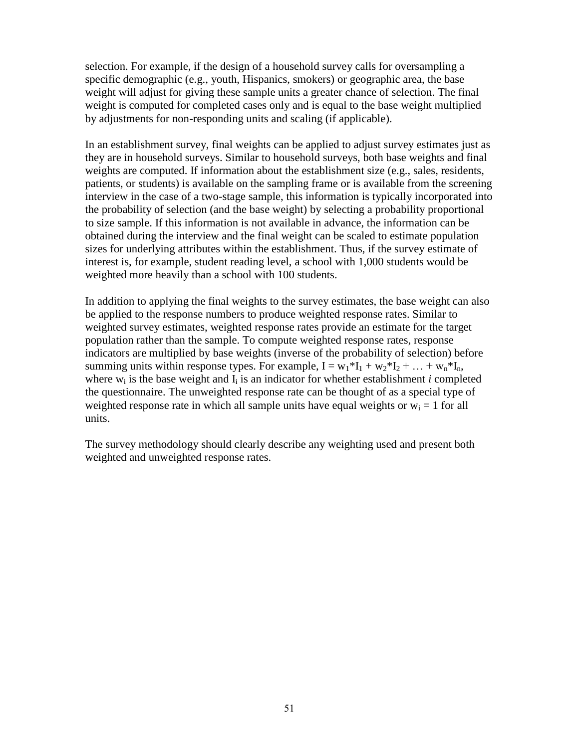selection. For example, if the design of a household survey calls for oversampling a specific demographic (e.g., youth, Hispanics, smokers) or geographic area, the base weight will adjust for giving these sample units a greater chance of selection. The final weight is computed for completed cases only and is equal to the base weight multiplied by adjustments for non-responding units and scaling (if applicable).

In an establishment survey, final weights can be applied to adjust survey estimates just as they are in household surveys. Similar to household surveys, both base weights and final weights are computed. If information about the establishment size (e.g., sales, residents, patients, or students) is available on the sampling frame or is available from the screening interview in the case of a two-stage sample, this information is typically incorporated into the probability of selection (and the base weight) by selecting a probability proportional to size sample. If this information is not available in advance, the information can be obtained during the interview and the final weight can be scaled to estimate population sizes for underlying attributes within the establishment. Thus, if the survey estimate of interest is, for example, student reading level, a school with 1,000 students would be weighted more heavily than a school with 100 students.

In addition to applying the final weights to the survey estimates, the base weight can also be applied to the response numbers to produce weighted response rates. Similar to weighted survey estimates, weighted response rates provide an estimate for the target population rather than the sample. To compute weighted response rates, response indicators are multiplied by base weights (inverse of the probability of selection) before summing units within response types. For example, $I = w_1*I_1 + w_2*I_2 + \ldots + w_n*I_n$, where $w_i$ is the base weight and $I_i$ is an indicator for whether establishment *i* completed the questionnaire. The unweighted response rate can be thought of as a special type of weighted response rate in which all sample units have equal weights or $w_i = 1$ for all units.

The survey methodology should clearly describe any weighting used and present both weighted and unweighted response rates.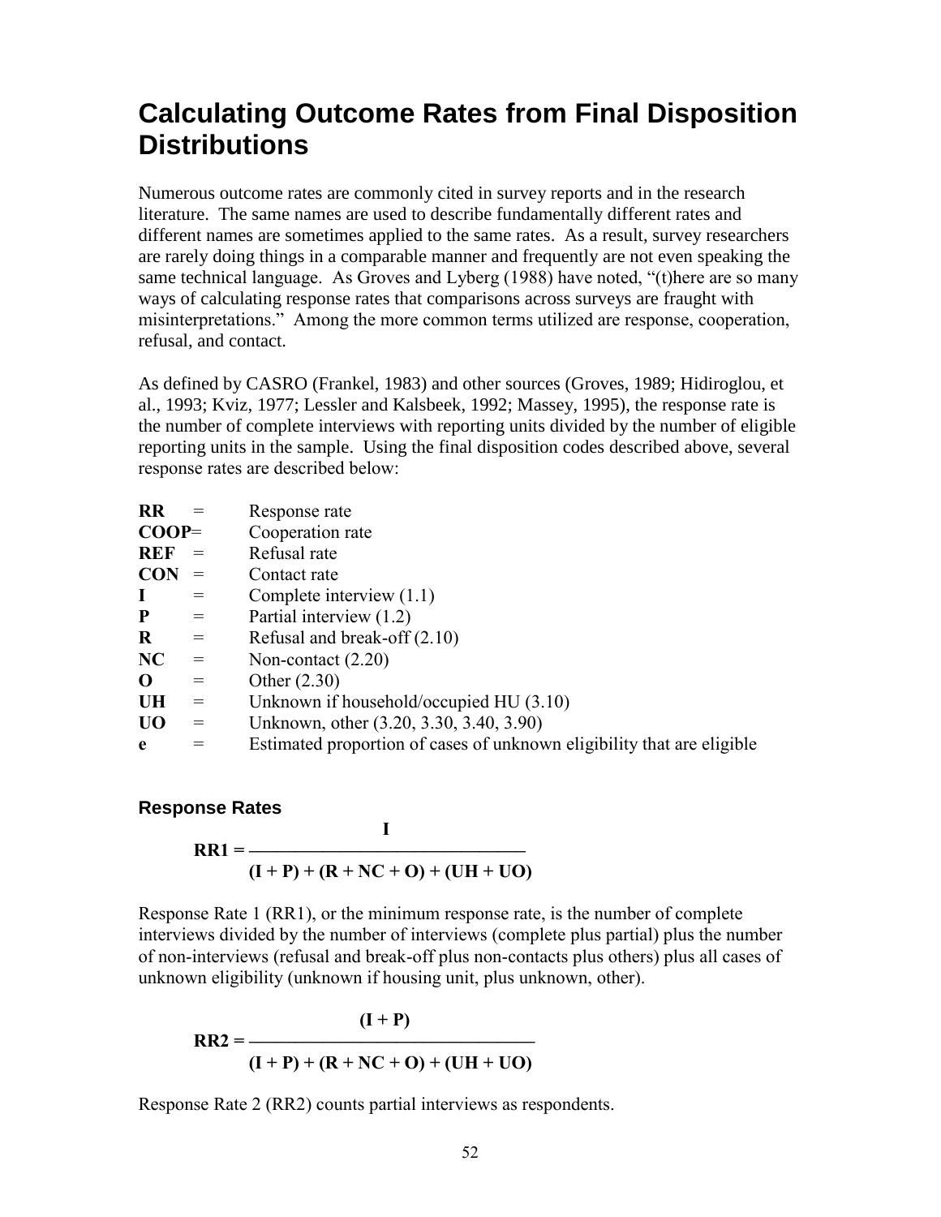# Calculating Outcome Rates from Final Disposition Distributions

Numerous outcome rates are commonly cited in survey reports and in the research literature. The same names are used to describe fundamentally different rates and different names are sometimes applied to the same rates. As a result, survey researchers are rarely doing things in a comparable manner and frequently are not even speaking the same technical language. As Groves and Lyberg (1988) have noted, "(t)here are so many ways of calculating response rates that comparisons across surveys are fraught with misinterpretations." Among the more common terms utilized are response, cooperation, refusal, and contact.

As defined by CASRO (Frankel, 1983) and other sources (Groves, 1989; Hidiroglou, et al., 1993; Kviz, 1977; Lessler and Kalsbeek, 1992; Massey, 1995), the response rate is the number of complete interviews with reporting units divided by the number of eligible reporting units in the sample. Using the final disposition codes described above, several response rates are described below:

**RR** = Response rate
**COOP** = Cooperation rate
**REF** = Refusal rate
**CON** = Contact rate
**I** = Complete interview (1.1)
**P** = Partial interview (1.2)
**R** = Refusal and break-off (2.10)
**NC** = Non-contact (2.20)
**O** = Other (2.30)
**UH** = Unknown if household/occupied HU (3.10)
**UO** = Unknown, other (3.20, 3.30, 3.40, 3.90)
**e** = Estimated proportion of cases of unknown eligibility that are eligible

### Response Rates

$$\mathbf{RR1} = \frac{\mathbf{I}}{\mathbf{(I + P) + (R + NC + O) + (UH + UO)}}$$

Response Rate 1 (RR1), or the minimum response rate, is the number of complete interviews divided by the number of interviews (complete plus partial) plus the number of non-interviews (refusal and break-off plus non-contacts plus others) plus all cases of unknown eligibility (unknown if housing unit, plus unknown, other).

$$\mathbf{RR2} = \frac{\mathbf{(I + P)}}{\mathbf{(I + P) + (R + NC + O) + (UH + UO)}}$$

Response Rate 2 (RR2) counts partial interviews as respondents.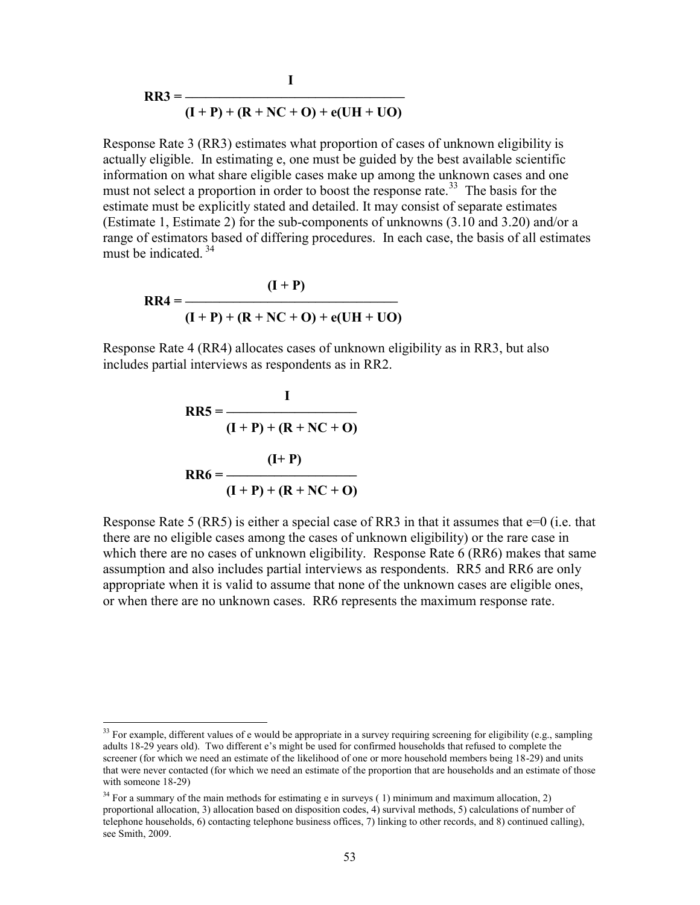$$RR3 = \frac{I}{(I + P) + (R + NC + O) + e(UH + UO)}$$

Response Rate 3 (RR3) estimates what proportion of cases of unknown eligibility is actually eligible. In estimating e, one must be guided by the best available scientific information on what share eligible cases make up among the unknown cases and one must not select a proportion in order to boost the response rate.[33] The basis for the estimate must be explicitly stated and detailed. It may consist of separate estimates (Estimate 1, Estimate 2) for the sub-components of unknowns (3.10 and 3.20) and/or a range of estimators based of differing procedures. In each case, the basis of all estimates must be indicated.[34]

$$RR4 = \frac{(I + P)}{(I + P) + (R + NC + O) + e(UH + UO)}$$

Response Rate 4 (RR4) allocates cases of unknown eligibility as in RR3, but also includes partial interviews as respondents as in RR2.

$$RR5 = \frac{I}{(I + P) + (R + NC + O)}$$

$$RR6 = \frac{(I + P)}{(I + P) + (R + NC + O)}$$

Response Rate 5 (RR5) is either a special case of RR3 in that it assumes that e=0 (i.e. that there are no eligible cases among the cases of unknown eligibility) or the rare case in which there are no cases of unknown eligibility. Response Rate 6 (RR6) makes that same assumption and also includes partial interviews as respondents. RR5 and RR6 are only appropriate when it is valid to assume that none of the unknown cases are eligible ones, or when there are no unknown cases. RR6 represents the maximum response rate.

---

[33] For example, different values of e would be appropriate in a survey requiring screening for eligibility (e.g., sampling adults 18-29 years old). Two different e's might be used for confirmed households that refused to complete the screener (for which we need an estimate of the likelihood of one or more household members being 18-29) and units that were never contacted (for which we need an estimate of the proportion that are households and an estimate of those with someone 18-29)

[34] For a summary of the main methods for estimating e in surveys ( 1) minimum and maximum allocation, 2) proportional allocation, 3) allocation based on disposition codes, 4) survival methods, 5) calculations of number of telephone households, 6) contacting telephone business offices, 7) linking to other records, and 8) continued calling), see Smith, 2009.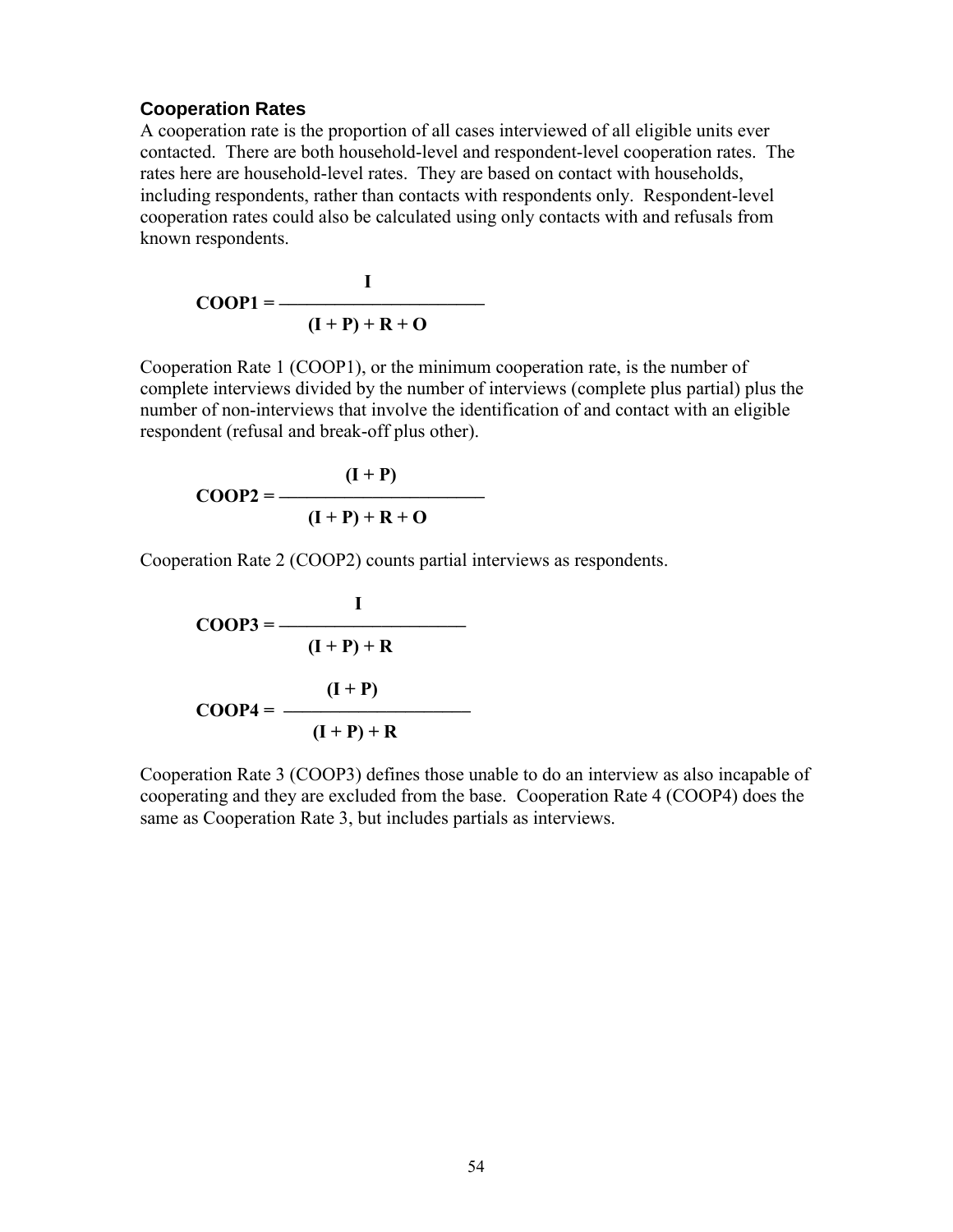### Cooperation Rates

A cooperation rate is the proportion of all cases interviewed of all eligible units ever contacted. There are both household-level and respondent-level cooperation rates. The rates here are household-level rates. They are based on contact with households, including respondents, rather than contacts with respondents only. Respondent-level cooperation rates could also be calculated using only contacts with and refusals from known respondents.

$$\textbf{COOP1} = \frac{\textbf{I}}{\textbf{(I + P) + R + O}}$$

Cooperation Rate 1 (COOP1), or the minimum cooperation rate, is the number of complete interviews divided by the number of interviews (complete plus partial) plus the number of non-interviews that involve the identification of and contact with an eligible respondent (refusal and break-off plus other).

$$\textbf{COOP2} = \frac{\textbf{(I + P)}}{\textbf{(I + P) + R + O}}$$

Cooperation Rate 2 (COOP2) counts partial interviews as respondents.

$$\textbf{COOP3} = \frac{\textbf{I}}{\textbf{(I + P) + R}}$$

$$\textbf{COOP4} = \frac{\textbf{(I + P)}}{\textbf{(I + P) + R}}$$

Cooperation Rate 3 (COOP3) defines those unable to do an interview as also incapable of cooperating and they are excluded from the base. Cooperation Rate 4 (COOP4) does the same as Cooperation Rate 3, but includes partials as interviews.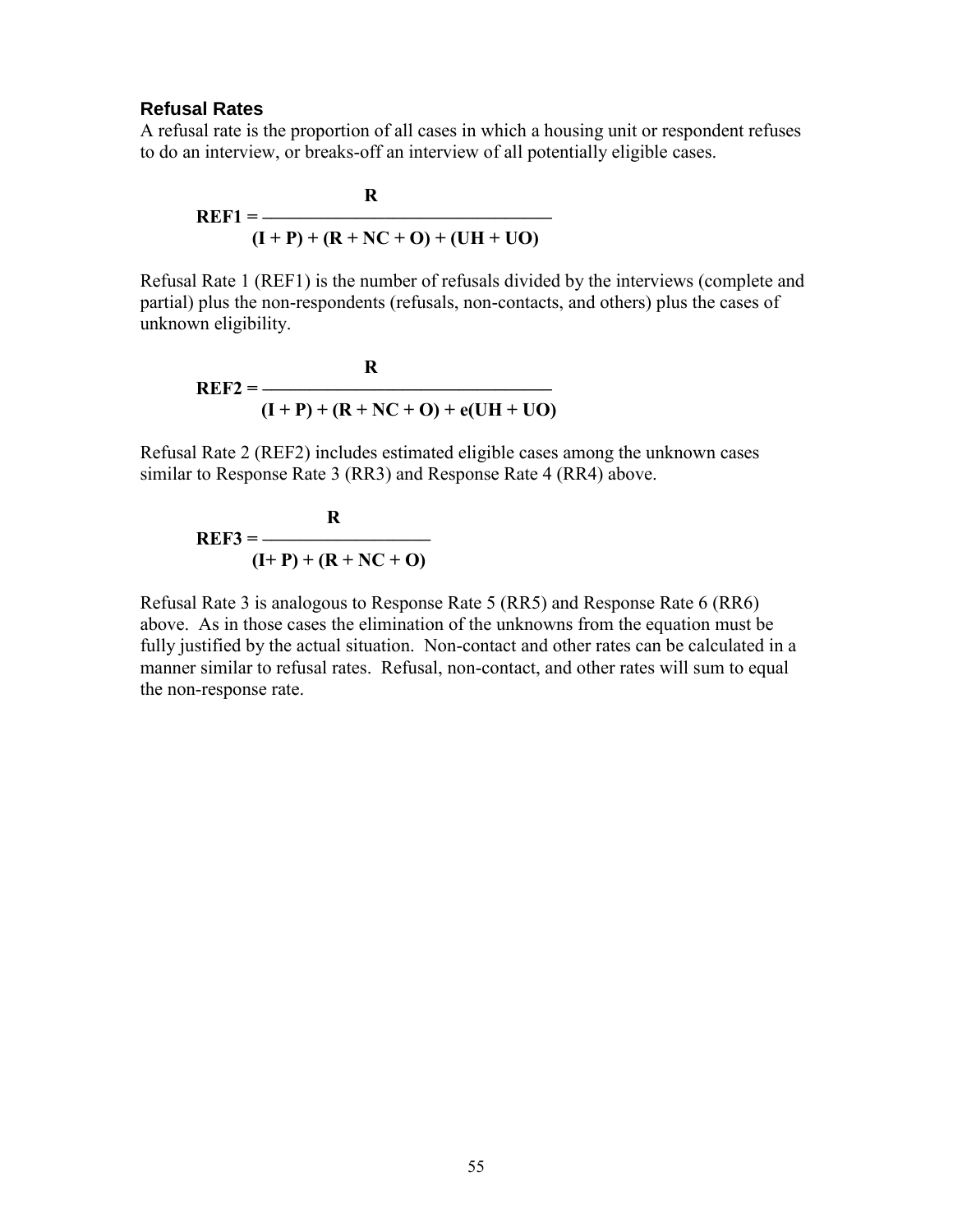### Refusal Rates

A refusal rate is the proportion of all cases in which a housing unit or respondent refuses to do an interview, or breaks-off an interview of all potentially eligible cases.

$$\mathbf{REF1} = \frac{\mathbf{R}}{\mathbf{(I + P) + (R + NC + O) + (UH + UO)}}$$

Refusal Rate 1 (REF1) is the number of refusals divided by the interviews (complete and partial) plus the non-respondents (refusals, non-contacts, and others) plus the cases of unknown eligibility.

$$\mathbf{REF2} = \frac{\mathbf{R}}{\mathbf{(I + P) + (R + NC + O) + e(UH + UO)}}$$

Refusal Rate 2 (REF2) includes estimated eligible cases among the unknown cases similar to Response Rate 3 (RR3) and Response Rate 4 (RR4) above.

$$\mathbf{REF3} = \frac{\mathbf{R}}{\mathbf{(I + P) + (R + NC + O)}}$$

Refusal Rate 3 is analogous to Response Rate 5 (RR5) and Response Rate 6 (RR6) above. As in those cases the elimination of the unknowns from the equation must be fully justified by the actual situation. Non-contact and other rates can be calculated in a manner similar to refusal rates. Refusal, non-contact, and other rates will sum to equal the non-response rate.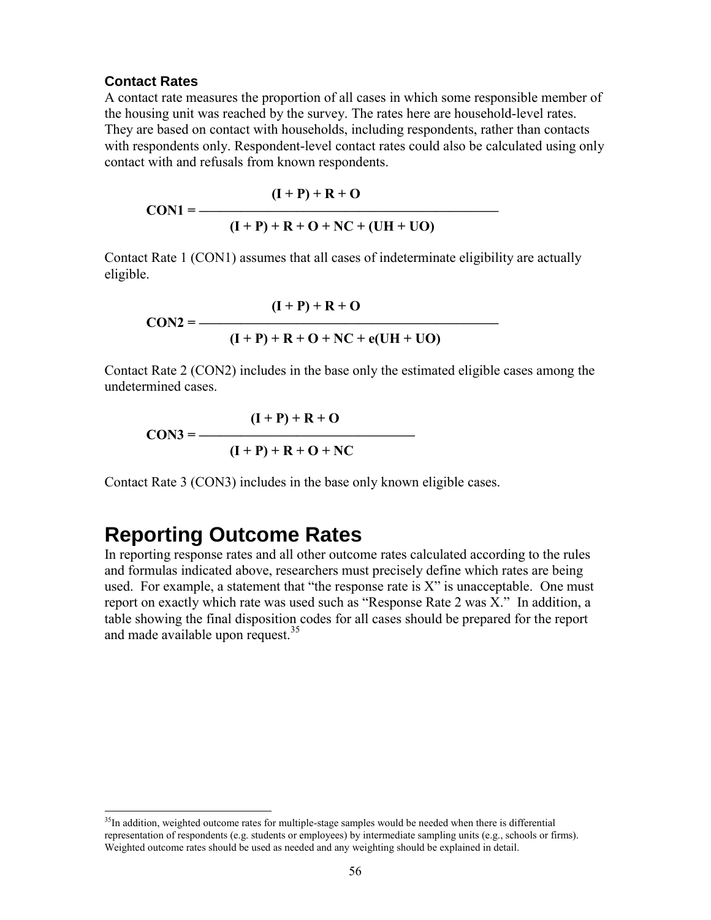### Contact Rates

A contact rate measures the proportion of all cases in which some responsible member of the housing unit was reached by the survey. The rates here are household-level rates. They are based on contact with households, including respondents, rather than contacts with respondents only. Respondent-level contact rates could also be calculated using only contact with and refusals from known respondents.

$$\mathbf{CON1} = \frac{(I + P) + R + O}{(I + P) + R + O + NC + (UH + UO)}$$

Contact Rate 1 (CON1) assumes that all cases of indeterminate eligibility are actually eligible.

$$\mathbf{CON2} = \frac{(I + P) + R + O}{(I + P) + R + O + NC + e(UH + UO)}$$

Contact Rate 2 (CON2) includes in the base only the estimated eligible cases among the undetermined cases.

$$\mathbf{CON3} = \frac{(I + P) + R + O}{(I + P) + R + O + NC}$$

Contact Rate 3 (CON3) includes in the base only known eligible cases.

# Reporting Outcome Rates

In reporting response rates and all other outcome rates calculated according to the rules and formulas indicated above, researchers must precisely define which rates are being used. For example, a statement that "the response rate is X" is unacceptable. One must report on exactly which rate was used such as "Response Rate 2 was X." In addition, a table showing the final disposition codes for all cases should be prepared for the report and made available upon request.[35]

[35]In addition, weighted outcome rates for multiple-stage samples would be needed when there is differential representation of respondents (e.g. students or employees) by intermediate sampling units (e.g., schools or firms). Weighted outcome rates should be used as needed and any weighting should be explained in detail.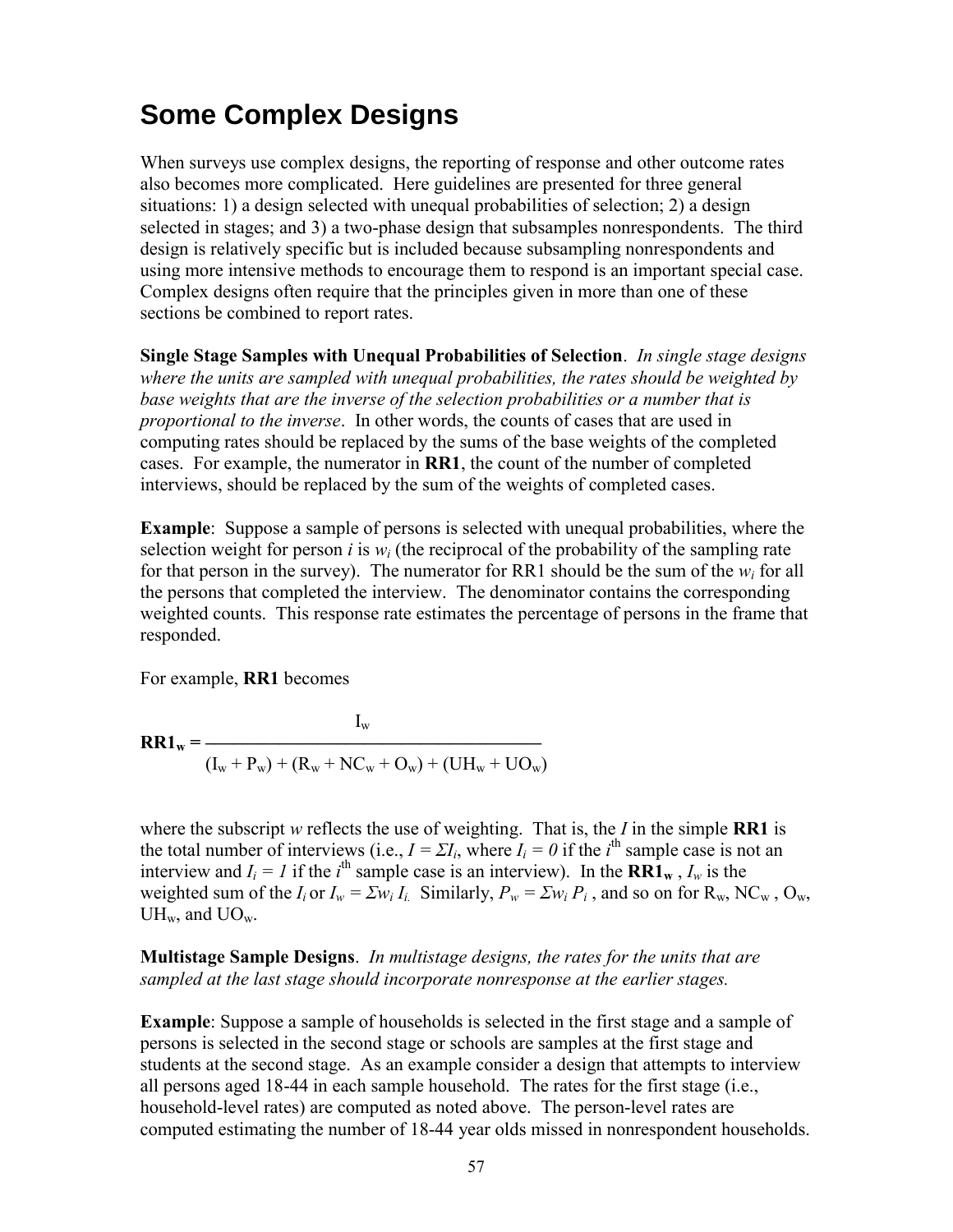# Some Complex Designs

When surveys use complex designs, the reporting of response and other outcome rates also becomes more complicated. Here guidelines are presented for three general situations: 1) a design selected with unequal probabilities of selection; 2) a design selected in stages; and 3) a two-phase design that subsamples nonrespondents. The third design is relatively specific but is included because subsampling nonrespondents and using more intensive methods to encourage them to respond is an important special case. Complex designs often require that the principles given in more than one of these sections be combined to report rates.

**Single Stage Samples with Unequal Probabilities of Selection**. *In single stage designs where the units are sampled with unequal probabilities, the rates should be weighted by base weights that are the inverse of the selection probabilities or a number that is proportional to the inverse*. In other words, the counts of cases that are used in computing rates should be replaced by the sums of the base weights of the completed cases. For example, the numerator in **RR1**, the count of the number of completed interviews, should be replaced by the sum of the weights of completed cases.

**Example**: Suppose a sample of persons is selected with unequal probabilities, where the selection weight for person $i$ is $w_i$ (the reciprocal of the probability of the sampling rate for that person in the survey). The numerator for RR1 should be the sum of the $w_i$ for all the persons that completed the interview. The denominator contains the corresponding weighted counts. This response rate estimates the percentage of persons in the frame that responded.

For example, **RR1** becomes

$$\mathbf{RR1_w} = \frac{I_w}{(I_w + P_w) + (R_w + NC_w + O_w) + (UH_w + UO_w)}$$

where the subscript $w$ reflects the use of weighting. That is, the $I$ in the simple **RR1** is the total number of interviews (i.e., $I = \Sigma I_i$, where $I_i = 0$ if the $i^{th}$ sample case is not an interview and $I_i = 1$ if the $i^{th}$ sample case is an interview). In the $\mathbf{RR1_w}$, $I_w$ is the weighted sum of the $I_i$ or $I_w = \Sigma w_i I_i$. Similarly, $P_w = \Sigma w_i P_i$, and so on for $R_w$, $NC_w$, $O_w$, $UH_w$, and $UO_w$.

**Multistage Sample Designs**. *In multistage designs, the rates for the units that are sampled at the last stage should incorporate nonresponse at the earlier stages.*

**Example**: Suppose a sample of households is selected in the first stage and a sample of persons is selected in the second stage or schools are samples at the first stage and students at the second stage. As an example consider a design that attempts to interview all persons aged 18-44 in each sample household. The rates for the first stage (i.e., household-level rates) are computed as noted above. The person-level rates are computed estimating the number of 18-44 year olds missed in nonrespondent households.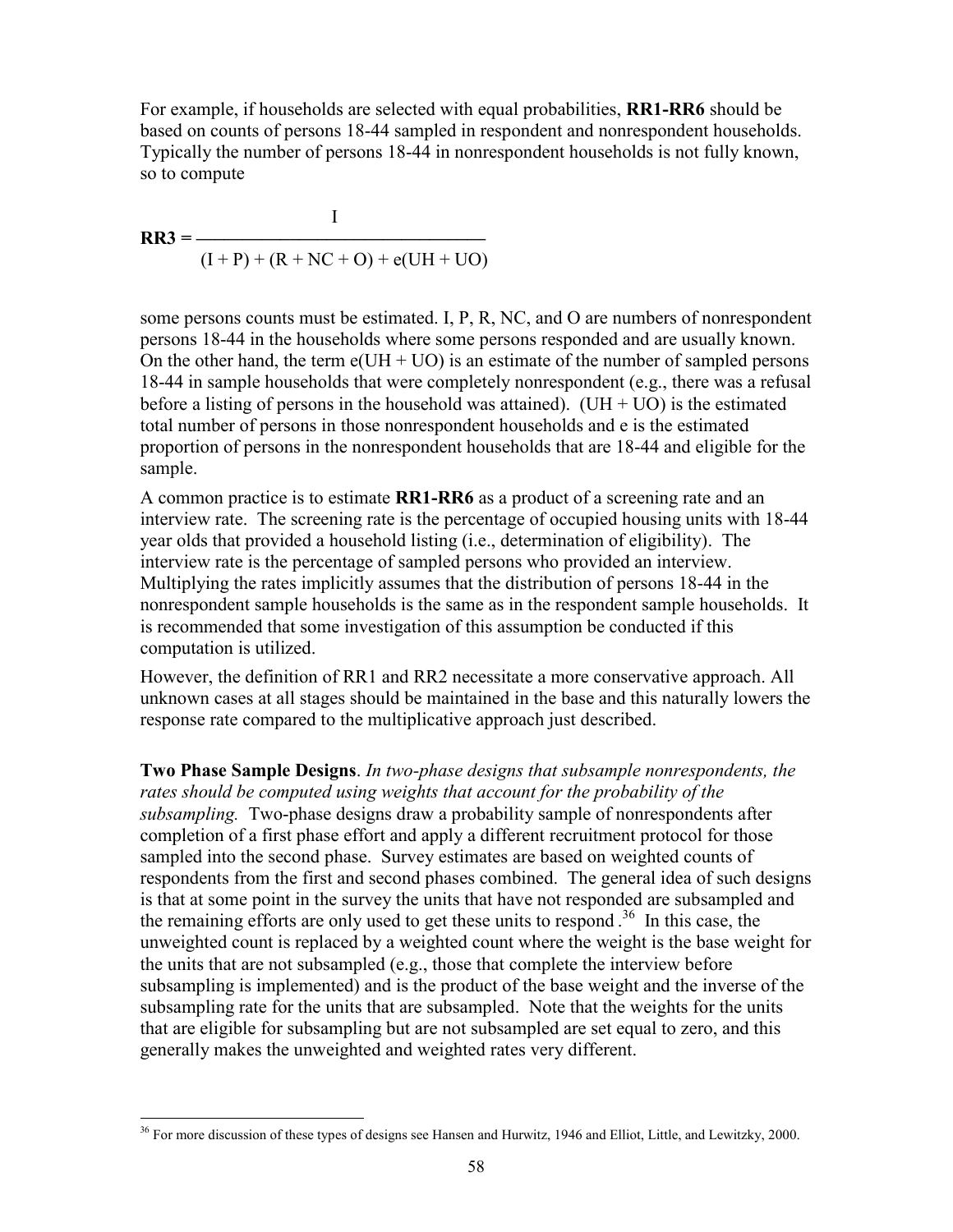For example, if households are selected with equal probabilities, **RR1-RR6** should be based on counts of persons 18-44 sampled in respondent and nonrespondent households. Typically the number of persons 18-44 in nonrespondent households is not fully known, so to compute

$$\textbf{RR3} = \frac{I}{(I + P) + (R + NC + O) + e(UH + UO)}$$

some persons counts must be estimated. I, P, R, NC, and O are numbers of nonrespondent persons 18-44 in the households where some persons responded and are usually known. On the other hand, the term e(UH + UO) is an estimate of the number of sampled persons 18-44 in sample households that were completely nonrespondent (e.g., there was a refusal before a listing of persons in the household was attained). (UH + UO) is the estimated total number of persons in those nonrespondent households and e is the estimated proportion of persons in the nonrespondent households that are 18-44 and eligible for the sample.

A common practice is to estimate **RR1-RR6** as a product of a screening rate and an interview rate. The screening rate is the percentage of occupied housing units with 18-44 year olds that provided a household listing (i.e., determination of eligibility). The interview rate is the percentage of sampled persons who provided an interview. Multiplying the rates implicitly assumes that the distribution of persons 18-44 in the nonrespondent sample households is the same as in the respondent sample households. It is recommended that some investigation of this assumption be conducted if this computation is utilized.

However, the definition of RR1 and RR2 necessitate a more conservative approach. All unknown cases at all stages should be maintained in the base and this naturally lowers the response rate compared to the multiplicative approach just described.

**Two Phase Sample Designs**. *In two-phase designs that subsample nonrespondents, the rates should be computed using weights that account for the probability of the subsampling.* Two-phase designs draw a probability sample of nonrespondents after completion of a first phase effort and apply a different recruitment protocol for those sampled into the second phase. Survey estimates are based on weighted counts of respondents from the first and second phases combined. The general idea of such designs is that at some point in the survey the units that have not responded are subsampled and the remaining efforts are only used to get these units to respond .[36] In this case, the unweighted count is replaced by a weighted count where the weight is the base weight for the units that are not subsampled (e.g., those that complete the interview before subsampling is implemented) and is the product of the base weight and the inverse of the subsampling rate for the units that are subsampled. Note that the weights for the units that are eligible for subsampling but are not subsampled are set equal to zero, and this generally makes the unweighted and weighted rates very different.

[36] For more discussion of these types of designs see Hansen and Hurwitz, 1946 and Elliot, Little, and Lewitzky, 2000.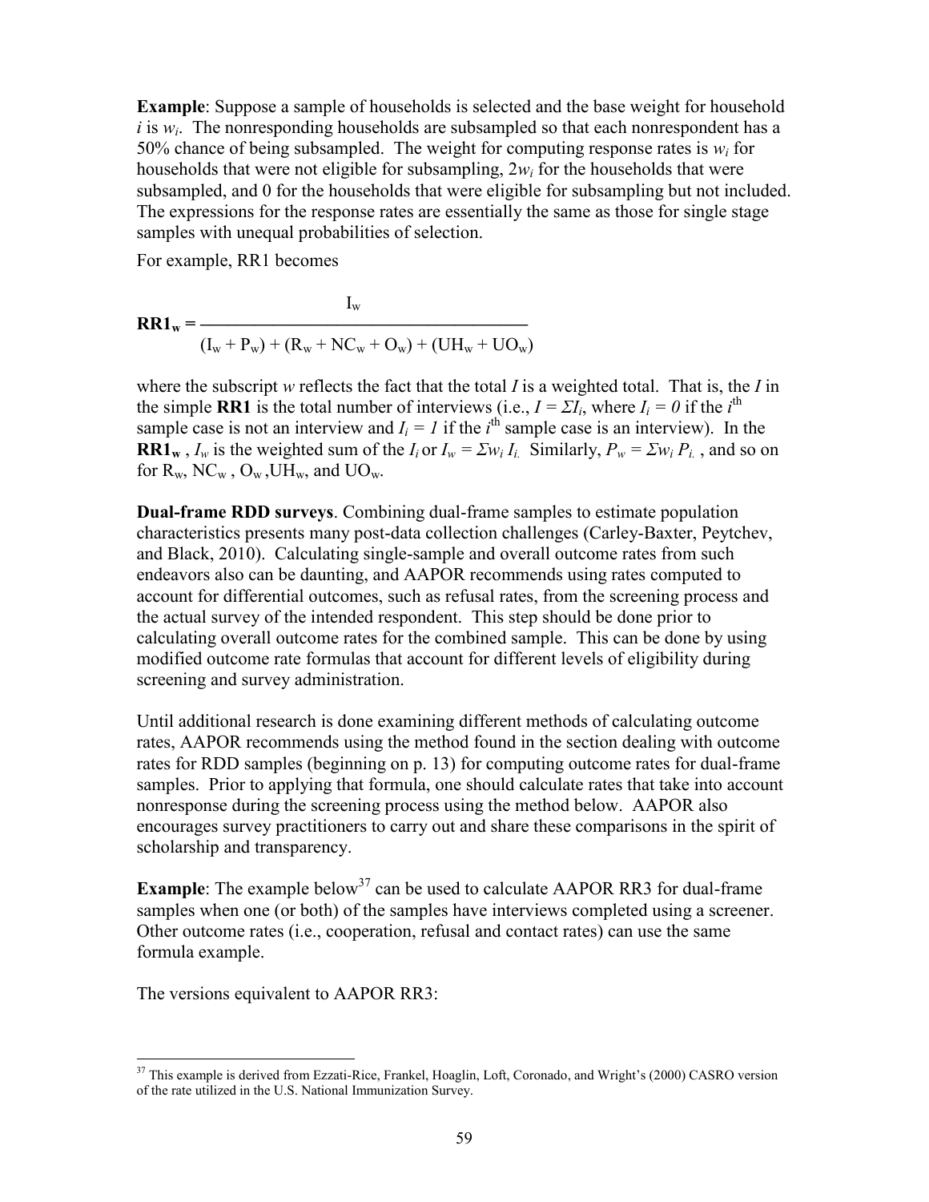**Example**: Suppose a sample of households is selected and the base weight for household $i$ is $w_i$. The nonresponding households are subsampled so that each nonrespondent has a 50% chance of being subsampled. The weight for computing response rates is $w_i$ for households that were not eligible for subsampling, $2w_i$ for the households that were subsampled, and 0 for the households that were eligible for subsampling but not included. The expressions for the response rates are essentially the same as those for single stage samples with unequal probabilities of selection.

For example, RR1 becomes

$$\mathbf{RR1_w} = \frac{I_w}{(I_w + P_w) + (R_w + NC_w + O_w) + (UH_w + UO_w)}$$

where the subscript $w$ reflects the fact that the total $I$ is a weighted total. That is, the $I$ in the simple **RR1** is the total number of interviews (i.e., $I = \Sigma I_i$, where $I_i = 0$ if the $i^{th}$ sample case is not an interview and $I_i = 1$ if the $i^{th}$ sample case is an interview). In the $\mathbf{RR1_w}$, $I_w$ is the weighted sum of the $I_i$ or $I_w = \Sigma w_i I_i$. Similarly, $P_w = \Sigma w_i P_i$, and so on for $R_w$, $NC_w$, $O_w$, $UH_w$, and $UO_w$.

**Dual-frame RDD surveys**. Combining dual-frame samples to estimate population characteristics presents many post-data collection challenges (Carley-Baxter, Peytchev, and Black, 2010). Calculating single-sample and overall outcome rates from such endeavors also can be daunting, and AAPOR recommends using rates computed to account for differential outcomes, such as refusal rates, from the screening process and the actual survey of the intended respondent. This step should be done prior to calculating overall outcome rates for the combined sample. This can be done by using modified outcome rate formulas that account for different levels of eligibility during screening and survey administration.

Until additional research is done examining different methods of calculating outcome rates, AAPOR recommends using the method found in the section dealing with outcome rates for RDD samples (beginning on p. 13) for computing outcome rates for dual-frame samples. Prior to applying that formula, one should calculate rates that take into account nonresponse during the screening process using the method below. AAPOR also encourages survey practitioners to carry out and share these comparisons in the spirit of scholarship and transparency.

**Example**: The example below[37] can be used to calculate AAPOR RR3 for dual-frame samples when one (or both) of the samples have interviews completed using a screener. Other outcome rates (i.e., cooperation, refusal and contact rates) can use the same formula example.

The versions equivalent to AAPOR RR3:

[37] This example is derived from Ezzati-Rice, Frankel, Hoaglin, Loft, Coronado, and Wright's (2000) CASRO version of the rate utilized in the U.S. National Immunization Survey.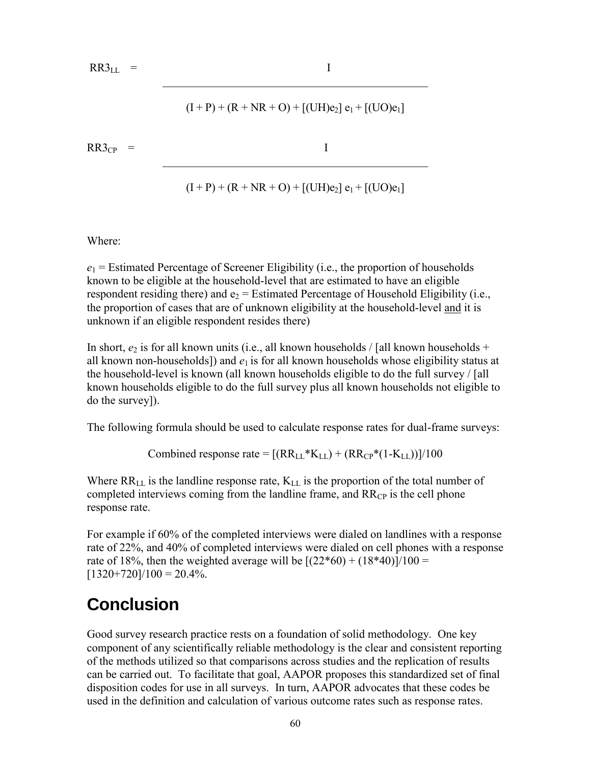$$RR3_{LL} = \frac{I}{(I + P) + (R + NR + O) + [(UH)e_2]\, e_1 + [(UO)e_1]}$$

$$RR3_{CP} = \frac{I}{(I + P) + (R + NR + O) + [(UH)e_2]\, e_1 + [(UO)e_1]}$$

Where:

$e_1$ = Estimated Percentage of Screener Eligibility (i.e., the proportion of households known to be eligible at the household-level that are estimated to have an eligible respondent residing there) and $e_2$ = Estimated Percentage of Household Eligibility (i.e., the proportion of cases that are of unknown eligibility at the household-level and it is unknown if an eligible respondent resides there)

In short, $e_2$ is for all known units (i.e., all known households / [all known households + all known non-households]) and $e_1$ is for all known households whose eligibility status at the household-level is known (all known households eligible to do the full survey / [all known households eligible to do the full survey plus all known households not eligible to do the survey]).

The following formula should be used to calculate response rates for dual-frame surveys:

$$\text{Combined response rate} = [(RR_{LL}*K_{LL}) + (RR_{CP}*(1-K_{LL}))]/100$$

Where $RR_{LL}$ is the landline response rate, $K_{LL}$ is the proportion of the total number of completed interviews coming from the landline frame, and $RR_{CP}$ is the cell phone response rate.

For example if 60% of the completed interviews were dialed on landlines with a response rate of 22%, and 40% of completed interviews were dialed on cell phones with a response rate of 18%, then the weighted average will be $[(22*60) + (18*40)]/100 = [1320+720]/100 = 20.4\%$.

# Conclusion

Good survey research practice rests on a foundation of solid methodology. One key component of any scientifically reliable methodology is the clear and consistent reporting of the methods utilized so that comparisons across studies and the replication of results can be carried out. To facilitate that goal, AAPOR proposes this standardized set of final disposition codes for use in all surveys. In turn, AAPOR advocates that these codes be used in the definition and calculation of various outcome rates such as response rates.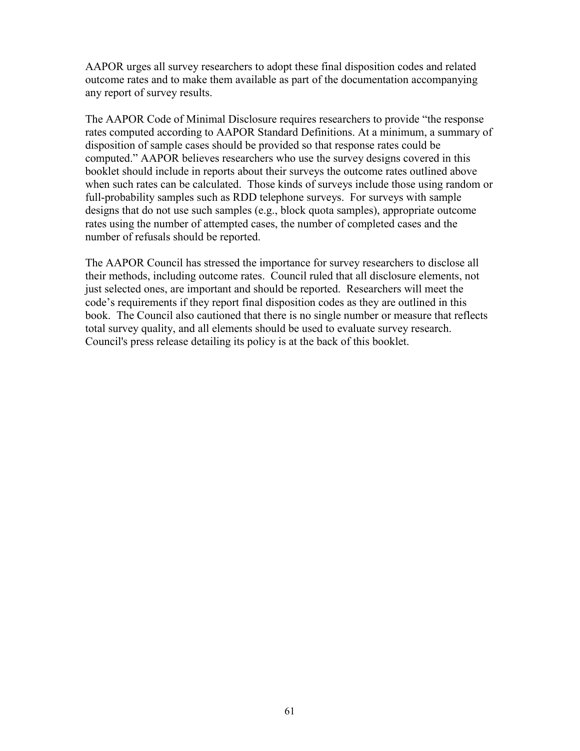AAPOR urges all survey researchers to adopt these final disposition codes and related outcome rates and to make them available as part of the documentation accompanying any report of survey results.

The AAPOR Code of Minimal Disclosure requires researchers to provide "the response rates computed according to AAPOR Standard Definitions. At a minimum, a summary of disposition of sample cases should be provided so that response rates could be computed." AAPOR believes researchers who use the survey designs covered in this booklet should include in reports about their surveys the outcome rates outlined above when such rates can be calculated. Those kinds of surveys include those using random or full-probability samples such as RDD telephone surveys. For surveys with sample designs that do not use such samples (e.g., block quota samples), appropriate outcome rates using the number of attempted cases, the number of completed cases and the number of refusals should be reported.

The AAPOR Council has stressed the importance for survey researchers to disclose all their methods, including outcome rates. Council ruled that all disclosure elements, not just selected ones, are important and should be reported. Researchers will meet the code's requirements if they report final disposition codes as they are outlined in this book. The Council also cautioned that there is no single number or measure that reflects total survey quality, and all elements should be used to evaluate survey research. Council's press release detailing its policy is at the back of this booklet.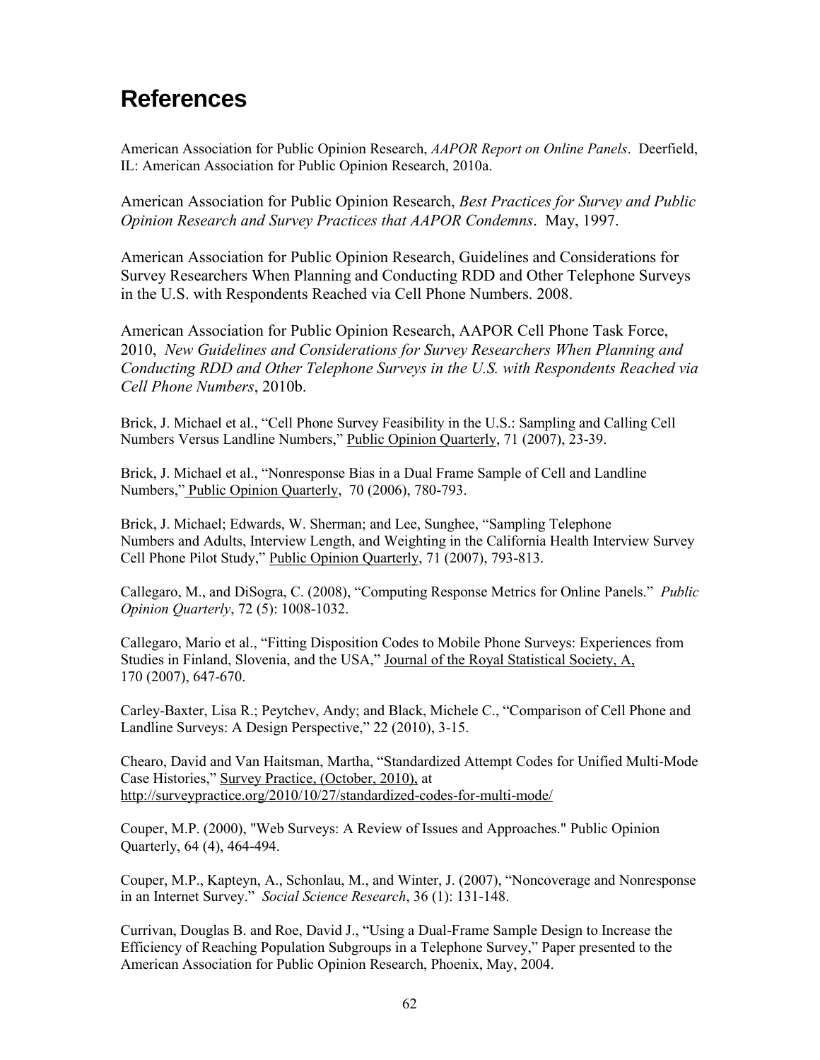# References

American Association for Public Opinion Research, *AAPOR Report on Online Panels*. Deerfield, IL: American Association for Public Opinion Research, 2010a.

American Association for Public Opinion Research, *Best Practices for Survey and Public Opinion Research and Survey Practices that AAPOR Condemns*. May, 1997.

American Association for Public Opinion Research, Guidelines and Considerations for Survey Researchers When Planning and Conducting RDD and Other Telephone Surveys in the U.S. with Respondents Reached via Cell Phone Numbers. 2008.

American Association for Public Opinion Research, AAPOR Cell Phone Task Force, 2010, *New Guidelines and Considerations for Survey Researchers When Planning and Conducting RDD and Other Telephone Surveys in the U.S. with Respondents Reached via Cell Phone Numbers*, 2010b.

Brick, J. Michael et al., "Cell Phone Survey Feasibility in the U.S.: Sampling and Calling Cell Numbers Versus Landline Numbers," Public Opinion Quarterly, 71 (2007), 23-39.

Brick, J. Michael et al., "Nonresponse Bias in a Dual Frame Sample of Cell and Landline Numbers," Public Opinion Quarterly, 70 (2006), 780-793.

Brick, J. Michael; Edwards, W. Sherman; and Lee, Sunghee, "Sampling Telephone Numbers and Adults, Interview Length, and Weighting in the California Health Interview Survey Cell Phone Pilot Study," Public Opinion Quarterly, 71 (2007), 793-813.

Callegaro, M., and DiSogra, C. (2008), "Computing Response Metrics for Online Panels." *Public Opinion Quarterly*, 72 (5): 1008-1032.

Callegaro, Mario et al., "Fitting Disposition Codes to Mobile Phone Surveys: Experiences from Studies in Finland, Slovenia, and the USA," Journal of the Royal Statistical Society, A, 170 (2007), 647-670.

Carley-Baxter, Lisa R.; Peytchev, Andy; and Black, Michele C., "Comparison of Cell Phone and Landline Surveys: A Design Perspective," 22 (2010), 3-15.

Chearo, David and Van Haitsman, Martha, "Standardized Attempt Codes for Unified Multi-Mode Case Histories," Survey Practice, (October, 2010), at http://surveypractice.org/2010/10/27/standardized-codes-for-multi-mode/

Couper, M.P. (2000), "Web Surveys: A Review of Issues and Approaches." Public Opinion Quarterly, 64 (4), 464-494.

Couper, M.P., Kapteyn, A., Schonlau, M., and Winter, J. (2007), "Noncoverage and Nonresponse in an Internet Survey." *Social Science Research*, 36 (1): 131-148.

Currivan, Douglas B. and Roe, David J., "Using a Dual-Frame Sample Design to Increase the Efficiency of Reaching Population Subgroups in a Telephone Survey," Paper presented to the American Association for Public Opinion Research, Phoenix, May, 2004.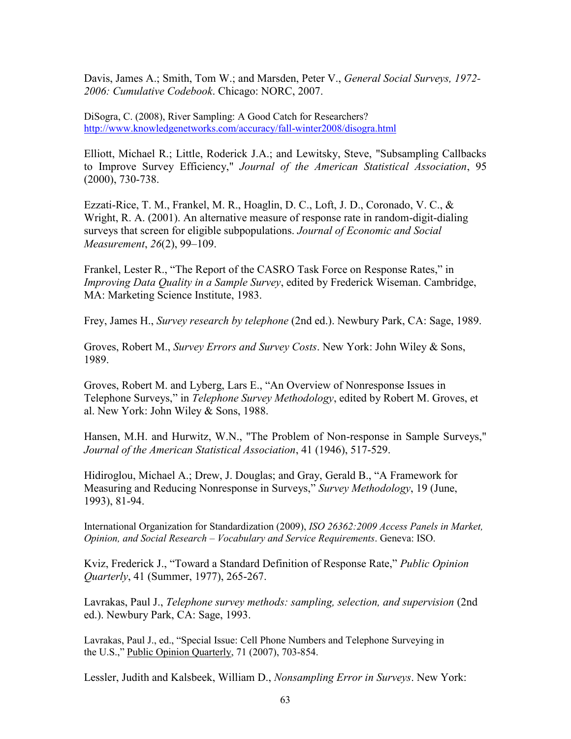Davis, James A.; Smith, Tom W.; and Marsden, Peter V., *General Social Surveys, 1972-2006: Cumulative Codebook*. Chicago: NORC, 2007.

DiSogra, C. (2008), River Sampling: A Good Catch for Researchers? http://www.knowledgenetworks.com/accuracy/fall-winter2008/disogra.html

Elliott, Michael R.; Little, Roderick J.A.; and Lewitsky, Steve, "Subsampling Callbacks to Improve Survey Efficiency," *Journal of the American Statistical Association*, 95 (2000), 730-738.

Ezzati-Rice, T. M., Frankel, M. R., Hoaglin, D. C., Loft, J. D., Coronado, V. C., & Wright, R. A. (2001). An alternative measure of response rate in random-digit-dialing surveys that screen for eligible subpopulations. *Journal of Economic and Social Measurement*, *26*(2), 99–109.

Frankel, Lester R., "The Report of the CASRO Task Force on Response Rates," in *Improving Data Quality in a Sample Survey*, edited by Frederick Wiseman. Cambridge, MA: Marketing Science Institute, 1983.

Frey, James H., *Survey research by telephone* (2nd ed.). Newbury Park, CA: Sage, 1989.

Groves, Robert M., *Survey Errors and Survey Costs*. New York: John Wiley & Sons, 1989.

Groves, Robert M. and Lyberg, Lars E., "An Overview of Nonresponse Issues in Telephone Surveys," in *Telephone Survey Methodology*, edited by Robert M. Groves, et al. New York: John Wiley & Sons, 1988.

Hansen, M.H. and Hurwitz, W.N., "The Problem of Non-response in Sample Surveys," *Journal of the American Statistical Association*, 41 (1946), 517-529.

Hidiroglou, Michael A.; Drew, J. Douglas; and Gray, Gerald B., "A Framework for Measuring and Reducing Nonresponse in Surveys," *Survey Methodology*, 19 (June, 1993), 81-94.

International Organization for Standardization (2009), *ISO 26362:2009 Access Panels in Market, Opinion, and Social Research – Vocabulary and Service Requirements*. Geneva: ISO.

Kviz, Frederick J., "Toward a Standard Definition of Response Rate," *Public Opinion Quarterly*, 41 (Summer, 1977), 265-267.

Lavrakas, Paul J., *Telephone survey methods: sampling, selection, and supervision* (2nd ed.). Newbury Park, CA: Sage, 1993.

Lavrakas, Paul J., ed., "Special Issue: Cell Phone Numbers and Telephone Surveying in the U.S.," Public Opinion Quarterly, 71 (2007), 703-854.

Lessler, Judith and Kalsbeek, William D., *Nonsampling Error in Surveys*. New York: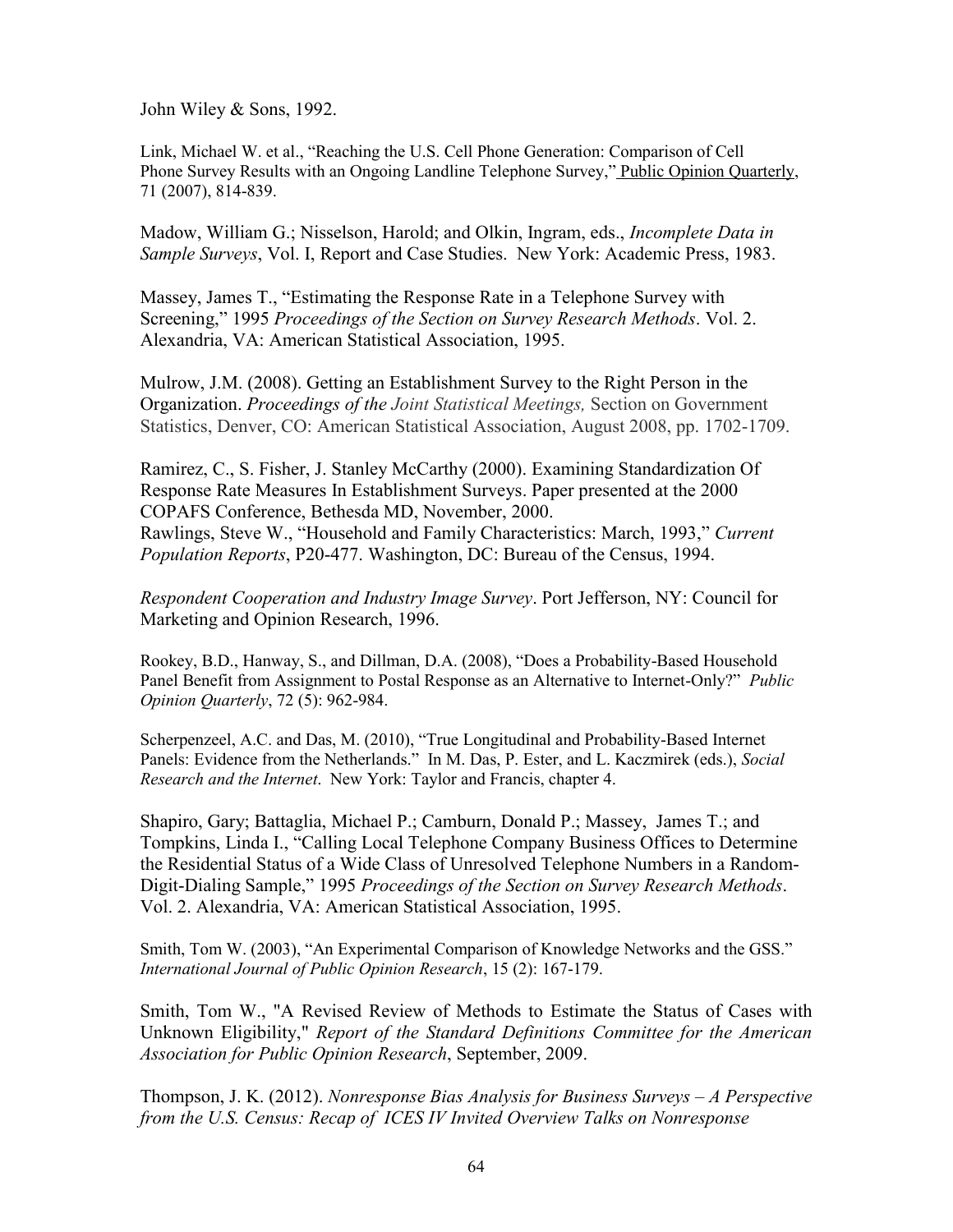John Wiley & Sons, 1992.

Link, Michael W. et al., "Reaching the U.S. Cell Phone Generation: Comparison of Cell Phone Survey Results with an Ongoing Landline Telephone Survey," Public Opinion Quarterly, 71 (2007), 814-839.

Madow, William G.; Nisselson, Harold; and Olkin, Ingram, eds., *Incomplete Data in Sample Surveys*, Vol. I, Report and Case Studies. New York: Academic Press, 1983.

Massey, James T., "Estimating the Response Rate in a Telephone Survey with Screening," 1995 *Proceedings of the Section on Survey Research Methods*. Vol. 2. Alexandria, VA: American Statistical Association, 1995.

Mulrow, J.M. (2008). Getting an Establishment Survey to the Right Person in the Organization. *Proceedings of the Joint Statistical Meetings,* Section on Government Statistics, Denver, CO: American Statistical Association, August 2008, pp. 1702-1709.

Ramirez, C., S. Fisher, J. Stanley McCarthy (2000). Examining Standardization Of Response Rate Measures In Establishment Surveys. Paper presented at the 2000 COPAFS Conference, Bethesda MD, November, 2000.

Rawlings, Steve W., "Household and Family Characteristics: March, 1993," *Current Population Reports*, P20-477. Washington, DC: Bureau of the Census, 1994.

*Respondent Cooperation and Industry Image Survey*. Port Jefferson, NY: Council for Marketing and Opinion Research, 1996.

Rookey, B.D., Hanway, S., and Dillman, D.A. (2008), "Does a Probability-Based Household Panel Benefit from Assignment to Postal Response as an Alternative to Internet-Only?" *Public Opinion Quarterly*, 72 (5): 962-984.

Scherpenzeel, A.C. and Das, M. (2010), "True Longitudinal and Probability-Based Internet Panels: Evidence from the Netherlands." In M. Das, P. Ester, and L. Kaczmirek (eds.), *Social Research and the Internet*. New York: Taylor and Francis, chapter 4.

Shapiro, Gary; Battaglia, Michael P.; Camburn, Donald P.; Massey, James T.; and Tompkins, Linda I., "Calling Local Telephone Company Business Offices to Determine the Residential Status of a Wide Class of Unresolved Telephone Numbers in a Random-Digit-Dialing Sample," 1995 *Proceedings of the Section on Survey Research Methods*. Vol. 2. Alexandria, VA: American Statistical Association, 1995.

Smith, Tom W. (2003), "An Experimental Comparison of Knowledge Networks and the GSS." *International Journal of Public Opinion Research*, 15 (2): 167-179.

Smith, Tom W., "A Revised Review of Methods to Estimate the Status of Cases with Unknown Eligibility," *Report of the Standard Definitions Committee for the American Association for Public Opinion Research*, September, 2009.

Thompson, J. K. (2012). *Nonresponse Bias Analysis for Business Surveys – A Perspective from the U.S. Census: Recap of ICES IV Invited Overview Talks on Nonresponse*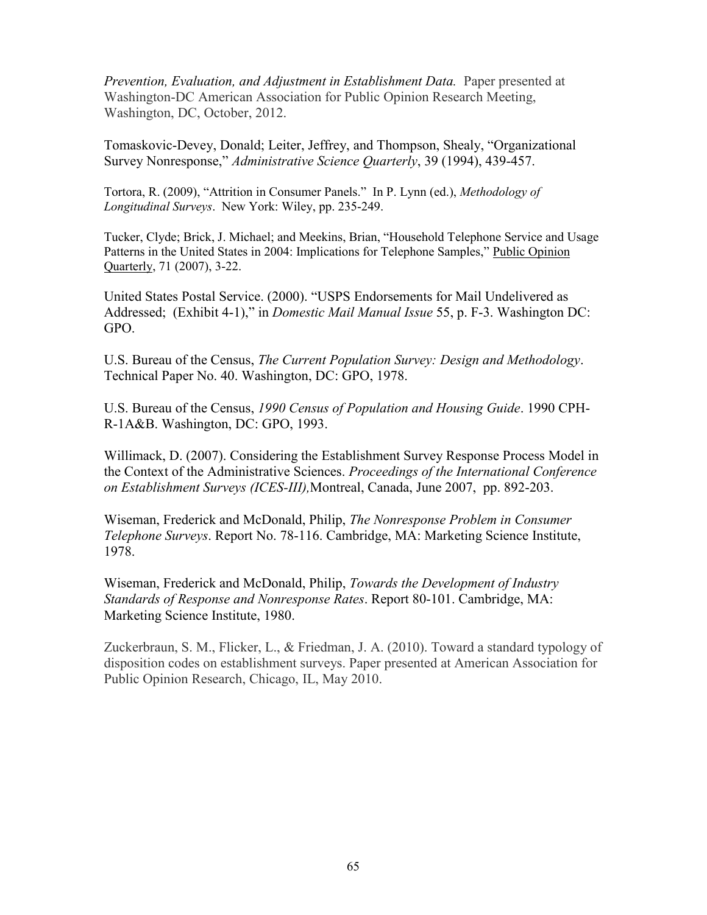*Prevention, Evaluation, and Adjustment in Establishment Data.* Paper presented at Washington-DC American Association for Public Opinion Research Meeting, Washington, DC, October, 2012.

Tomaskovic-Devey, Donald; Leiter, Jeffrey, and Thompson, Shealy, "Organizational Survey Nonresponse," *Administrative Science Quarterly*, 39 (1994), 439-457.

Tortora, R. (2009), "Attrition in Consumer Panels." In P. Lynn (ed.), *Methodology of Longitudinal Surveys*. New York: Wiley, pp. 235-249.

Tucker, Clyde; Brick, J. Michael; and Meekins, Brian, "Household Telephone Service and Usage Patterns in the United States in 2004: Implications for Telephone Samples," Public Opinion Quarterly, 71 (2007), 3-22.

United States Postal Service. (2000). "USPS Endorsements for Mail Undelivered as Addressed; (Exhibit 4-1)," in *Domestic Mail Manual Issue* 55, p. F-3. Washington DC: GPO.

U.S. Bureau of the Census, *The Current Population Survey: Design and Methodology*. Technical Paper No. 40. Washington, DC: GPO, 1978.

U.S. Bureau of the Census, *1990 Census of Population and Housing Guide*. 1990 CPH-R-1A&B. Washington, DC: GPO, 1993.

Willimack, D. (2007). Considering the Establishment Survey Response Process Model in the Context of the Administrative Sciences. *Proceedings of the International Conference on Establishment Surveys (ICES-III),*Montreal, Canada, June 2007, pp. 892-203.

Wiseman, Frederick and McDonald, Philip, *The Nonresponse Problem in Consumer Telephone Surveys*. Report No. 78-116. Cambridge, MA: Marketing Science Institute, 1978.

Wiseman, Frederick and McDonald, Philip, *Towards the Development of Industry Standards of Response and Nonresponse Rates*. Report 80-101. Cambridge, MA: Marketing Science Institute, 1980.

Zuckerbraun, S. M., Flicker, L., & Friedman, J. A. (2010). Toward a standard typology of disposition codes on establishment surveys. Paper presented at American Association for Public Opinion Research, Chicago, IL, May 2010.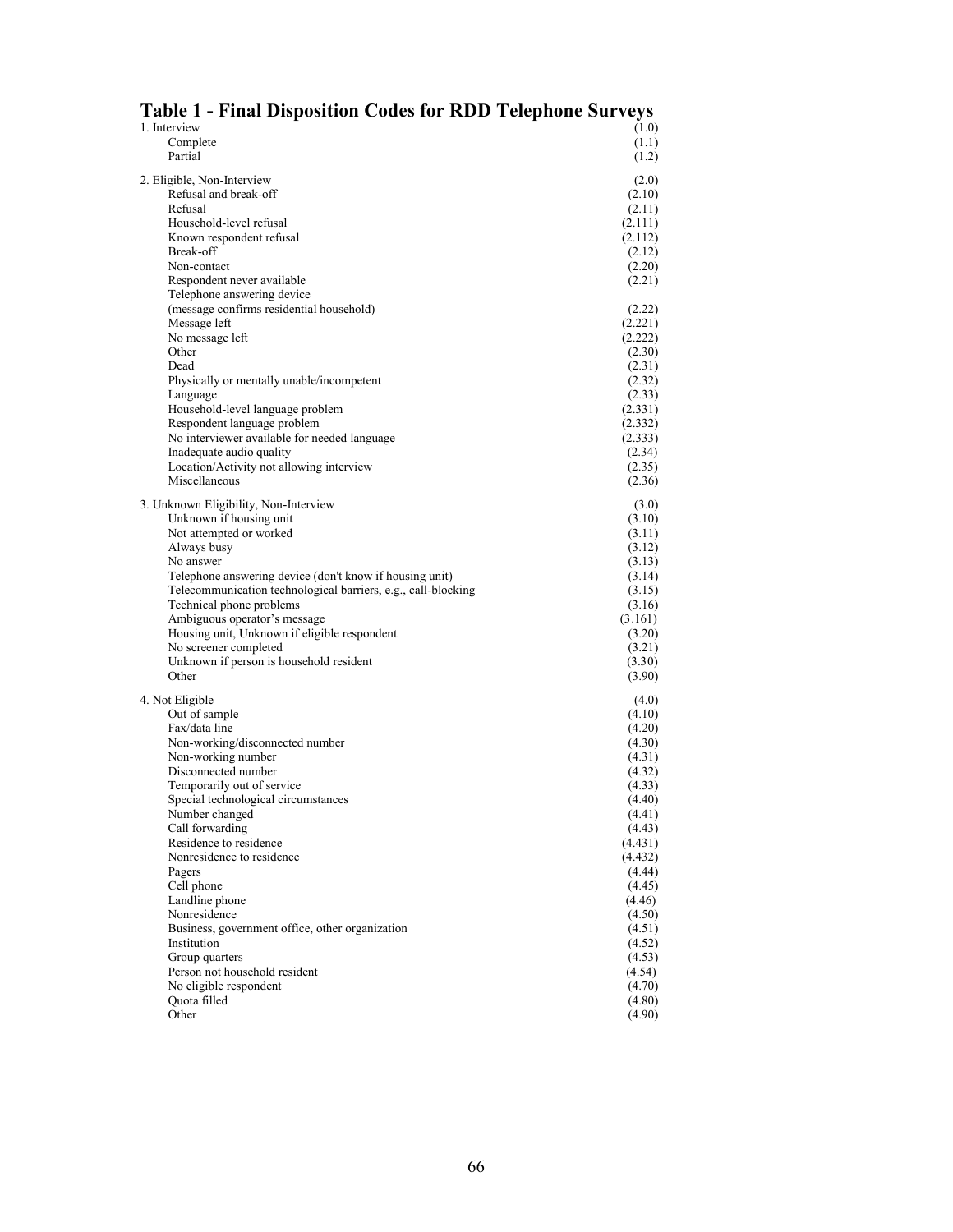## Table 1 - Final Disposition Codes for RDD Telephone Surveys

| | |
|---|---|
| 1. Interview | (1.0) |
| Complete | (1.1) |
| Partial | (1.2) |
| | |
| 2. Eligible, Non-Interview | (2.0) |
| Refusal and break-off | (2.10) |
| Refusal | (2.11) |
| Household-level refusal | (2.111) |
| Known respondent refusal | (2.112) |
| Break-off | (2.12) |
| Non-contact | (2.20) |
| Respondent never available | (2.21) |
| Telephone answering device (message confirms residential household) | (2.22) |
| Message left | (2.221) |
| No message left | (2.222) |
| Other | (2.30) |
| Dead | (2.31) |
| Physically or mentally unable/incompetent | (2.32) |
| Language | (2.33) |
| Household-level language problem | (2.331) |
| Respondent language problem | (2.332) |
| No interviewer available for needed language | (2.333) |
| Inadequate audio quality | (2.34) |
| Location/Activity not allowing interview | (2.35) |
| Miscellaneous | (2.36) |
| | |
| 3. Unknown Eligibility, Non-Interview | (3.0) |
| Unknown if housing unit | (3.10) |
| Not attempted or worked | (3.11) |
| Always busy | (3.12) |
| No answer | (3.13) |
| Telephone answering device (don't know if housing unit) | (3.14) |
| Telecommunication technological barriers, e.g., call-blocking | (3.15) |
| Technical phone problems | (3.16) |
| Ambiguous operator's message | (3.161) |
| Housing unit, Unknown if eligible respondent | (3.20) |
| No screener completed | (3.21) |
| Unknown if person is household resident | (3.30) |
| Other | (3.90) |
| | |
| 4. Not Eligible | (4.0) |
| Out of sample | (4.10) |
| Fax/data line | (4.20) |
| Non-working/disconnected number | (4.30) |
| Non-working number | (4.31) |
| Disconnected number | (4.32) |
| Temporarily out of service | (4.33) |
| Special technological circumstances | (4.40) |
| Number changed | (4.41) |
| Call forwarding | (4.43) |
| Residence to residence | (4.431) |
| Nonresidence to residence | (4.432) |
| Pagers | (4.44) |
| Cell phone | (4.45) |
| Landline phone | (4.46) |
| Nonresidence | (4.50) |
| Business, government office, other organization | (4.51) |
| Institution | (4.52) |
| Group quarters | (4.53) |
| Person not household resident | (4.54) |
| No eligible respondent | (4.70) |
| Quota filled | (4.80) |
| Other | (4.90) |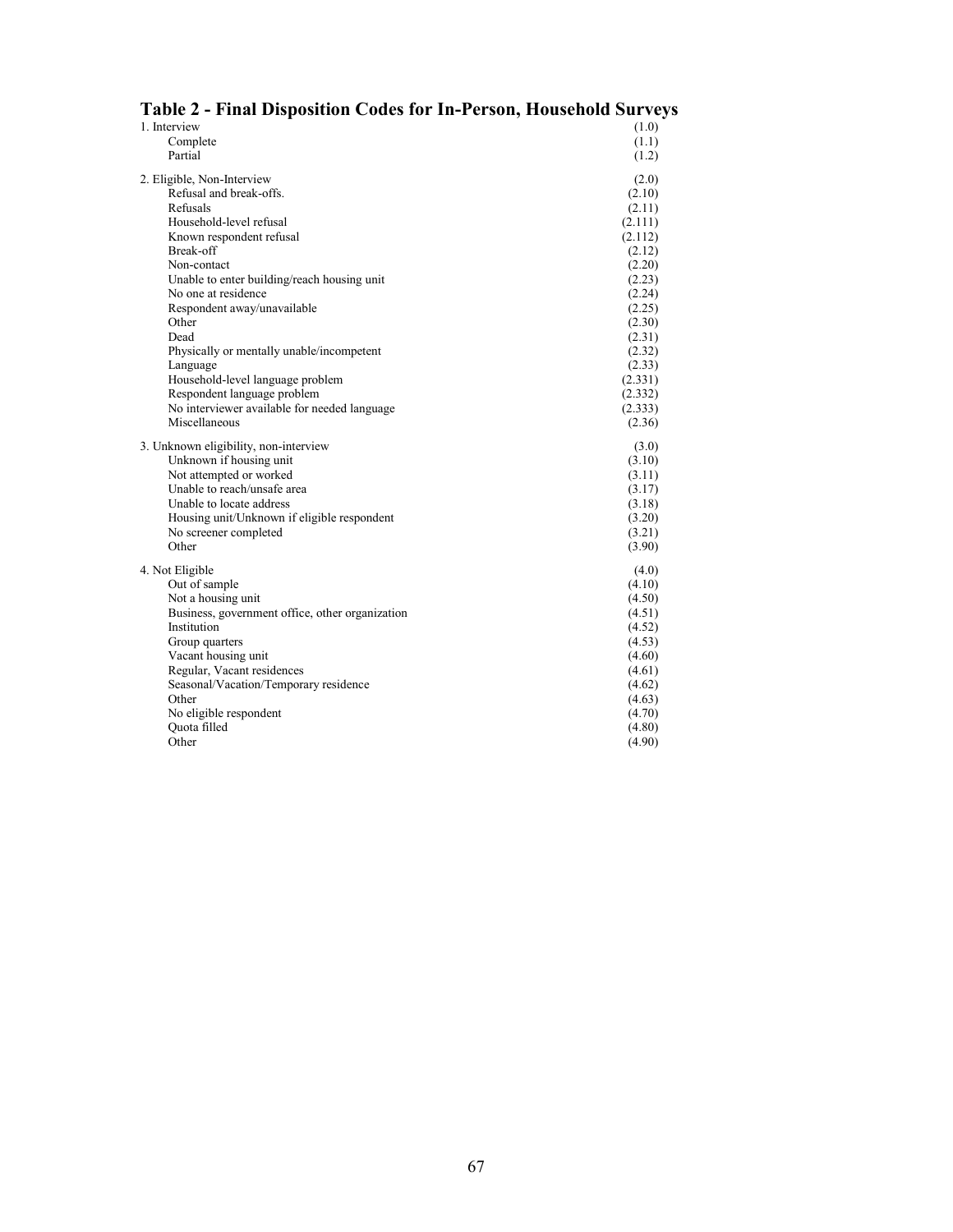## Table 2 - Final Disposition Codes for In-Person, Household Surveys

| | |
|---|---|
| 1. Interview | (1.0) |
| Complete | (1.1) |
| Partial | (1.2) |
| 2. Eligible, Non-Interview | (2.0) |
| Refusal and break-offs. | (2.10) |
| Refusals | (2.11) |
| Household-level refusal | (2.111) |
| Known respondent refusal | (2.112) |
| Break-off | (2.12) |
| Non-contact | (2.20) |
| Unable to enter building/reach housing unit | (2.23) |
| No one at residence | (2.24) |
| Respondent away/unavailable | (2.25) |
| Other | (2.30) |
| Dead | (2.31) |
| Physically or mentally unable/incompetent | (2.32) |
| Language | (2.33) |
| Household-level language problem | (2.331) |
| Respondent language problem | (2.332) |
| No interviewer available for needed language | (2.333) |
| Miscellaneous | (2.36) |
| 3. Unknown eligibility, non-interview | (3.0) |
| Unknown if housing unit | (3.10) |
| Not attempted or worked | (3.11) |
| Unable to reach/unsafe area | (3.17) |
| Unable to locate address | (3.18) |
| Housing unit/Unknown if eligible respondent | (3.20) |
| No screener completed | (3.21) |
| Other | (3.90) |
| 4. Not Eligible | (4.0) |
| Out of sample | (4.10) |
| Not a housing unit | (4.50) |
| Business, government office, other organization | (4.51) |
| Institution | (4.52) |
| Group quarters | (4.53) |
| Vacant housing unit | (4.60) |
| Regular, Vacant residences | (4.61) |
| Seasonal/Vacation/Temporary residence | (4.62) |
| Other | (4.63) |
| No eligible respondent | (4.70) |
| Quota filled | (4.80) |
| Other | (4.90) |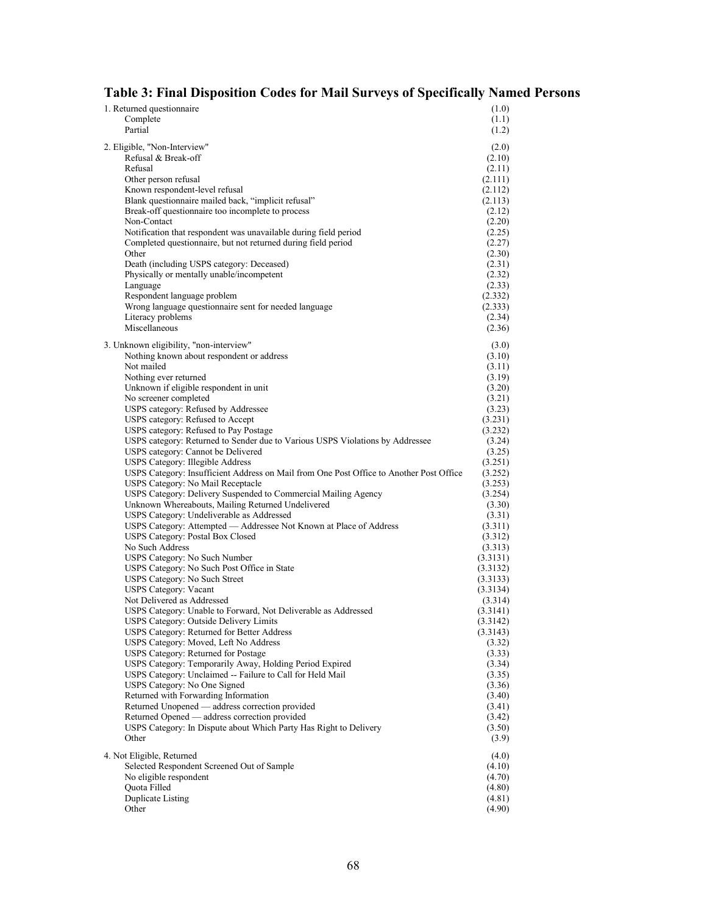## Table 3: Final Disposition Codes for Mail Surveys of Specifically Named Persons

| Disposition | Code |
|---|---|
| 1. Returned questionnaire | (1.0) |
| Complete | (1.1) |
| Partial | (1.2) |
| 2. Eligible, "Non-Interview" | (2.0) |
| Refusal & Break-off | (2.10) |
| Refusal | (2.11) |
| Other person refusal | (2.111) |
| Known respondent-level refusal | (2.112) |
| Blank questionnaire mailed back, "implicit refusal" | (2.113) |
| Break-off questionnaire too incomplete to process | (2.12) |
| Non-Contact | (2.20) |
| Notification that respondent was unavailable during field period | (2.25) |
| Completed questionnaire, but not returned during field period | (2.27) |
| Other | (2.30) |
| Death (including USPS category: Deceased) | (2.31) |
| Physically or mentally unable/incompetent | (2.32) |
| Language | (2.33) |
| Respondent language problem | (2.332) |
| Wrong language questionnaire sent for needed language | (2.333) |
| Literacy problems | (2.34) |
| Miscellaneous | (2.36) |
| 3. Unknown eligibility, "non-interview" | (3.0) |
| Nothing known about respondent or address | (3.10) |
| Not mailed | (3.11) |
| Nothing ever returned | (3.19) |
| Unknown if eligible respondent in unit | (3.20) |
| No screener completed | (3.21) |
| USPS category: Refused by Addressee | (3.23) |
| USPS category: Refused to Accept | (3.231) |
| USPS category: Refused to Pay Postage | (3.232) |
| USPS category: Returned to Sender due to Various USPS Violations by Addressee | (3.24) |
| USPS category: Cannot be Delivered | (3.25) |
| USPS Category: Illegible Address | (3.251) |
| USPS Category: Insufficient Address on Mail from One Post Office to Another Post Office | (3.252) |
| USPS Category: No Mail Receptacle | (3.253) |
| USPS Category: Delivery Suspended to Commercial Mailing Agency | (3.254) |
| Unknown Whereabouts, Mailing Returned Undelivered | (3.30) |
| USPS Category: Undeliverable as Addressed | (3.31) |
| USPS Category: Attempted — Addressee Not Known at Place of Address | (3.311) |
| USPS Category: Postal Box Closed | (3.312) |
| No Such Address | (3.313) |
| USPS Category: No Such Number | (3.3131) |
| USPS Category: No Such Post Office in State | (3.3132) |
| USPS Category: No Such Street | (3.3133) |
| USPS Category: Vacant | (3.3134) |
| Not Delivered as Addressed | (3.314) |
| USPS Category: Unable to Forward, Not Deliverable as Addressed | (3.3141) |
| USPS Category: Outside Delivery Limits | (3.3142) |
| USPS Category: Returned for Better Address | (3.3143) |
| USPS Category: Moved, Left No Address | (3.32) |
| USPS Category: Returned for Postage | (3.33) |
| USPS Category: Temporarily Away, Holding Period Expired | (3.34) |
| USPS Category: Unclaimed -- Failure to Call for Held Mail | (3.35) |
| USPS Category: No One Signed | (3.36) |
| Returned with Forwarding Information | (3.40) |
| Returned Unopened — address correction provided | (3.41) |
| Returned Opened — address correction provided | (3.42) |
| USPS Category: In Dispute about Which Party Has Right to Delivery | (3.50) |
| Other | (3.9) |
| 4. Not Eligible, Returned | (4.0) |
| Selected Respondent Screened Out of Sample | (4.10) |
| No eligible respondent | (4.70) |
| Quota Filled | (4.80) |
| Duplicate Listing | (4.81) |
| Other | (4.90) |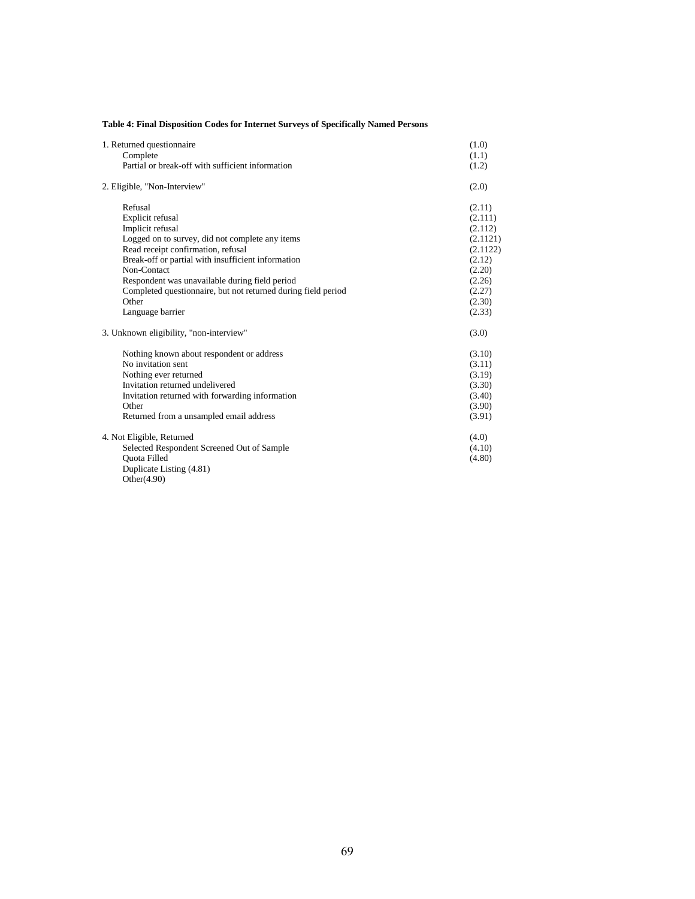**Table 4: Final Disposition Codes for Internet Surveys of Specifically Named Persons**

| | |
|---|---|
| 1. Returned questionnaire | (1.0) |
| Complete | (1.1) |
| Partial or break-off with sufficient information | (1.2) |
| | |
| 2. Eligible, "Non-Interview" | (2.0) |
| | |
| Refusal | (2.11) |
| Explicit refusal | (2.111) |
| Implicit refusal | (2.112) |
| Logged on to survey, did not complete any items | (2.1121) |
| Read receipt confirmation, refusal | (2.1122) |
| Break-off or partial with insufficient information | (2.12) |
| Non-Contact | (2.20) |
| Respondent was unavailable during field period | (2.26) |
| Completed questionnaire, but not returned during field period | (2.27) |
| Other | (2.30) |
| Language barrier | (2.33) |
| | |
| 3. Unknown eligibility, "non-interview" | (3.0) |
| | |
| Nothing known about respondent or address | (3.10) |
| No invitation sent | (3.11) |
| Nothing ever returned | (3.19) |
| Invitation returned undelivered | (3.30) |
| Invitation returned with forwarding information | (3.40) |
| Other | (3.90) |
| Returned from a unsampled email address | (3.91) |
| | |
| 4. Not Eligible, Returned | (4.0) |
| Selected Respondent Screened Out of Sample | (4.10) |
| Quota Filled | (4.80) |
| Duplicate Listing (4.81) | |
| Other(4.90) | |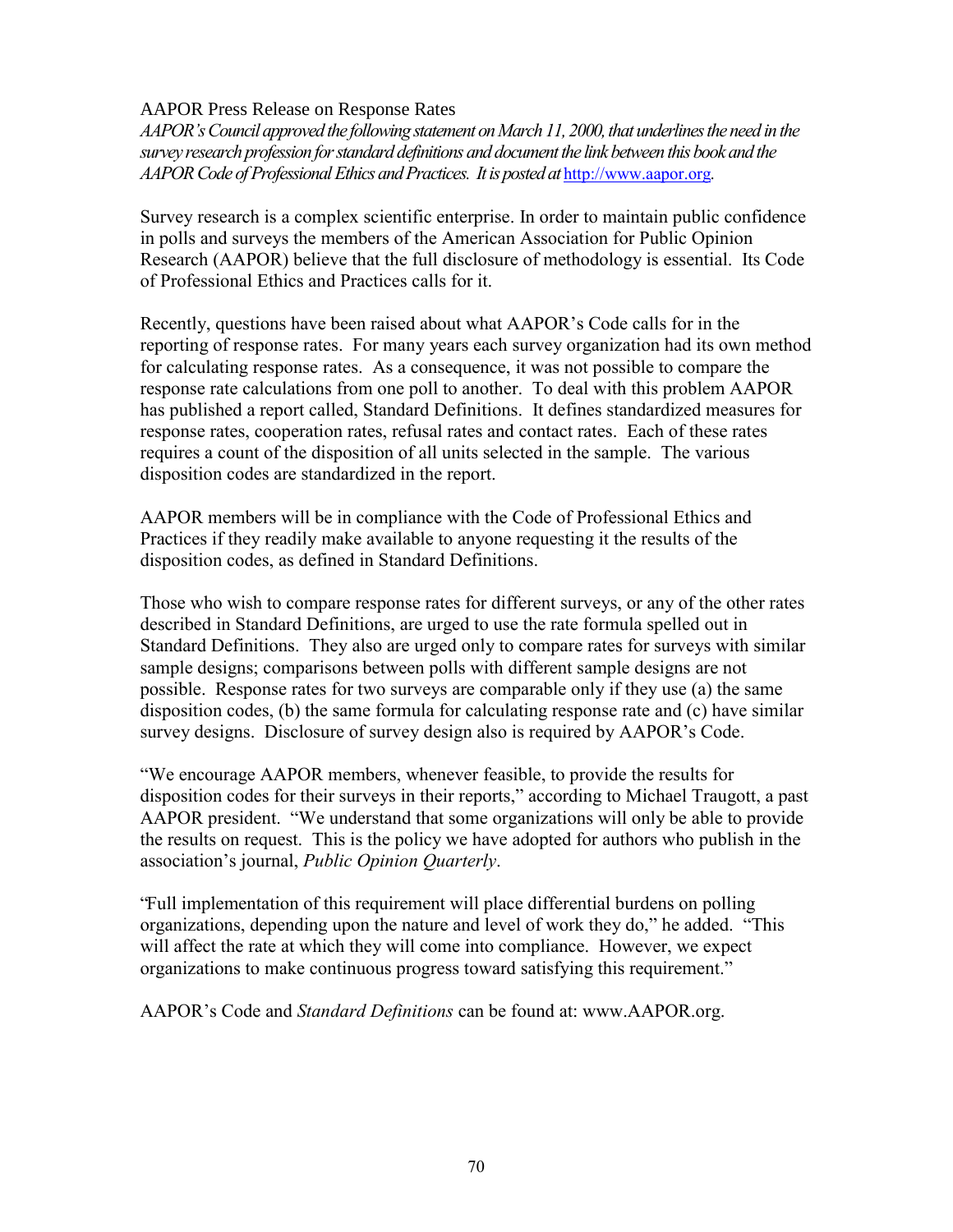AAPOR Press Release on Response Rates

*AAPOR's Council approved the following statement on March 11, 2000, that underlines the need in the survey research profession for standard definitions and document the link between this book and the AAPOR Code of Professional Ethics and Practices. It is posted at* http://www.aapor.org.

Survey research is a complex scientific enterprise. In order to maintain public confidence in polls and surveys the members of the American Association for Public Opinion Research (AAPOR) believe that the full disclosure of methodology is essential. Its Code of Professional Ethics and Practices calls for it.

Recently, questions have been raised about what AAPOR's Code calls for in the reporting of response rates. For many years each survey organization had its own method for calculating response rates. As a consequence, it was not possible to compare the response rate calculations from one poll to another. To deal with this problem AAPOR has published a report called, Standard Definitions. It defines standardized measures for response rates, cooperation rates, refusal rates and contact rates. Each of these rates requires a count of the disposition of all units selected in the sample. The various disposition codes are standardized in the report.

AAPOR members will be in compliance with the Code of Professional Ethics and Practices if they readily make available to anyone requesting it the results of the disposition codes, as defined in Standard Definitions.

Those who wish to compare response rates for different surveys, or any of the other rates described in Standard Definitions, are urged to use the rate formula spelled out in Standard Definitions. They also are urged only to compare rates for surveys with similar sample designs; comparisons between polls with different sample designs are not possible. Response rates for two surveys are comparable only if they use (a) the same disposition codes, (b) the same formula for calculating response rate and (c) have similar survey designs. Disclosure of survey design also is required by AAPOR's Code.

"We encourage AAPOR members, whenever feasible, to provide the results for disposition codes for their surveys in their reports," according to Michael Traugott, a past AAPOR president. "We understand that some organizations will only be able to provide the results on request. This is the policy we have adopted for authors who publish in the association's journal, *Public Opinion Quarterly*.

"Full implementation of this requirement will place differential burdens on polling organizations, depending upon the nature and level of work they do," he added. "This will affect the rate at which they will come into compliance. However, we expect organizations to make continuous progress toward satisfying this requirement."

AAPOR's Code and *Standard Definitions* can be found at: www.AAPOR.org.